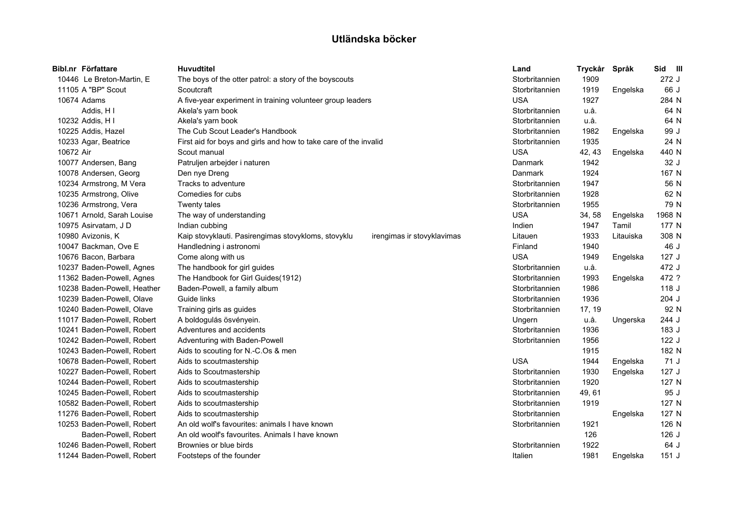# Utländska böcker

| Bibl.nr | Författare | Huvudtitel | Land | Tryckår | Språk | Sid | Ill |
|---|---|---|---|---|---|---|---|
| 10446 | Le Breton-Martin, E | The boys of the otter patrol: a story of the boyscouts | Storbritannien | 1909 | | 272 | J |
| 11105 | A "BP" Scout | Scoutcraft | Storbritannien | 1919 | Engelska | 66 | J |
| 10674 | Adams | A five-year experiment in training volunteer group leaders | USA | 1927 | | 284 | N |
| | Addis, H I | Akela's yarn book | Storbritannien | u.å. | | 64 | N |
| 10232 | Addis, H I | Akela's yarn book | Storbritannien | u.å. | | 64 | N |
| 10225 | Addis, Hazel | The Cub Scout Leader's Handbook | Storbritannien | 1982 | Engelska | 99 | J |
| 10233 | Agar, Beatrice | First aid for boys and girls and how to take care of the invalid | Storbritannien | 1935 | | 24 | N |
| 10672 | Air | Scout manual | USA | 42, 43 | Engelska | 440 | N |
| 10077 | Andersen, Bang | Patruljen arbejder i naturen | Danmark | 1942 | | 32 | J |
| 10078 | Andersen, Georg | Den nye Dreng | Danmark | 1924 | | 167 | N |
| 10234 | Armstrong, M Vera | Tracks to adventure | Storbritannien | 1947 | | 56 | N |
| 10235 | Armstrong, Olive | Comedies for cubs | Storbritannien | 1928 | | 62 | N |
| 10236 | Armstrong, Vera | Twenty tales | Storbritannien | 1955 | | 79 | N |
| 10671 | Arnold, Sarah Louise | The way of understanding | USA | 34, 58 | Engelska | 1968 | N |
| 10975 | Asirvatam, J D | Indian cubbing | Indien | 1947 | Tamil | 177 | N |
| 10980 | Avizonis, K | Kaip stovyklauti. Pasirengimas stovykloms, stovyklu irengimas ir stovyklavimas | Litauen | 1933 | Litauiska | 308 | N |
| 10047 | Backman, Ove E | Handledning i astronomi | Finland | 1940 | | 46 | J |
| 10676 | Bacon, Barbara | Come along with us | USA | 1949 | Engelska | 127 | J |
| 10237 | Baden-Powell, Agnes | The handbook for girl guides | Storbritannien | u.å. | | 472 | J |
| 11362 | Baden-Powell, Agnes | The Handbook for Girl Guides(1912) | Storbritannien | 1993 | Engelska | 472 | ? |
| 10238 | Baden-Powell, Heather | Baden-Powell, a family album | Storbritannien | 1986 | | 118 | J |
| 10239 | Baden-Powell, Olave | Guide links | Storbritannien | 1936 | | 204 | J |
| 10240 | Baden-Powell, Olave | Training girls as guides | Storbritannien | 17, 19 | | 92 | N |
| 11017 | Baden-Powell, Robert | A boldogulás ösvényein. | Ungern | u.å. | Ungerska | 244 | J |
| 10241 | Baden-Powell, Robert | Adventures and accidents | Storbritannien | 1936 | | 183 | J |
| 10242 | Baden-Powell, Robert | Adventuring with Baden-Powell | Storbritannien | 1956 | | 122 | J |
| 10243 | Baden-Powell, Robert | Aids to scouting for N.-C.Os & men | | 1915 | | 182 | N |
| 10678 | Baden-Powell, Robert | Aids to scoutmastership | USA | 1944 | Engelska | 71 | J |
| 10227 | Baden-Powell, Robert | Aids to Scoutmastership | Storbritannien | 1930 | Engelska | 127 | J |
| 10244 | Baden-Powell, Robert | Aids to scoutmastership | Storbritannien | 1920 | | 127 | N |
| 10245 | Baden-Powell, Robert | Aids to scoutmastership | Storbritannien | 49, 61 | | 95 | J |
| 10582 | Baden-Powell, Robert | Aids to scoutmastership | Storbritannien | 1919 | | 127 | N |
| 11276 | Baden-Powell, Robert | Aids to scoutmastership | Storbritannien | | Engelska | 127 | N |
| 10253 | Baden-Powell, Robert | An old wolf's favourites: animals I have known | Storbritannien | 1921 | | 126 | N |
| | Baden-Powell, Robert | An old woolf's favourites. Animals I have known | | 126 | | 126 | J |
| 10246 | Baden-Powell, Robert | Brownies or blue birds | Storbritannien | 1922 | | 64 | J |
| 11244 | Baden-Powell, Robert | Footsteps of the founder | Italien | 1981 | Engelska | 151 | J |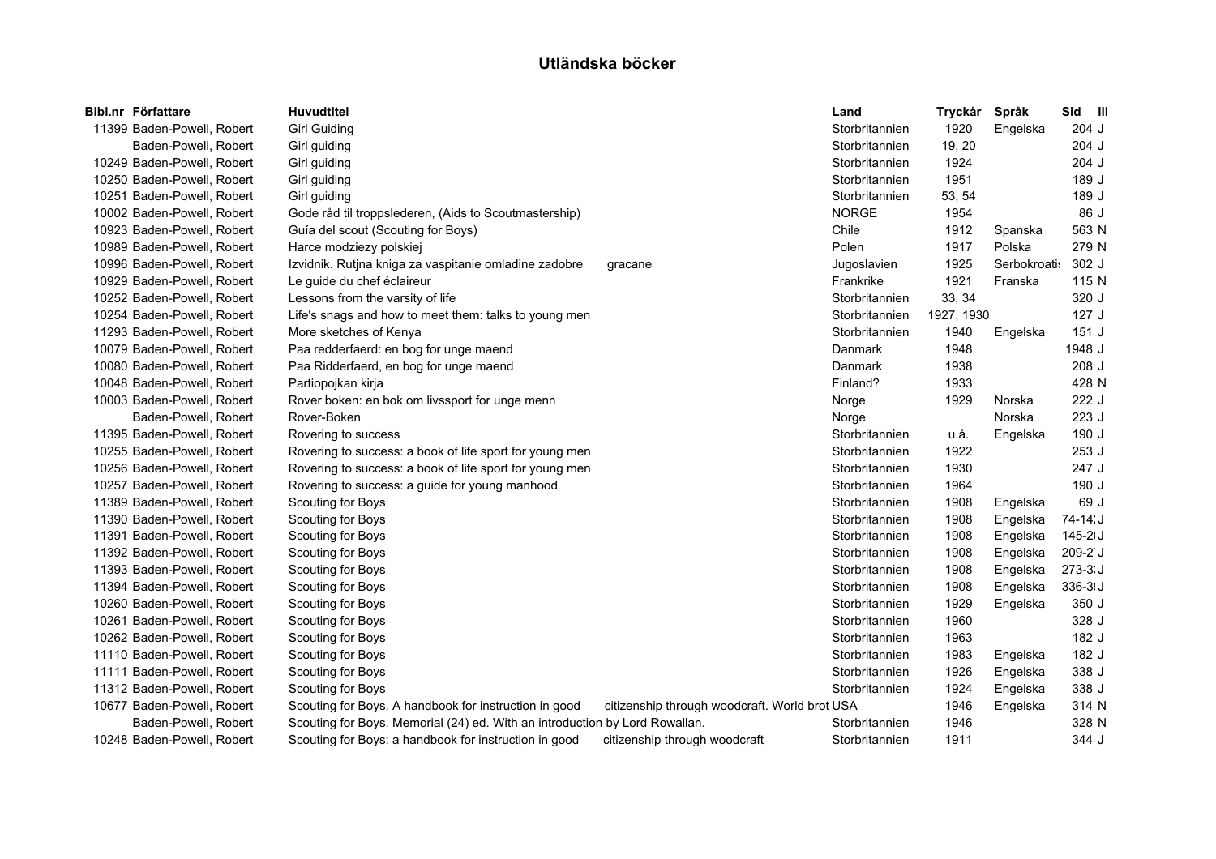# Utländska böcker

| Bibl.nr | Författare | Huvudtitel | Land | Tryckår | Språk | Sid | Ill |
|---|---|---|---|---|---|---|---|
| 11399 | Baden-Powell, Robert | Girl Guiding | Storbritannien | 1920 | Engelska | 204 | J |
| | Baden-Powell, Robert | Girl guiding | Storbritannien | 19, 20 | | 204 | J |
| 10249 | Baden-Powell, Robert | Girl guiding | Storbritannien | 1924 | | 204 | J |
| 10250 | Baden-Powell, Robert | Girl guiding | Storbritannien | 1951 | | 189 | J |
| 10251 | Baden-Powell, Robert | Girl guiding | Storbritannien | 53, 54 | | 189 | J |
| 10002 | Baden-Powell, Robert | Gode råd til troppslederen, (Aids to Scoutmastership) | NORGE | 1954 | | 86 | J |
| 10923 | Baden-Powell, Robert | Guía del scout (Scouting for Boys) | Chile | 1912 | Spanska | 563 | N |
| 10989 | Baden-Powell, Robert | Harce modziezy polskiej | Polen | 1917 | Polska | 279 | N |
| 10996 | Baden-Powell, Robert | Izvidnik. Rutjna kniga za vaspitanie omladine zadobre gracane | Jugoslavien | 1925 | Serbokroatis | 302 | J |
| 10929 | Baden-Powell, Robert | Le guide du chef éclaireur | Frankrike | 1921 | Franska | 115 | N |
| 10252 | Baden-Powell, Robert | Lessons from the varsity of life | Storbritannien | 33, 34 | | 320 | J |
| 10254 | Baden-Powell, Robert | Life's snags and how to meet them: talks to young men | Storbritannien | 1927, 1930 | | 127 | J |
| 11293 | Baden-Powell, Robert | More sketches of Kenya | Storbritannien | 1940 | Engelska | 151 | J |
| 10079 | Baden-Powell, Robert | Paa redderfaerd: en bog for unge maend | Danmark | 1948 | | 1948 | J |
| 10080 | Baden-Powell, Robert | Paa Ridderfaerd, en bog for unge maend | Danmark | 1938 | | 208 | J |
| 10048 | Baden-Powell, Robert | Partiopojkan kirja | Finland? | 1933 | | 428 | N |
| 10003 | Baden-Powell, Robert | Rover boken: en bok om livssport for unge menn | Norge | 1929 | Norska | 222 | J |
| | Baden-Powell, Robert | Rover-Boken | Norge | | Norska | 223 | J |
| 11395 | Baden-Powell, Robert | Rovering to success | Storbritannien | u.å. | Engelska | 190 | J |
| 10255 | Baden-Powell, Robert | Rovering to success: a book of life sport for young men | Storbritannien | 1922 | | 253 | J |
| 10256 | Baden-Powell, Robert | Rovering to success: a book of life sport for young men | Storbritannien | 1930 | | 247 | J |
| 10257 | Baden-Powell, Robert | Rovering to success: a guide for young manhood | Storbritannien | 1964 | | 190 | J |
| 11389 | Baden-Powell, Robert | Scouting for Boys | Storbritannien | 1908 | Engelska | 69 | J |
| 11390 | Baden-Powell, Robert | Scouting for Boys | Storbritannien | 1908 | Engelska | 74-14 | J |
| 11391 | Baden-Powell, Robert | Scouting for Boys | Storbritannien | 1908 | Engelska | 145-2 | J |
| 11392 | Baden-Powell, Robert | Scouting for Boys | Storbritannien | 1908 | Engelska | 209-2 | J |
| 11393 | Baden-Powell, Robert | Scouting for Boys | Storbritannien | 1908 | Engelska | 273-3 | J |
| 11394 | Baden-Powell, Robert | Scouting for Boys | Storbritannien | 1908 | Engelska | 336-3 | J |
| 10260 | Baden-Powell, Robert | Scouting for Boys | Storbritannien | 1929 | Engelska | 350 | J |
| 10261 | Baden-Powell, Robert | Scouting for Boys | Storbritannien | 1960 | | 328 | J |
| 10262 | Baden-Powell, Robert | Scouting for Boys | Storbritannien | 1963 | | 182 | J |
| 11110 | Baden-Powell, Robert | Scouting for Boys | Storbritannien | 1983 | Engelska | 182 | J |
| 11111 | Baden-Powell, Robert | Scouting for Boys | Storbritannien | 1926 | Engelska | 338 | J |
| 11312 | Baden-Powell, Robert | Scouting for Boys | Storbritannien | 1924 | Engelska | 338 | J |
| 10677 | Baden-Powell, Robert | Scouting for Boys. A handbook for instruction in good citizenship through woodcraft. World brot | USA | 1946 | Engelska | 314 | N |
| | Baden-Powell, Robert | Scouting for Boys. Memorial (24) ed. With an introduction by Lord Rowallan. | Storbritannien | 1946 | | 328 | N |
| 10248 | Baden-Powell, Robert | Scouting for Boys: a handbook for instruction in good citizenship through woodcraft | Storbritannien | 1911 | | 344 | J |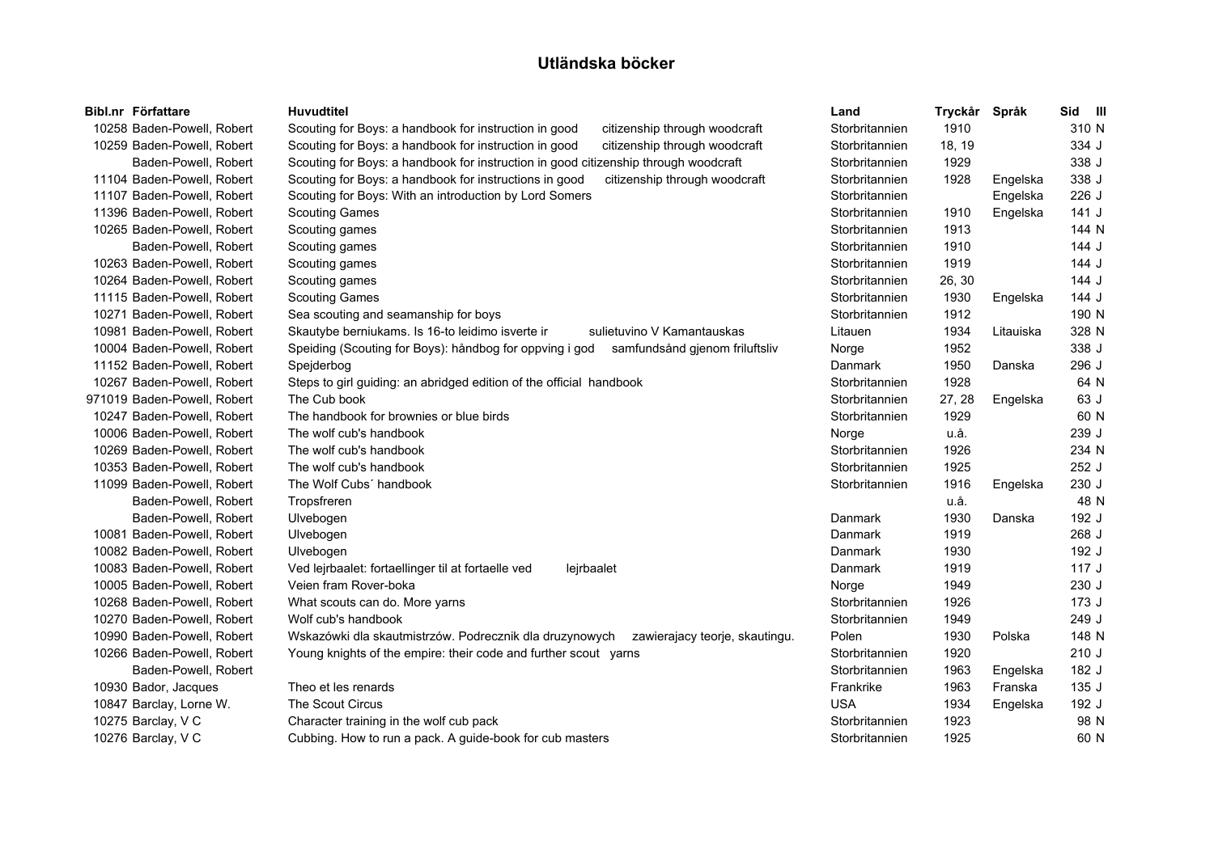# Utländska böcker

| Bibl.nr | Författare | Huvudtitel | Land | Tryckår | Språk | Sid | Ill |
|---|---|---|---|---|---|---|---|
| 10258 | Baden-Powell, Robert | Scouting for Boys: a handbook for instruction in good citizenship through woodcraft | Storbritannien | 1910 | | 310 | N |
| 10259 | Baden-Powell, Robert | Scouting for Boys: a handbook for instruction in good citizenship through woodcraft | Storbritannien | 18, 19 | | 334 | J |
| | Baden-Powell, Robert | Scouting for Boys: a handbook for instruction in good citizenship through woodcraft | Storbritannien | 1929 | | 338 | J |
| 11104 | Baden-Powell, Robert | Scouting for Boys: a handbook for instructions in good citizenship through woodcraft | Storbritannien | 1928 | Engelska | 338 | J |
| 11107 | Baden-Powell, Robert | Scouting for Boys: With an introduction by Lord Somers | Storbritannien | | Engelska | 226 | J |
| 11396 | Baden-Powell, Robert | Scouting Games | Storbritannien | 1910 | Engelska | 141 | J |
| 10265 | Baden-Powell, Robert | Scouting games | Storbritannien | 1913 | | 144 | N |
| | Baden-Powell, Robert | Scouting games | Storbritannien | 1910 | | 144 | J |
| 10263 | Baden-Powell, Robert | Scouting games | Storbritannien | 1919 | | 144 | J |
| 10264 | Baden-Powell, Robert | Scouting games | Storbritannien | 26, 30 | | 144 | J |
| 11115 | Baden-Powell, Robert | Scouting Games | Storbritannien | 1930 | Engelska | 144 | J |
| 10271 | Baden-Powell, Robert | Sea scouting and seamanship for boys | Storbritannien | 1912 | | 190 | N |
| 10981 | Baden-Powell, Robert | Skautybe berniukams. Is 16-to leidimo isverte ir sulietuvino V Kamantauskas | Litauen | 1934 | Litauiska | 328 | N |
| 10004 | Baden-Powell, Robert | Speiding (Scouting for Boys): håndbog for oppving i god samfundsånd gjenom friluftsliv | Norge | 1952 | | 338 | J |
| 11152 | Baden-Powell, Robert | Spejderbog | Danmark | 1950 | Danska | 296 | J |
| 10267 | Baden-Powell, Robert | Steps to girl guiding: an abridged edition of the official handbook | Storbritannien | 1928 | | 64 | N |
| 971019 | Baden-Powell, Robert | The Cub book | Storbritannien | 27, 28 | Engelska | 63 | J |
| 10247 | Baden-Powell, Robert | The handbook for brownies or blue birds | Storbritannien | 1929 | | 60 | N |
| 10006 | Baden-Powell, Robert | The wolf cub's handbook | Norge | u.å. | | 239 | J |
| 10269 | Baden-Powell, Robert | The wolf cub's handbook | Storbritannien | 1926 | | 234 | N |
| 10353 | Baden-Powell, Robert | The wolf cub's handbook | Storbritannien | 1925 | | 252 | J |
| 11099 | Baden-Powell, Robert | The Wolf Cubs´ handbook | Storbritannien | 1916 | Engelska | 230 | J |
| | Baden-Powell, Robert | Tropsfreren | | u.å. | | 48 | N |
| | Baden-Powell, Robert | Ulvebogen | Danmark | 1930 | Danska | 192 | J |
| 10081 | Baden-Powell, Robert | Ulvebogen | Danmark | 1919 | | 268 | J |
| 10082 | Baden-Powell, Robert | Ulvebogen | Danmark | 1930 | | 192 | J |
| 10083 | Baden-Powell, Robert | Ved lejrbaalet: fortaellinger til at fortaelle ved lejrbaalet | Danmark | 1919 | | 117 | J |
| 10005 | Baden-Powell, Robert | Veien fram Rover-boka | Norge | 1949 | | 230 | J |
| 10268 | Baden-Powell, Robert | What scouts can do. More yarns | Storbritannien | 1926 | | 173 | J |
| 10270 | Baden-Powell, Robert | Wolf cub's handbook | Storbritannien | 1949 | | 249 | J |
| 10990 | Baden-Powell, Robert | Wskazówki dla skautmistrzów. Podrecznik dla druzynowych zawierajacy teorje, skautingu. | Polen | 1930 | Polska | 148 | N |
| 10266 | Baden-Powell, Robert | Young knights of the empire: their code and further scout yarns | Storbritannien | 1920 | | 210 | J |
| | Baden-Powell, Robert | | Storbritannien | 1963 | Engelska | 182 | J |
| 10930 | Bador, Jacques | Theo et les renards | Frankrike | 1963 | Franska | 135 | J |
| 10847 | Barclay, Lorne W. | The Scout Circus | USA | 1934 | Engelska | 192 | J |
| 10275 | Barclay, V C | Character training in the wolf cub pack | Storbritannien | 1923 | | 98 | N |
| 10276 | Barclay, V C | Cubbing. How to run a pack. A guide-book for cub masters | Storbritannien | 1925 | | 60 | N |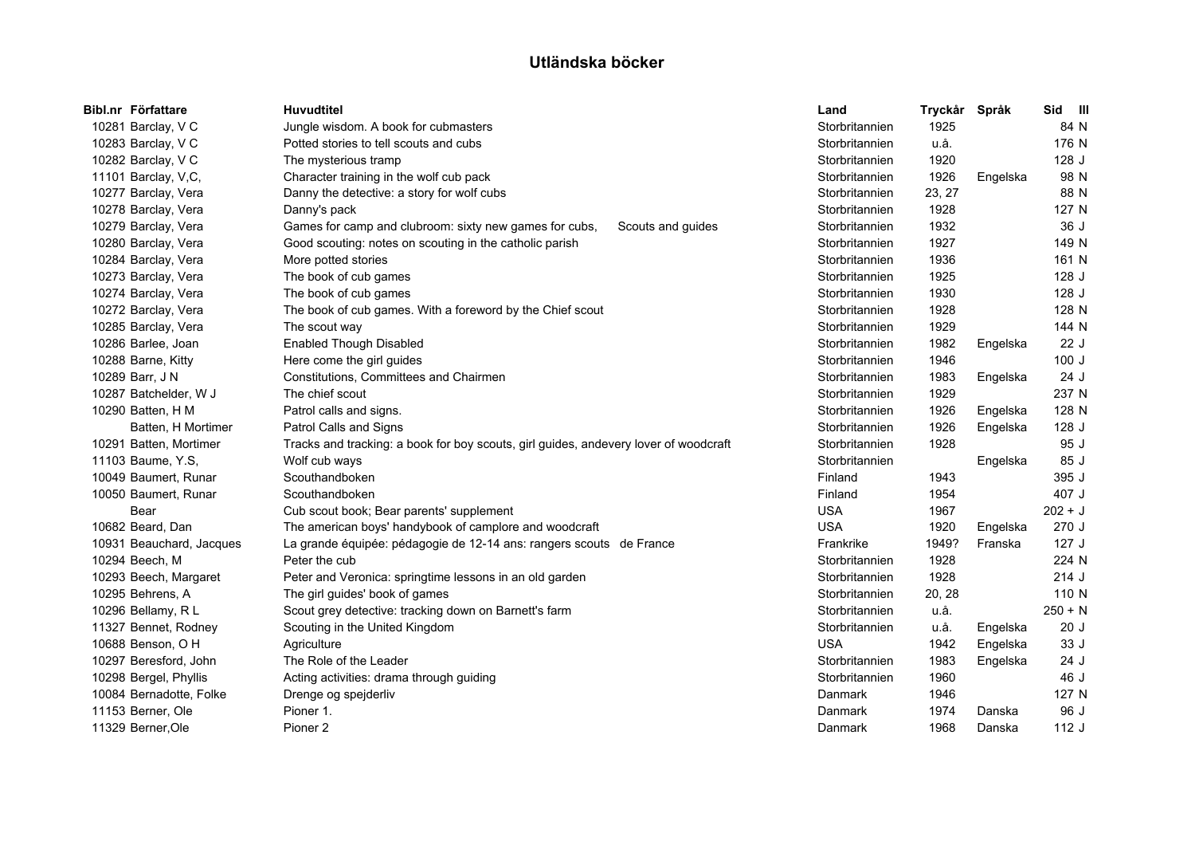# Utländska böcker

| Bibl.nr | Författare | Huvudtitel | Land | Tryckår | Språk | Sid | Ill |
|---|---|---|---|---|---|---|---|
| 10281 | Barclay, V C | Jungle wisdom. A book for cubmasters | Storbritannien | 1925 | | 84 | N |
| 10283 | Barclay, V C | Potted stories to tell scouts and cubs | Storbritannien | u.å. | | 176 | N |
| 10282 | Barclay, V C | The mysterious tramp | Storbritannien | 1920 | | 128 | J |
| 11101 | Barclay, V,C, | Character training in the wolf cub pack | Storbritannien | 1926 | Engelska | 98 | N |
| 10277 | Barclay, Vera | Danny the detective: a story for wolf cubs | Storbritannien | 23, 27 | | 88 | N |
| 10278 | Barclay, Vera | Danny's pack | Storbritannien | 1928 | | 127 | N |
| 10279 | Barclay, Vera | Games for camp and clubroom: sixty new games for cubs, Scouts and guides | Storbritannien | 1932 | | 36 | J |
| 10280 | Barclay, Vera | Good scouting: notes on scouting in the catholic parish | Storbritannien | 1927 | | 149 | N |
| 10284 | Barclay, Vera | More potted stories | Storbritannien | 1936 | | 161 | N |
| 10273 | Barclay, Vera | The book of cub games | Storbritannien | 1925 | | 128 | J |
| 10274 | Barclay, Vera | The book of cub games | Storbritannien | 1930 | | 128 | J |
| 10272 | Barclay, Vera | The book of cub games. With a foreword by the Chief scout | Storbritannien | 1928 | | 128 | N |
| 10285 | Barclay, Vera | The scout way | Storbritannien | 1929 | | 144 | N |
| 10286 | Barlee, Joan | Enabled Though Disabled | Storbritannien | 1982 | Engelska | 22 | J |
| 10288 | Barne, Kitty | Here come the girl guides | Storbritannien | 1946 | | 100 | J |
| 10289 | Barr, J N | Constitutions, Committees and Chairmen | Storbritannien | 1983 | Engelska | 24 | J |
| 10287 | Batchelder, W J | The chief scout | Storbritannien | 1929 | | 237 | N |
| 10290 | Batten, H M | Patrol calls and signs. | Storbritannien | 1926 | Engelska | 128 | N |
| | Batten, H Mortimer | Patrol Calls and Signs | Storbritannien | 1926 | Engelska | 128 | J |
| 10291 | Batten, Mortimer | Tracks and tracking: a book for boy scouts, girl guides, andevery lover of woodcraft | Storbritannien | 1928 | | 95 | J |
| 11103 | Baume, Y.S, | Wolf cub ways | Storbritannien | | Engelska | 85 | J |
| 10049 | Baumert, Runar | Scouthandboken | Finland | 1943 | | 395 | J |
| 10050 | Baumert, Runar | Scouthandboken | Finland | 1954 | | 407 | J |
| | Bear | Cub scout book; Bear parents' supplement | USA | 1967 | | 202 + | J |
| 10682 | Beard, Dan | The american boys' handybook of camplore and woodcraft | USA | 1920 | Engelska | 270 | J |
| 10931 | Beauchard, Jacques | La grande équipée: pédagogie de 12-14 ans: rangers scouts de France | Frankrike | 1949? | Franska | 127 | J |
| 10294 | Beech, M | Peter the cub | Storbritannien | 1928 | | 224 | N |
| 10293 | Beech, Margaret | Peter and Veronica: springtime lessons in an old garden | Storbritannien | 1928 | | 214 | J |
| 10295 | Behrens, A | The girl guides' book of games | Storbritannien | 20, 28 | | 110 | N |
| 10296 | Bellamy, R L | Scout grey detective: tracking down on Barnett's farm | Storbritannien | u.å. | | 250 + | N |
| 11327 | Bennet, Rodney | Scouting in the United Kingdom | Storbritannien | u.å. | Engelska | 20 | J |
| 10688 | Benson, O H | Agriculture | USA | 1942 | Engelska | 33 | J |
| 10297 | Beresford, John | The Role of the Leader | Storbritannien | 1983 | Engelska | 24 | J |
| 10298 | Bergel, Phyllis | Acting activities: drama through guiding | Storbritannien | 1960 | | 46 | J |
| 10084 | Bernadotte, Folke | Drenge og spejderliv | Danmark | 1946 | | 127 | N |
| 11153 | Berner, Ole | Pioner 1. | Danmark | 1974 | Danska | 96 | J |
| 11329 | Berner,Ole | Pioner 2 | Danmark | 1968 | Danska | 112 | J |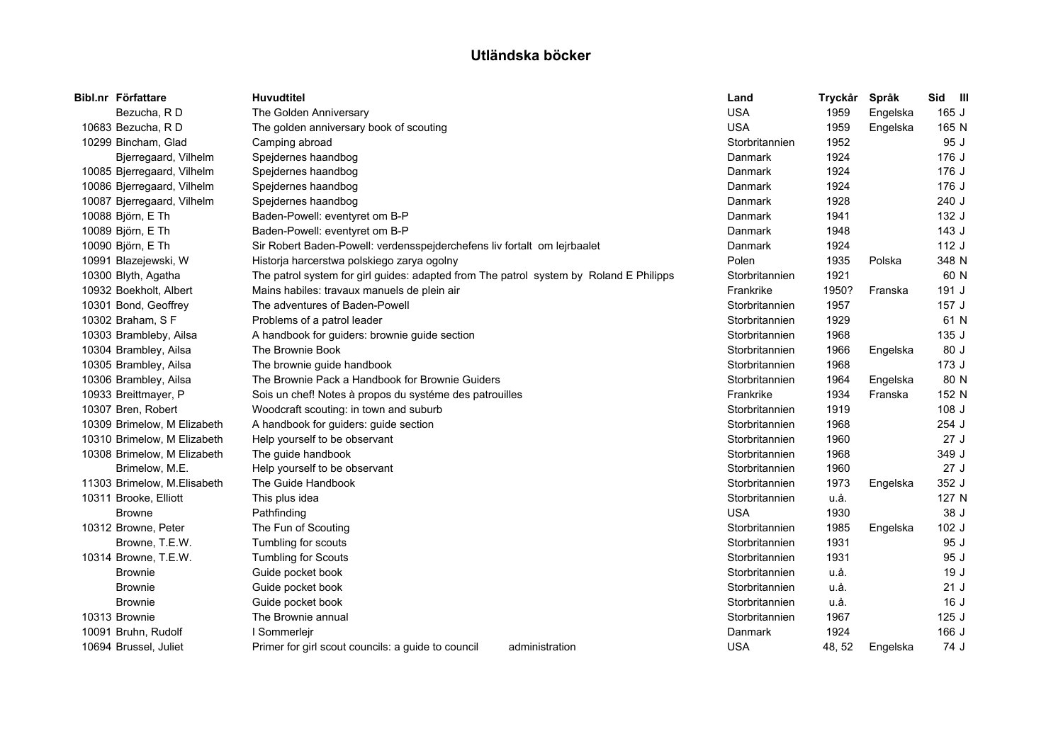# Utländska böcker

| Bibl.nr | Författare | Huvudtitel | Land | Tryckår | Språk | Sid | Ill |
|---|---|---|---|---|---|---|---|
| | Bezucha, R D | The Golden Anniversary | USA | 1959 | Engelska | 165 | J |
| 10683 | Bezucha, R D | The golden anniversary book of scouting | USA | 1959 | Engelska | 165 | N |
| 10299 | Bincham, Glad | Camping abroad | Storbritannien | 1952 | | 95 | J |
| | Bjerregaard, Vilhelm | Spejdernes haandbog | Danmark | 1924 | | 176 | J |
| 10085 | Bjerregaard, Vilhelm | Spejdernes haandbog | Danmark | 1924 | | 176 | J |
| 10086 | Bjerregaard, Vilhelm | Spejdernes haandbog | Danmark | 1924 | | 176 | J |
| 10087 | Bjerregaard, Vilhelm | Spejdernes haandbog | Danmark | 1928 | | 240 | J |
| 10088 | Björn, E Th | Baden-Powell: eventyret om B-P | Danmark | 1941 | | 132 | J |
| 10089 | Björn, E Th | Baden-Powell: eventyret om B-P | Danmark | 1948 | | 143 | J |
| 10090 | Björn, E Th | Sir Robert Baden-Powell: verdensspejderchefens liv fortalt om lejrbaalet | Danmark | 1924 | | 112 | J |
| 10991 | Blazejewski, W | Historja harcerstwa polskiego zarya ogolny | Polen | 1935 | Polska | 348 | N |
| 10300 | Blyth, Agatha | The patrol system for girl guides: adapted from The patrol system by Roland E Philipps | Storbritannien | 1921 | | 60 | N |
| 10932 | Boekholt, Albert | Mains habiles: travaux manuels de plein air | Frankrike | 1950? | Franska | 191 | J |
| 10301 | Bond, Geoffrey | The adventures of Baden-Powell | Storbritannien | 1957 | | 157 | J |
| 10302 | Braham, S F | Problems of a patrol leader | Storbritannien | 1929 | | 61 | N |
| 10303 | Brambleby, Ailsa | A handbook for guiders: brownie guide section | Storbritannien | 1968 | | 135 | J |
| 10304 | Brambley, Ailsa | The Brownie Book | Storbritannien | 1966 | Engelska | 80 | J |
| 10305 | Brambley, Ailsa | The brownie guide handbook | Storbritannien | 1968 | | 173 | J |
| 10306 | Brambley, Ailsa | The Brownie Pack a Handbook for Brownie Guiders | Storbritannien | 1964 | Engelska | 80 | N |
| 10933 | Breittmayer, P | Sois un chef! Notes à propos du systéme des patrouilles | Frankrike | 1934 | Franska | 152 | N |
| 10307 | Bren, Robert | Woodcraft scouting: in town and suburb | Storbritannien | 1919 | | 108 | J |
| 10309 | Brimelow, M Elizabeth | A handbook for guiders: guide section | Storbritannien | 1968 | | 254 | J |
| 10310 | Brimelow, M Elizabeth | Help yourself to be observant | Storbritannien | 1960 | | 27 | J |
| 10308 | Brimelow, M Elizabeth | The guide handbook | Storbritannien | 1968 | | 349 | J |
| | Brimelow, M.E. | Help yourself to be observant | Storbritannien | 1960 | | 27 | J |
| 11303 | Brimelow, M.Elisabeth | The Guide Handbook | Storbritannien | 1973 | Engelska | 352 | J |
| 10311 | Brooke, Elliott | This plus idea | Storbritannien | u.å. | | 127 | N |
| | Browne | Pathfinding | USA | 1930 | | 38 | J |
| 10312 | Browne, Peter | The Fun of Scouting | Storbritannien | 1985 | Engelska | 102 | J |
| | Browne, T.E.W. | Tumbling for scouts | Storbritannien | 1931 | | 95 | J |
| 10314 | Browne, T.E.W. | Tumbling for Scouts | Storbritannien | 1931 | | 95 | J |
| | Brownie | Guide pocket book | Storbritannien | u.å. | | 19 | J |
| | Brownie | Guide pocket book | Storbritannien | u.å. | | 21 | J |
| | Brownie | Guide pocket book | Storbritannien | u.å. | | 16 | J |
| 10313 | Brownie | The Brownie annual | Storbritannien | 1967 | | 125 | J |
| 10091 | Bruhn, Rudolf | I Sommerlejr | Danmark | 1924 | | 166 | J |
| 10694 | Brussel, Juliet | Primer for girl scout councils: a guide to council administration | USA | 48, 52 | Engelska | 74 | J |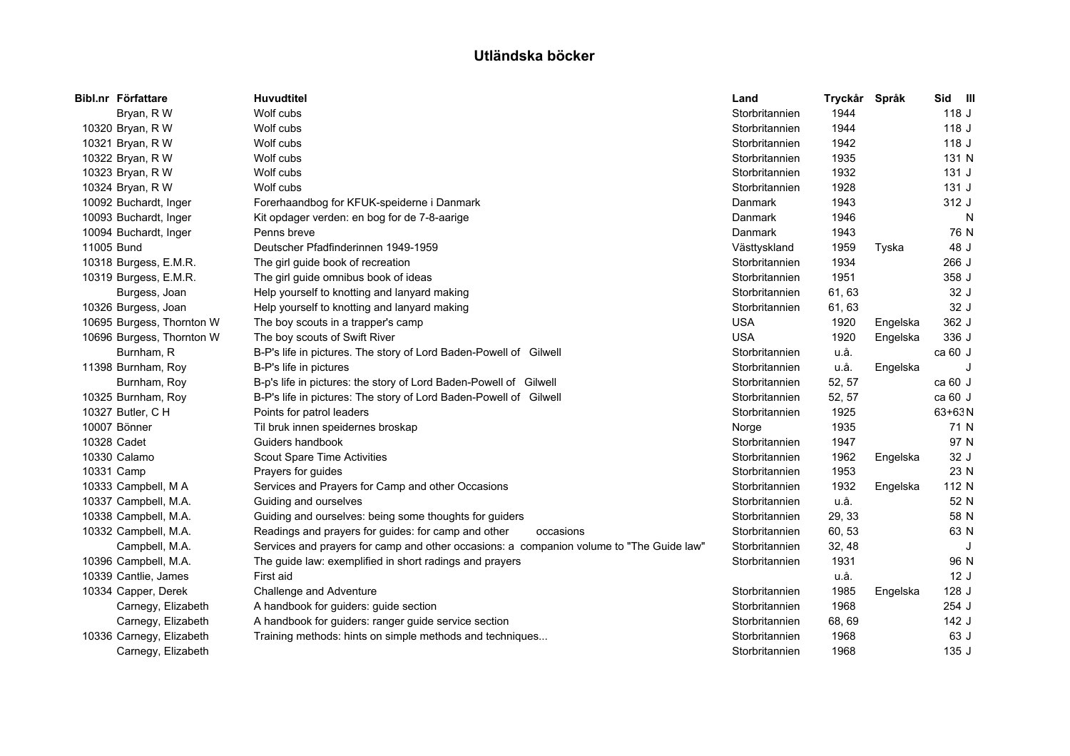# Utländska böcker

| Bibl.nr | Författare | Huvudtitel | Land | Tryckår | Språk | Sid | Ill |
|---|---|---|---|---|---|---|---|
| | Bryan, R W | Wolf cubs | Storbritannien | 1944 | | 118 | J |
| 10320 | Bryan, R W | Wolf cubs | Storbritannien | 1944 | | 118 | J |
| 10321 | Bryan, R W | Wolf cubs | Storbritannien | 1942 | | 118 | J |
| 10322 | Bryan, R W | Wolf cubs | Storbritannien | 1935 | | 131 | N |
| 10323 | Bryan, R W | Wolf cubs | Storbritannien | 1932 | | 131 | J |
| 10324 | Bryan, R W | Wolf cubs | Storbritannien | 1928 | | 131 | J |
| 10092 | Buchardt, Inger | Forerhaandbog for KFUK-speiderne i Danmark | Danmark | 1943 | | 312 | J |
| 10093 | Buchardt, Inger | Kit opdager verden: en bog for de 7-8-aarige | Danmark | 1946 | | | N |
| 10094 | Buchardt, Inger | Penns breve | Danmark | 1943 | | 76 | N |
| 11005 | Bund | Deutscher Pfadfinderinnen 1949-1959 | Västtyskland | 1959 | Tyska | 48 | J |
| 10318 | Burgess, E.M.R. | The girl guide book of recreation | Storbritannien | 1934 | | 266 | J |
| 10319 | Burgess, E.M.R. | The girl guide omnibus book of ideas | Storbritannien | 1951 | | 358 | J |
| | Burgess, Joan | Help yourself to knotting and lanyard making | Storbritannien | 61, 63 | | 32 | J |
| 10326 | Burgess, Joan | Help yourself to knotting and lanyard making | Storbritannien | 61, 63 | | 32 | J |
| 10695 | Burgess, Thornton W | The boy scouts in a trapper's camp | USA | 1920 | Engelska | 362 | J |
| 10696 | Burgess, Thornton W | The boy scouts of Swift River | USA | 1920 | Engelska | 336 | J |
| | Burnham, R | B-P's life in pictures. The story of Lord Baden-Powell of Gilwell | Storbritannien | u.å. | | ca 60 | J |
| 11398 | Burnham, Roy | B-P's life in pictures | Storbritannien | u.å. | Engelska | | J |
| | Burnham, Roy | B-p's life in pictures: the story of Lord Baden-Powell of Gilwell | Storbritannien | 52, 57 | | ca 60 | J |
| 10325 | Burnham, Roy | B-P's life in pictures: The story of Lord Baden-Powell of Gilwell | Storbritannien | 52, 57 | | ca 60 | J |
| 10327 | Butler, C H | Points for patrol leaders | Storbritannien | 1925 | | 63+63 | N |
| 10007 | Bönner | Til bruk innen speidernes broskap | Norge | 1935 | | 71 | N |
| 10328 | Cadet | Guiders handbook | Storbritannien | 1947 | | 97 | N |
| 10330 | Calamo | Scout Spare Time Activities | Storbritannien | 1962 | Engelska | 32 | J |
| 10331 | Camp | Prayers for guides | Storbritannien | 1953 | | 23 | N |
| 10333 | Campbell, M A | Services and Prayers for Camp and other Occasions | Storbritannien | 1932 | Engelska | 112 | N |
| 10337 | Campbell, M.A. | Guiding and ourselves | Storbritannien | u.å. | | 52 | N |
| 10338 | Campbell, M.A. | Guiding and ourselves: being some thoughts for guiders | Storbritannien | 29, 33 | | 58 | N |
| 10332 | Campbell, M.A. | Readings and prayers for guides: for camp and other occasions | Storbritannien | 60, 53 | | 63 | N |
| | Campbell, M.A. | Services and prayers for camp and other occasions: a companion volume to "The Guide law" | Storbritannien | 32, 48 | | | J |
| 10396 | Campbell, M.A. | The guide law: exemplified in short radings and prayers | Storbritannien | 1931 | | 96 | N |
| 10339 | Cantlie, James | First aid | | u.å. | | 12 | J |
| 10334 | Capper, Derek | Challenge and Adventure | Storbritannien | 1985 | Engelska | 128 | J |
| | Carnegy, Elizabeth | A handbook for guiders: guide section | Storbritannien | 1968 | | 254 | J |
| | Carnegy, Elizabeth | A handbook for guiders: ranger guide service section | Storbritannien | 68, 69 | | 142 | J |
| 10336 | Carnegy, Elizabeth | Training methods: hints on simple methods and techniques... | Storbritannien | 1968 | | 63 | J |
| | Carnegy, Elizabeth | | Storbritannien | 1968 | | 135 | J |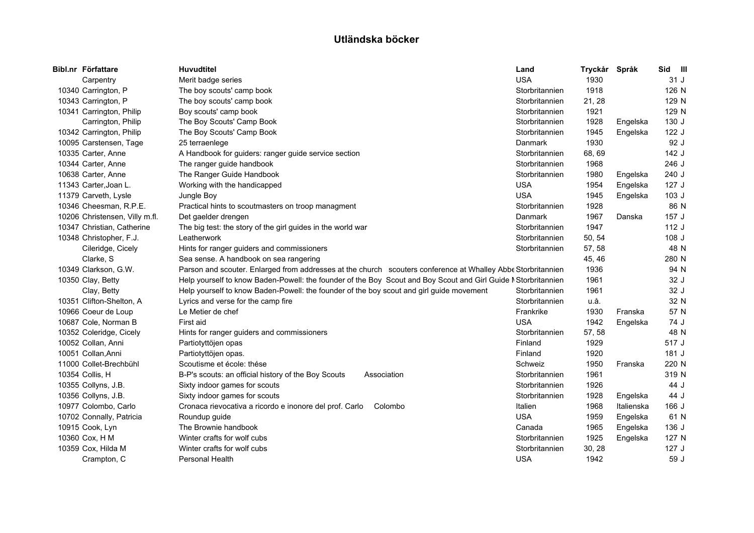# Utländska böcker

| Bibl.nr | Författare | Huvudtitel | Land | Tryckår | Språk | Sid | Ill |
|---|---|---|---|---|---|---|---|
| | Carpentry | Merit badge series | USA | 1930 | | 31 | J |
| 10340 | Carrington, P | The boy scouts' camp book | Storbritannien | 1918 | | 126 | N |
| 10343 | Carrington, P | The boy scouts' camp book | Storbritannien | 21, 28 | | 129 | N |
| 10341 | Carrington, Philip | Boy scouts' camp book | Storbritannien | 1921 | | 129 | N |
| | Carrington, Philip | The Boy Scouts' Camp Book | Storbritannien | 1928 | Engelska | 130 | J |
| 10342 | Carrington, Philip | The Boy Scouts' Camp Book | Storbritannien | 1945 | Engelska | 122 | J |
| 10095 | Carstensen, Tage | 25 terraenlege | Danmark | 1930 | | 92 | J |
| 10335 | Carter, Anne | A Handbook for guiders: ranger guide service section | Storbritannien | 68, 69 | | 142 | J |
| 10344 | Carter, Anne | The ranger guide handbook | Storbritannien | 1968 | | 246 | J |
| 10638 | Carter, Anne | The Ranger Guide Handbook | Storbritannien | 1980 | Engelska | 240 | J |
| 11343 | Carter,Joan L. | Working with the handicapped | USA | 1954 | Engelska | 127 | J |
| 11379 | Carveth, Lysle | Jungle Boy | USA | 1945 | Engelska | 103 | J |
| 10346 | Cheesman, R.P.E. | Practical hints to scoutmasters on troop managment | Storbritannien | 1928 | | 86 | N |
| 10206 | Christensen, Villy m.fl. | Det gaelder drengen | Danmark | 1967 | Danska | 157 | J |
| 10347 | Christian, Catherine | The big test: the story of the girl guides in the world war | Storbritannien | 1947 | | 112 | J |
| 10348 | Christopher, F.J. | Leatherwork | Storbritannien | 50, 54 | | 108 | J |
| | Cileridge, Cicely | Hints for ranger guiders and commissioners | Storbritannien | 57, 58 | | 48 | N |
| | Clarke, S | Sea sense. A handbook on sea rangering | | 45, 46 | | 280 | N |
| 10349 | Clarkson, G.W. | Parson and scouter. Enlarged from addresses at the church scouters conference at Whalley Abbe | Storbritannien | 1936 | | 94 | N |
| 10350 | Clay, Betty | Help yourself to know Baden-Powell: the founder of the Boy Scout and Boy Scout and Girl Guide M | Storbritannien | 1961 | | 32 | J |
| | Clay, Betty | Help yourself to know Baden-Powell: the founder of the boy scout and girl guide movement | Storbritannien | 1961 | | 32 | J |
| 10351 | Clifton-Shelton, A | Lyrics and verse for the camp fire | Storbritannien | u.å. | | 32 | N |
| 10966 | Coeur de Loup | Le Metier de chef | Frankrike | 1930 | Franska | 57 | N |
| 10687 | Cole, Norman B | First aid | USA | 1942 | Engelska | 74 | J |
| 10352 | Coleridge, Cicely | Hints for ranger guiders and commissioners | Storbritannien | 57, 58 | | 48 | N |
| 10052 | Collan, Anni | Partiotyttöjen opas | Finland | 1929 | | 517 | J |
| 10051 | Collan,Anni | Partiotyttöjen opas. | Finland | 1920 | | 181 | J |
| 11000 | Collet-Brechbühl | Scoutisme et école: thése | Schweiz | 1950 | Franska | 220 | N |
| 10354 | Collis, H | B-P's scouts: an official history of the Boy Scouts Association | Storbritannien | 1961 | | 319 | N |
| 10355 | Collyns, J.B. | Sixty indoor games for scouts | Storbritannien | 1926 | | 44 | J |
| 10356 | Collyns, J.B. | Sixty indoor games for scouts | Storbritannien | 1928 | Engelska | 44 | J |
| 10977 | Colombo, Carlo | Cronaca rievocativa a ricordo e inonore del prof. Carlo Colombo | Italien | 1968 | Italienska | 166 | J |
| 10702 | Connally, Patricia | Roundup guide | USA | 1959 | Engelska | 61 | N |
| 10915 | Cook, Lyn | The Brownie handbook | Canada | 1965 | Engelska | 136 | J |
| 10360 | Cox, H M | Winter crafts for wolf cubs | Storbritannien | 1925 | Engelska | 127 | N |
| 10359 | Cox, Hilda M | Winter crafts for wolf cubs | Storbritannien | 30, 28 | | 127 | J |
| | Crampton, C | Personal Health | USA | 1942 | | 59 | J |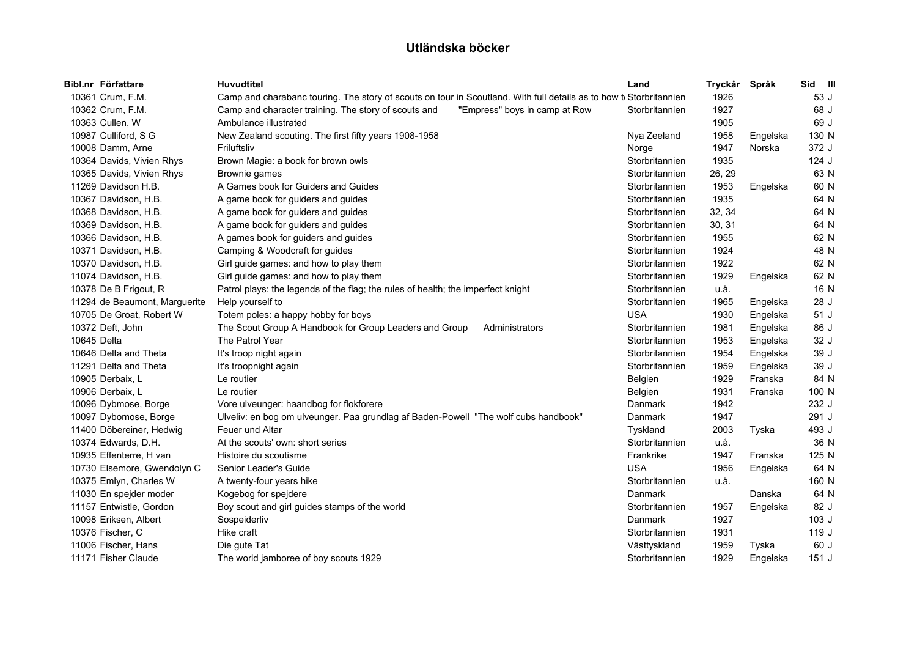# Utländska böcker

| Bibl.nr | Författare | Huvudtitel | Land | Tryckår | Språk | Sid | Ill |
|---|---|---|---|---|---|---|---|
| 10361 | Crum, F.M. | Camp and charabanc touring. The story of scouts on tour in Scotland. With full details as to how t | Storbritannien | 1926 | | 53 | J |
| 10362 | Crum, F.M. | Camp and character training. The story of scouts and "Empress" boys in camp at Row | Storbritannien | 1927 | | 68 | J |
| 10363 | Cullen, W | Ambulance illustrated | | 1905 | | 69 | J |
| 10987 | Culliford, S G | New Zealand scouting. The first fifty years 1908-1958 | Nya Zeeland | 1958 | Engelska | 130 | N |
| 10008 | Damm, Arne | Friluftsliv | Norge | 1947 | Norska | 372 | J |
| 10364 | Davids, Vivien Rhys | Brown Magie: a book for brown owls | Storbritannien | 1935 | | 124 | J |
| 10365 | Davids, Vivien Rhys | Brownie games | Storbritannien | 26, 29 | | 63 | N |
| 11269 | Davidson H.B. | A Games book for Guiders and Guides | Storbritannien | 1953 | Engelska | 60 | N |
| 10367 | Davidson, H.B. | A game book for guiders and guides | Storbritannien | 1935 | | 64 | N |
| 10368 | Davidson, H.B. | A game book for guiders and guides | Storbritannien | 32, 34 | | 64 | N |
| 10369 | Davidson, H.B. | A game book for guiders and guides | Storbritannien | 30, 31 | | 64 | N |
| 10366 | Davidson, H.B. | A games book for guiders and guides | Storbritannien | 1955 | | 62 | N |
| 10371 | Davidson, H.B. | Camping & Woodcraft for guides | Storbritannien | 1924 | | 48 | N |
| 10370 | Davidson, H.B. | Girl guide games: and how to play them | Storbritannien | 1922 | | 62 | N |
| 11074 | Davidson, H.B. | Girl guide games: and how to play them | Storbritannien | 1929 | Engelska | 62 | N |
| 10378 | De B Frigout, R | Patrol plays: the legends of the flag; the rules of health; the imperfect knight | Storbritannien | u.å. | | 16 | N |
| 11294 | de Beaumont, Marguerite | Help yourself to | Storbritannien | 1965 | Engelska | 28 | J |
| 10705 | De Groat, Robert W | Totem poles: a happy hobby for boys | USA | 1930 | Engelska | 51 | J |
| 10372 | Deft, John | The Scout Group A Handbook for Group Leaders and Group Administrators | Storbritannien | 1981 | Engelska | 86 | J |
| 10645 | Delta | The Patrol Year | Storbritannien | 1953 | Engelska | 32 | J |
| 10646 | Delta and Theta | It's troop night again | Storbritannien | 1954 | Engelska | 39 | J |
| 11291 | Delta and Theta | It's troopnight again | Storbritannien | 1959 | Engelska | 39 | J |
| 10905 | Derbaix, L | Le routier | Belgien | 1929 | Franska | 84 | N |
| 10906 | Derbaix, L | Le routier | Belgien | 1931 | Franska | 100 | N |
| 10096 | Dybmose, Borge | Vore ulveunger: haandbog for flokforere | Danmark | 1942 | | 232 | J |
| 10097 | Dybomose, Borge | Ulveliv: en bog om ulveunger. Paa grundlag af Baden-Powell "The wolf cubs handbook" | Danmark | 1947 | | 291 | J |
| 11400 | Döbereiner, Hedwig | Feuer und Altar | Tyskland | 2003 | Tyska | 493 | J |
| 10374 | Edwards, D.H. | At the scouts' own: short series | Storbritannien | u.å. | | 36 | N |
| 10935 | Effenterre, H van | Histoire du scoutisme | Frankrike | 1947 | Franska | 125 | N |
| 10730 | Elsemore, Gwendolyn C | Senior Leader's Guide | USA | 1956 | Engelska | 64 | N |
| 10375 | Emlyn, Charles W | A twenty-four years hike | Storbritannien | u.å. | | 160 | N |
| 11030 | En spejder moder | Kogebog for spejdere | Danmark | | Danska | 64 | N |
| 11157 | Entwistle, Gordon | Boy scout and girl guides stamps of the world | Storbritannien | 1957 | Engelska | 82 | J |
| 10098 | Eriksen, Albert | Sospeiderliv | Danmark | 1927 | | 103 | J |
| 10376 | Fischer, C | Hike craft | Storbritannien | 1931 | | 119 | J |
| 11006 | Fischer, Hans | Die gute Tat | Västtyskland | 1959 | Tyska | 60 | J |
| 11171 | Fisher Claude | The world jamboree of boy scouts 1929 | Storbritannien | 1929 | Engelska | 151 | J |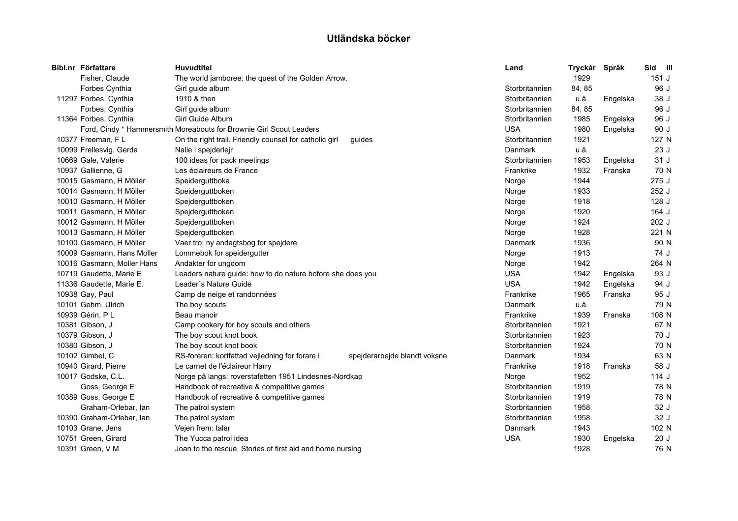# Utländska böcker

| Bibl.nr | Författare | Huvudtitel | Land | Tryckår | Språk | Sid | Ill |
|---|---|---|---|---|---|---|---|
| | Fisher, Claude | The world jamboree: the quest of the Golden Arrow. | | 1929 | | 151 | J |
| | Forbes Cynthia | Girl guide album | Storbritannien | 84, 85 | | 96 | J |
| 11297 | Forbes, Cynthia | 1910 & then | Storbritannien | u.å. | Engelska | 38 | J |
| | Forbes, Cynthia | Girl guide album | Storbritannien | 84, 85 | | 96 | J |
| 11364 | Forbes, Cynthia | Girl Guide Album | Storbritannien | 1985 | Engelska | 96 | J |
| | Ford, Cindy * Hammersmith | Moreabouts for Brownie Girl Scout Leaders | USA | 1980 | Engelska | 90 | J |
| 10377 | Freeman, F L | On the right trail. Friendly counsel for catholic girl guides | Storbritannien | 1921 | | 127 | N |
| 10099 | Frellesvig, Gerda | Nalle i spejderlejr | Danmark | u.å. | | 23 | J |
| 10669 | Gale, Valerie | 100 ideas for pack meetings | Storbritannien | 1953 | Engelska | 31 | J |
| 10937 | Gallienne, G | Les éclaireurs de France | Frankrike | 1932 | Franska | 70 | N |
| 10015 | Gasmann, H Möller | Speiderguttboka | Norge | 1944 | | 275 | J |
| 10014 | Gasmann, H Möller | Speiderguttboken | Norge | 1933 | | 252 | J |
| 10010 | Gasmann, H Möller | Spejderguttboken | Norge | 1918 | | 128 | J |
| 10011 | Gasmann, H Möller | Spejderguttboken | Norge | 1920 | | 164 | J |
| 10012 | Gasmann, H Möller | Spejderguttboken | Norge | 1924 | | 202 | J |
| 10013 | Gasmann, H Möller | Spejderguttboken | Norge | 1928 | | 221 | N |
| 10100 | Gasmann, H Möller | Vaer tro: ny andagtsbog for spejdere | Danmark | 1936 | | 90 | N |
| 10009 | Gasmann, Hans Moller | Lommebok for speidergutter | Norge | 1913 | | 74 | J |
| 10016 | Gasmann, Moller Hans | Andakter for ungdom | Norge | 1942 | | 264 | N |
| 10719 | Gaudette, Marie E | Leaders nature guide: how to do nature bofore she does you | USA | 1942 | Engelska | 93 | J |
| 11336 | Gaudette, Marie E. | Leader´s Nature Guide | USA | 1942 | Engelska | 94 | J |
| 10938 | Gay, Paul | Camp de neige et randonnées | Frankrike | 1965 | Franska | 95 | J |
| 10101 | Gehm, Ulrich | The boy scouts | Danmark | u.å. | | 79 | N |
| 10939 | Gérin, P L | Beau manoir | Frankrike | 1939 | Franska | 108 | N |
| 10381 | Gibson, J | Camp cookery for boy scouts and others | Storbritannien | 1921 | | 67 | N |
| 10379 | Gibson, J | The boy scout knot book | Storbritannien | 1923 | | 70 | J |
| 10380 | Gibson, J | The boy scout knot book | Storbritannien | 1924 | | 70 | N |
| 10102 | Gimbel, C | RS-foreren: kortfattad vejledning for forare i spejderarbejde blandt voksne | Danmark | 1934 | | 63 | N |
| 10940 | Girard, Pierre | Le carnet de l'éclaireur Harry | Frankrike | 1918 | Franska | 58 | J |
| 10017 | Godske, C.L. | Norge på langs: roverstafetten 1951 Lindesnes-Nordkap | Norge | 1952 | | 114 | J |
| | Goss, George E | Handbook of recreative & competitive games | Storbritannien | 1919 | | 78 | N |
| 10389 | Goss, George E | Handbook of recreative & competitive games | Storbritannien | 1919 | | 78 | N |
| | Graham-Orlebar, Ian | The patrol system | Storbritannien | 1958 | | 32 | J |
| 10390 | Graham-Orlebar, Ian | The patrol system | Storbritannien | 1958 | | 32 | J |
| 10103 | Grane, Jens | Vejen frem: taler | Danmark | 1943 | | 102 | N |
| 10751 | Green, Girard | The Yucca patrol idea | USA | 1930 | Engelska | 20 | J |
| 10391 | Green, V M | Joan to the rescue. Stories of first aid and home nursing | | 1928 | | 76 | N |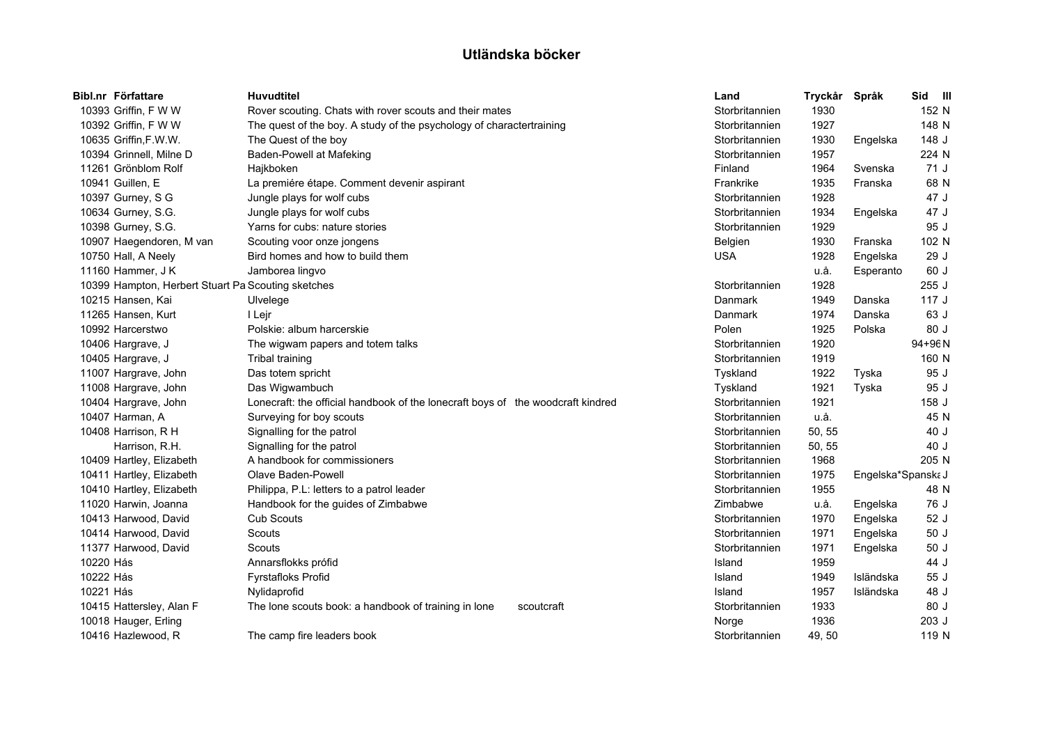# Utländska böcker

| Bibl.nr | Författare | Huvudtitel | Land | Tryckår | Språk | Sid | Ill |
|---|---|---|---|---|---|---|---|
| 10393 | Griffin, F W W | Rover scouting. Chats with rover scouts and their mates | Storbritannien | 1930 | | 152 | N |
| 10392 | Griffin, F W W | The quest of the boy. A study of the psychology of charactertraining | Storbritannien | 1927 | | 148 | N |
| 10635 | Griffin,F.W.W. | The Quest of the boy | Storbritannien | 1930 | Engelska | 148 | J |
| 10394 | Grinnell, Milne D | Baden-Powell at Mafeking | Storbritannien | 1957 | | 224 | N |
| 11261 | Grönblom Rolf | Hajkboken | Finland | 1964 | Svenska | 71 | J |
| 10941 | Guillen, E | La premiére étape. Comment devenir aspirant | Frankrike | 1935 | Franska | 68 | N |
| 10397 | Gurney, S G | Jungle plays for wolf cubs | Storbritannien | 1928 | | 47 | J |
| 10634 | Gurney, S.G. | Jungle plays for wolf cubs | Storbritannien | 1934 | Engelska | 47 | J |
| 10398 | Gurney, S.G. | Yarns for cubs: nature stories | Storbritannien | 1929 | | 95 | J |
| 10907 | Haegendoren, M van | Scouting voor onze jongens | Belgien | 1930 | Franska | 102 | N |
| 10750 | Hall, A Neely | Bird homes and how to build them | USA | 1928 | Engelska | 29 | J |
| 11160 | Hammer, J K | Jamborea lingvo | | u.å. | Esperanto | 60 | J |
| 10399 | Hampton, Herbert Stuart Pa | Scouting sketches | Storbritannien | 1928 | | 255 | J |
| 10215 | Hansen, Kai | Ulvelege | Danmark | 1949 | Danska | 117 | J |
| 11265 | Hansen, Kurt | I Lejr | Danmark | 1974 | Danska | 63 | J |
| 10992 | Harcerstwo | Polskie: album harcerskie | Polen | 1925 | Polska | 80 | J |
| 10406 | Hargrave, J | The wigwam papers and totem talks | Storbritannien | 1920 | | 94+96 | N |
| 10405 | Hargrave, J | Tribal training | Storbritannien | 1919 | | 160 | N |
| 11007 | Hargrave, John | Das totem spricht | Tyskland | 1922 | Tyska | 95 | J |
| 11008 | Hargrave, John | Das Wigwambuch | Tyskland | 1921 | Tyska | 95 | J |
| 10404 | Hargrave, John | Lonecraft: the official handbook of the lonecraft boys of the woodcraft kindred | Storbritannien | 1921 | | 158 | J |
| 10407 | Harman, A | Surveying for boy scouts | Storbritannien | u.å. | | 45 | N |
| 10408 | Harrison, R H | Signalling for the patrol | Storbritannien | 50, 55 | | 40 | J |
| | Harrison, R.H. | Signalling for the patrol | Storbritannien | 50, 55 | | 40 | J |
| 10409 | Hartley, Elizabeth | A handbook for commissioners | Storbritannien | 1968 | | 205 | N |
| 10411 | Hartley, Elizabeth | Olave Baden-Powell | Storbritannien | 1975 | Engelska*Spanska | | J |
| 10410 | Hartley, Elizabeth | Philippa, P.L: letters to a patrol leader | Storbritannien | 1955 | | 48 | N |
| 11020 | Harwin, Joanna | Handbook for the guides of Zimbabwe | Zimbabwe | u.å. | Engelska | 76 | J |
| 10413 | Harwood, David | Cub Scouts | Storbritannien | 1970 | Engelska | 52 | J |
| 10414 | Harwood, David | Scouts | Storbritannien | 1971 | Engelska | 50 | J |
| 11377 | Harwood, David | Scouts | Storbritannien | 1971 | Engelska | 50 | J |
| 10220 | Hás | Annarsflokks prófid | Island | 1959 | | 44 | J |
| 10222 | Hás | Fyrstafloks Profid | Island | 1949 | Isländska | 55 | J |
| 10221 | Hás | Nylidaprofid | Island | 1957 | Isländska | 48 | J |
| 10415 | Hattersley, Alan F | The lone scouts book: a handbook of training in lone scoutcraft | Storbritannien | 1933 | | 80 | J |
| 10018 | Hauger, Erling | | Norge | 1936 | | 203 | J |
| 10416 | Hazlewood, R | The camp fire leaders book | Storbritannien | 49, 50 | | 119 | N |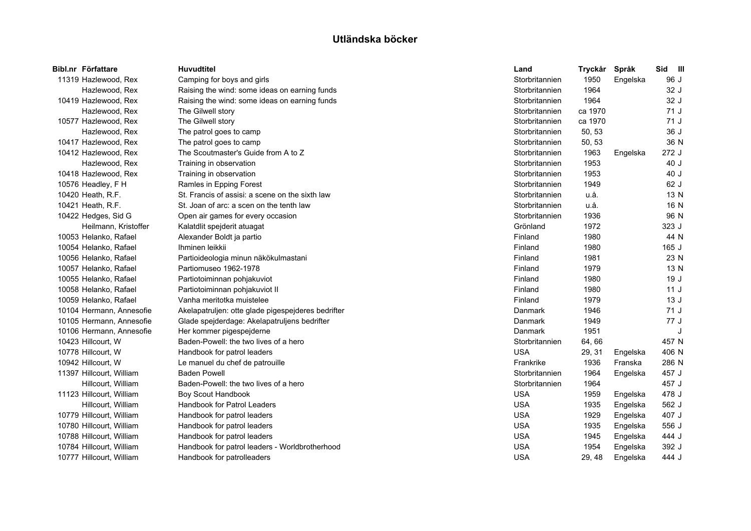# Utländska böcker

| Bibl.nr | Författare | Huvudtitel | Land | Tryckår | Språk | Sid | Ill |
|---|---|---|---|---|---|---|---|
| 11319 | Hazlewood, Rex | Camping for boys and girls | Storbritannien | 1950 | Engelska | 96 | J |
| | Hazlewood, Rex | Raising the wind: some ideas on earning funds | Storbritannien | 1964 | | 32 | J |
| 10419 | Hazlewood, Rex | Raising the wind: some ideas on earning funds | Storbritannien | 1964 | | 32 | J |
| | Hazlewood, Rex | The Gilwell story | Storbritannien | ca 1970 | | 71 | J |
| 10577 | Hazlewood, Rex | The Gilwell story | Storbritannien | ca 1970 | | 71 | J |
| | Hazlewood, Rex | The patrol goes to camp | Storbritannien | 50, 53 | | 36 | J |
| 10417 | Hazlewood, Rex | The patrol goes to camp | Storbritannien | 50, 53 | | 36 | N |
| 10412 | Hazlewood, Rex | The Scoutmaster's Guide from A to Z | Storbritannien | 1963 | Engelska | 272 | J |
| | Hazlewood, Rex | Training in observation | Storbritannien | 1953 | | 40 | J |
| 10418 | Hazlewood, Rex | Training in observation | Storbritannien | 1953 | | 40 | J |
| 10576 | Headley, F H | Ramles in Epping Forest | Storbritannien | 1949 | | 62 | J |
| 10420 | Heath, R.F. | St. Francis of assisi: a scene on the sixth law | Storbritannien | u.å. | | 13 | N |
| 10421 | Heath, R.F. | St. Joan of arc: a scen on the tenth law | Storbritannien | u.å. | | 16 | N |
| 10422 | Hedges, Sid G | Open air games for every occasion | Storbritannien | 1936 | | 96 | N |
| | Heilmann, Kristoffer | Kalatdlit spejderit atuagat | Grönland | 1972 | | 323 | J |
| 10053 | Helanko, Rafael | Alexander Boldt ja partio | Finland | 1980 | | 44 | N |
| 10054 | Helanko, Rafael | Ihminen leikkii | Finland | 1980 | | 165 | J |
| 10056 | Helanko, Rafael | Partioideologia minun näkökulmastani | Finland | 1981 | | 23 | N |
| 10057 | Helanko, Rafael | Partiomuseo 1962-1978 | Finland | 1979 | | 13 | N |
| 10055 | Helanko, Rafael | Partiotoiminnan pohjakuviot | Finland | 1980 | | 19 | J |
| 10058 | Helanko, Rafael | Partiotoiminnan pohjakuviot II | Finland | 1980 | | 11 | J |
| 10059 | Helanko, Rafael | Vanha meritotka muistelee | Finland | 1979 | | 13 | J |
| 10104 | Hermann, Annesofie | Akelapatruljen: otte glade pigespejderes bedrifter | Danmark | 1946 | | 71 | J |
| 10105 | Hermann, Annesofie | Glade spejderdage: Akelapatruljens bedrifter | Danmark | 1949 | | 77 | J |
| 10106 | Hermann, Annesofie | Her kommer pigespejderne | Danmark | 1951 | | | J |
| 10423 | Hillcourt, W | Baden-Powell: the two lives of a hero | Storbritannien | 64, 66 | | 457 | N |
| 10778 | Hillcourt, W | Handbook for patrol leaders | USA | 29, 31 | Engelska | 406 | N |
| 10942 | Hillcourt, W | Le manuel du chef de patrouille | Frankrike | 1936 | Franska | 286 | N |
| 11397 | Hillcourt, William | Baden Powell | Storbritannien | 1964 | Engelska | 457 | J |
| | Hillcourt, William | Baden-Powell: the two lives of a hero | Storbritannien | 1964 | | 457 | J |
| 11123 | Hillcourt, William | Boy Scout Handbook | USA | 1959 | Engelska | 478 | J |
| | Hillcourt, William | Handbook for Patrol Leaders | USA | 1935 | Engelska | 562 | J |
| 10779 | Hillcourt, William | Handbook for patrol leaders | USA | 1929 | Engelska | 407 | J |
| 10780 | Hillcourt, William | Handbook for patrol leaders | USA | 1935 | Engelska | 556 | J |
| 10788 | Hillcourt, William | Handbook for patrol leaders | USA | 1945 | Engelska | 444 | J |
| 10784 | Hillcourt, William | Handbook for patrol leaders - Worldbrotherhood | USA | 1954 | Engelska | 392 | J |
| 10777 | Hillcourt, William | Handbook for patrolleaders | USA | 29, 48 | Engelska | 444 | J |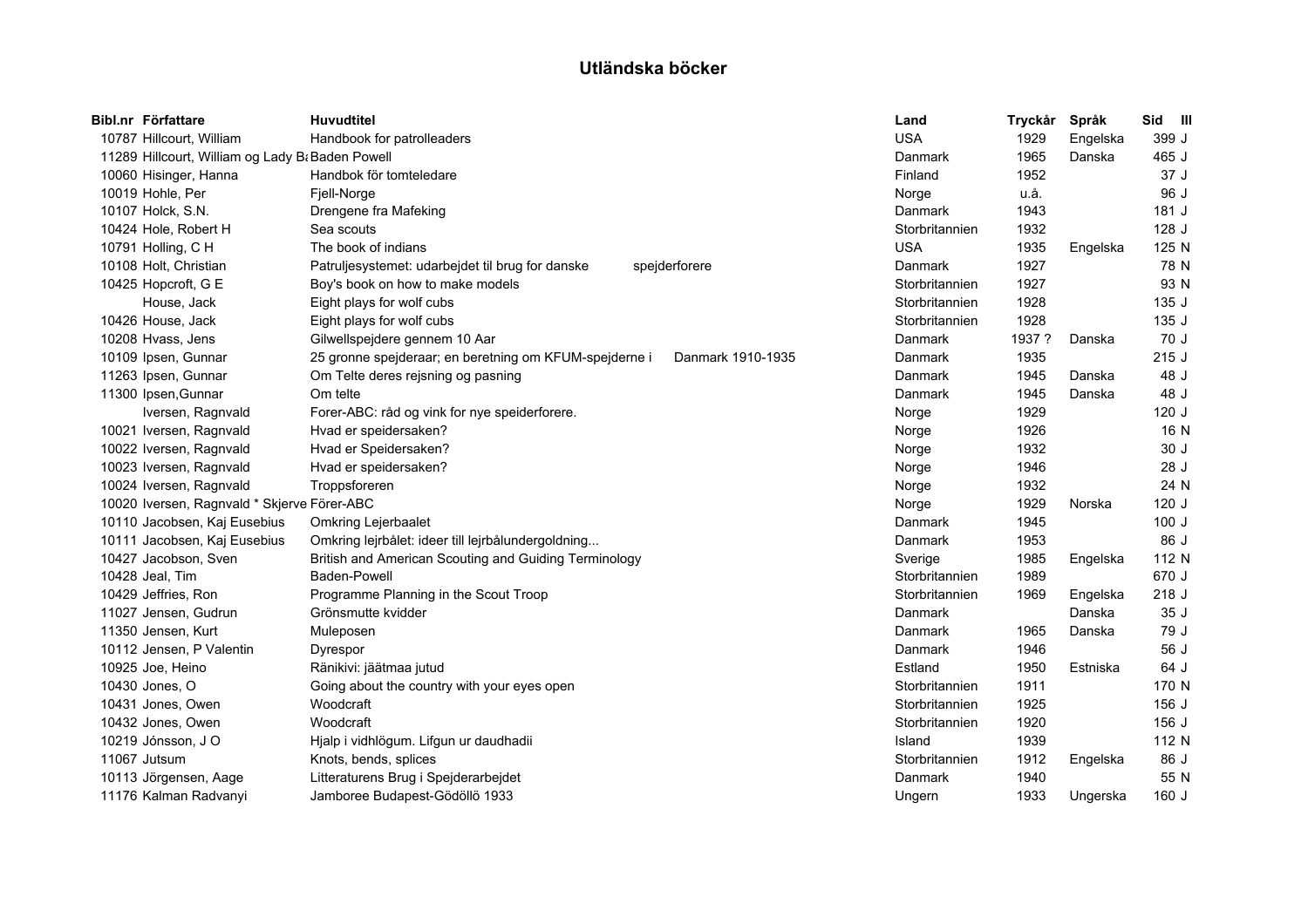# Utländska böcker

| Bibl.nr | Författare | Huvudtitel | Land | Tryckår | Språk | Sid | Ill |
|---|---|---|---|---|---|---|---|
| 10787 | Hillcourt, William | Handbook for patrolleaders | USA | 1929 | Engelska | 399 | J |
| 11289 | Hillcourt, William og Lady Ba | Baden Powell | Danmark | 1965 | Danska | 465 | J |
| 10060 | Hisinger, Hanna | Handbok för tomteledare | Finland | 1952 | | 37 | J |
| 10019 | Hohle, Per | Fjell-Norge | Norge | u.å. | | 96 | J |
| 10107 | Holck, S.N. | Drengene fra Mafeking | Danmark | 1943 | | 181 | J |
| 10424 | Hole, Robert H | Sea scouts | Storbritannien | 1932 | | 128 | J |
| 10791 | Holling, C H | The book of indians | USA | 1935 | Engelska | 125 | N |
| 10108 | Holt, Christian | Patruljesystemet: udarbejdet til brug for danske spejderforere | Danmark | 1927 | | 78 | N |
| 10425 | Hopcroft, G E | Boy's book on how to make models | Storbritannien | 1927 | | 93 | N |
| | House, Jack | Eight plays for wolf cubs | Storbritannien | 1928 | | 135 | J |
| 10426 | House, Jack | Eight plays for wolf cubs | Storbritannien | 1928 | | 135 | J |
| 10208 | Hvass, Jens | Gilwellspejdere gennem 10 Aar | Danmark | 1937 ? | Danska | 70 | J |
| 10109 | Ipsen, Gunnar | 25 gronne spejderaar; en beretning om KFUM-spejderne i Danmark 1910-1935 | Danmark | 1935 | | 215 | J |
| 11263 | Ipsen, Gunnar | Om Telte deres rejsning og pasning | Danmark | 1945 | Danska | 48 | J |
| 11300 | Ipsen,Gunnar | Om telte | Danmark | 1945 | Danska | 48 | J |
| | Iversen, Ragnvald | Forer-ABC: råd og vink for nye speiderforere. | Norge | 1929 | | 120 | J |
| 10021 | Iversen, Ragnvald | Hvad er speidersaken? | Norge | 1926 | | 16 | N |
| 10022 | Iversen, Ragnvald | Hvad er Speidersaken? | Norge | 1932 | | 30 | J |
| 10023 | Iversen, Ragnvald | Hvad er speidersaken? | Norge | 1946 | | 28 | J |
| 10024 | Iversen, Ragnvald | Troppsforeren | Norge | 1932 | | 24 | N |
| 10020 | Iversen, Ragnvald * Skjerve | Förer-ABC | Norge | 1929 | Norska | 120 | J |
| 10110 | Jacobsen, Kaj Eusebius | Omkring Lejerbaalet | Danmark | 1945 | | 100 | J |
| 10111 | Jacobsen, Kaj Eusebius | Omkring lejrbålet: ideer till lejrbålundergoldning... | Danmark | 1953 | | 86 | J |
| 10427 | Jacobson, Sven | British and American Scouting and Guiding Terminology | Sverige | 1985 | Engelska | 112 | N |
| 10428 | Jeal, Tim | Baden-Powell | Storbritannien | 1989 | | 670 | J |
| 10429 | Jeffries, Ron | Programme Planning in the Scout Troop | Storbritannien | 1969 | Engelska | 218 | J |
| 11027 | Jensen, Gudrun | Grönsmutte kvidder | Danmark | | Danska | 35 | J |
| 11350 | Jensen, Kurt | Muleposen | Danmark | 1965 | Danska | 79 | J |
| 10112 | Jensen, P Valentin | Dyrespor | Danmark | 1946 | | 56 | J |
| 10925 | Joe, Heino | Ränikivi: jäätmaa jutud | Estland | 1950 | Estniska | 64 | J |
| 10430 | Jones, O | Going about the country with your eyes open | Storbritannien | 1911 | | 170 | N |
| 10431 | Jones, Owen | Woodcraft | Storbritannien | 1925 | | 156 | J |
| 10432 | Jones, Owen | Woodcraft | Storbritannien | 1920 | | 156 | J |
| 10219 | Jónsson, J O | Hjalp i vidhlögum. Lifgun ur daudhadii | Island | 1939 | | 112 | N |
| 11067 | Jutsum | Knots, bends, splices | Storbritannien | 1912 | Engelska | 86 | J |
| 10113 | Jörgensen, Aage | Litteraturens Brug i Spejderarbejdet | Danmark | 1940 | | 55 | N |
| 11176 | Kalman Radvanyi | Jamboree Budapest-Gödöllö 1933 | Ungern | 1933 | Ungerska | 160 | J |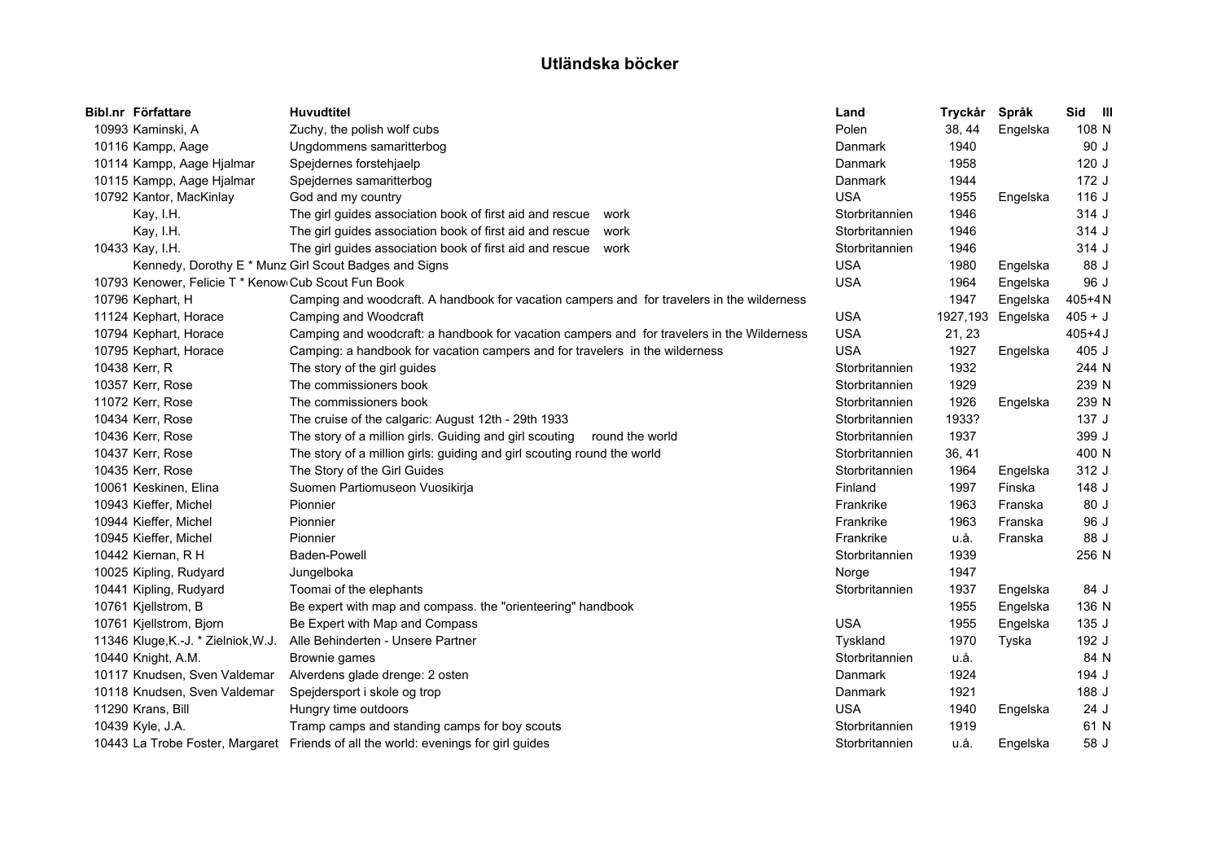# Utländska böcker

| Bibl.nr | Författare | Huvudtitel | Land | Tryckår | Språk | Sid | Ill |
|---|---|---|---|---|---|---|---|
| 10993 | Kaminski, A | Zuchy, the polish wolf cubs | Polen | 38, 44 | Engelska | 108 | N |
| 10116 | Kampp, Aage | Ungdommens samaritterbog | Danmark | 1940 | | 90 | J |
| 10114 | Kampp, Aage Hjalmar | Spejdernes forstehjaelp | Danmark | 1958 | | 120 | J |
| 10115 | Kampp, Aage Hjalmar | Spejdernes samaritterbog | Danmark | 1944 | | 172 | J |
| 10792 | Kantor, MacKinlay | God and my country | USA | 1955 | Engelska | 116 | J |
| | Kay, I.H. | The girl guides association book of first aid and rescue work | Storbritannien | 1946 | | 314 | J |
| | Kay, I.H. | The girl guides association book of first aid and rescue work | Storbritannien | 1946 | | 314 | J |
| 10433 | Kay, I.H. | The girl guides association book of first aid and rescue work | Storbritannien | 1946 | | 314 | J |
| | Kennedy, Dorothy E * Munz | Girl Scout Badges and Signs | USA | 1980 | Engelska | 88 | J |
| 10793 | Kenower, Felicie T * Kenow | Cub Scout Fun Book | USA | 1964 | Engelska | 96 | J |
| 10796 | Kephart, H | Camping and woodcraft. A handbook for vacation campers and for travelers in the wilderness | | 1947 | Engelska | 405+4 | N |
| 11124 | Kephart, Horace | Camping and Woodcraft | USA | 1927,193 | Engelska | 405 + | J |
| 10794 | Kephart, Horace | Camping and woodcraft: a handbook for vacation campers and for travelers in the Wilderness | USA | 21, 23 | | 405+4 | J |
| 10795 | Kephart, Horace | Camping: a handbook for vacation campers and for travelers in the wilderness | USA | 1927 | Engelska | 405 | J |
| 10438 | Kerr, R | The story of the girl guides | Storbritannien | 1932 | | 244 | N |
| 10357 | Kerr, Rose | The commissioners book | Storbritannien | 1929 | | 239 | N |
| 11072 | Kerr, Rose | The commissioners book | Storbritannien | 1926 | Engelska | 239 | N |
| 10434 | Kerr, Rose | The cruise of the calgaric: August 12th - 29th 1933 | Storbritannien | 1933? | | 137 | J |
| 10436 | Kerr, Rose | The story of a million girls. Guiding and girl scouting round the world | Storbritannien | 1937 | | 399 | J |
| 10437 | Kerr, Rose | The story of a million girls: guiding and girl scouting round the world | Storbritannien | 36, 41 | | 400 | N |
| 10435 | Kerr, Rose | The Story of the Girl Guides | Storbritannien | 1964 | Engelska | 312 | J |
| 10061 | Keskinen, Elina | Suomen Partiomuseon Vuosikirja | Finland | 1997 | Finska | 148 | J |
| 10943 | Kieffer, Michel | Pionnier | Frankrike | 1963 | Franska | 80 | J |
| 10944 | Kieffer, Michel | Pionnier | Frankrike | 1963 | Franska | 96 | J |
| 10945 | Kieffer, Michel | Pionnier | Frankrike | u.å. | Franska | 88 | J |
| 10442 | Kiernan, R H | Baden-Powell | Storbritannien | 1939 | | 256 | N |
| 10025 | Kipling, Rudyard | Jungelboka | Norge | 1947 | | | |
| 10441 | Kipling, Rudyard | Toomai of the elephants | Storbritannien | 1937 | Engelska | 84 | J |
| 10761 | Kjellstrom, B | Be expert with map and compass. the "orienteering" handbook | | 1955 | Engelska | 136 | N |
| 10761 | Kjellstrom, Bjorn | Be Expert with Map and Compass | USA | 1955 | Engelska | 135 | J |
| 11346 | Kluge,K.-J. * Zielniok,W.J. | Alle Behinderten - Unsere Partner | Tyskland | 1970 | Tyska | 192 | J |
| 10440 | Knight, A.M. | Brownie games | Storbritannien | u.å. | | 84 | N |
| 10117 | Knudsen, Sven Valdemar | Alverdens glade drenge: 2 osten | Danmark | 1924 | | 194 | J |
| 10118 | Knudsen, Sven Valdemar | Spejdersport i skole og trop | Danmark | 1921 | | 188 | J |
| 11290 | Krans, Bill | Hungry time outdoors | USA | 1940 | Engelska | 24 | J |
| 10439 | Kyle, J.A. | Tramp camps and standing camps for boy scouts | Storbritannien | 1919 | | 61 | N |
| 10443 | La Trobe Foster, Margaret | Friends of all the world: evenings for girl guides | Storbritannien | u.å. | Engelska | 58 | J |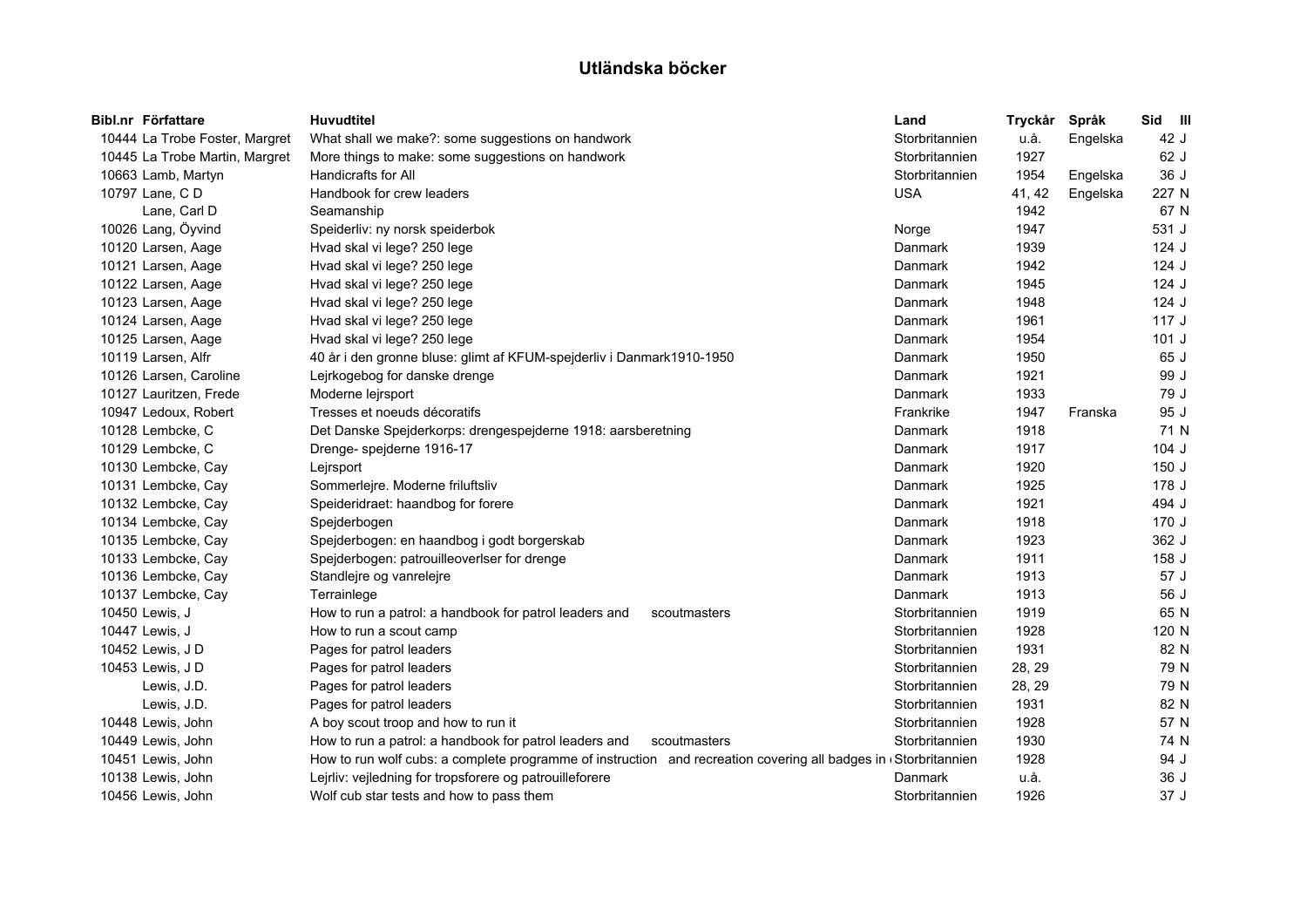# Utländska böcker

| Bibl.nr | Författare | Huvudtitel | Land | Tryckår | Språk | Sid | Ill |
|---|---|---|---|---|---|---|---|
| 10444 | La Trobe Foster, Margret | What shall we make?: some suggestions on handwork | Storbritannien | u.å. | Engelska | 42 | J |
| 10445 | La Trobe Martin, Margret | More things to make: some suggestions on handwork | Storbritannien | 1927 | | 62 | J |
| 10663 | Lamb, Martyn | Handicrafts for All | Storbritannien | 1954 | Engelska | 36 | J |
| 10797 | Lane, C D | Handbook for crew leaders | USA | 41, 42 | Engelska | 227 | N |
| | Lane, Carl D | Seamanship | | 1942 | | 67 | N |
| 10026 | Lang, Öyvind | Speiderliv: ny norsk speiderbok | Norge | 1947 | | 531 | J |
| 10120 | Larsen, Aage | Hvad skal vi lege? 250 lege | Danmark | 1939 | | 124 | J |
| 10121 | Larsen, Aage | Hvad skal vi lege? 250 lege | Danmark | 1942 | | 124 | J |
| 10122 | Larsen, Aage | Hvad skal vi lege? 250 lege | Danmark | 1945 | | 124 | J |
| 10123 | Larsen, Aage | Hvad skal vi lege? 250 lege | Danmark | 1948 | | 124 | J |
| 10124 | Larsen, Aage | Hvad skal vi lege? 250 lege | Danmark | 1961 | | 117 | J |
| 10125 | Larsen, Aage | Hvad skal vi lege? 250 lege | Danmark | 1954 | | 101 | J |
| 10119 | Larsen, Alfr | 40 år i den gronne bluse: glimt af KFUM-spejderliv i Danmark1910-1950 | Danmark | 1950 | | 65 | J |
| 10126 | Larsen, Caroline | Lejrkogebog for danske drenge | Danmark | 1921 | | 99 | J |
| 10127 | Lauritzen, Frede | Moderne lejrsport | Danmark | 1933 | | 79 | J |
| 10947 | Ledoux, Robert | Tresses et noeuds décoratifs | Frankrike | 1947 | Franska | 95 | J |
| 10128 | Lembcke, C | Det Danske Spejderkorps: drengespejderne 1918: aarsberetning | Danmark | 1918 | | 71 | N |
| 10129 | Lembcke, C | Drenge- spejderne 1916-17 | Danmark | 1917 | | 104 | J |
| 10130 | Lembcke, Cay | Lejrsport | Danmark | 1920 | | 150 | J |
| 10131 | Lembcke, Cay | Sommerlejre. Moderne friluftsliv | Danmark | 1925 | | 178 | J |
| 10132 | Lembcke, Cay | Speideridraet: haandbog for forere | Danmark | 1921 | | 494 | J |
| 10134 | Lembcke, Cay | Spejderbogen | Danmark | 1918 | | 170 | J |
| 10135 | Lembcke, Cay | Spejderbogen: en haandbog i godt borgerskab | Danmark | 1923 | | 362 | J |
| 10133 | Lembcke, Cay | Spejderbogen: patrouilleoverlser for drenge | Danmark | 1911 | | 158 | J |
| 10136 | Lembcke, Cay | Standlejre og vanrelejre | Danmark | 1913 | | 57 | J |
| 10137 | Lembcke, Cay | Terrainlege | Danmark | 1913 | | 56 | J |
| 10450 | Lewis, J | How to run a patrol: a handbook for patrol leaders and scoutmasters | Storbritannien | 1919 | | 65 | N |
| 10447 | Lewis, J | How to run a scout camp | Storbritannien | 1928 | | 120 | N |
| 10452 | Lewis, J D | Pages for patrol leaders | Storbritannien | 1931 | | 82 | N |
| 10453 | Lewis, J D | Pages for patrol leaders | Storbritannien | 28, 29 | | 79 | N |
| | Lewis, J.D. | Pages for patrol leaders | Storbritannien | 28, 29 | | 79 | N |
| | Lewis, J.D. | Pages for patrol leaders | Storbritannien | 1931 | | 82 | N |
| 10448 | Lewis, John | A boy scout troop and how to run it | Storbritannien | 1928 | | 57 | N |
| 10449 | Lewis, John | How to run a patrol: a handbook for patrol leaders and scoutmasters | Storbritannien | 1930 | | 74 | N |
| 10451 | Lewis, John | How to run wolf cubs: a complete programme of instruction and recreation covering all badges in | Storbritannien | 1928 | | 94 | J |
| 10138 | Lewis, John | Lejrliv: vejledning for tropsforere og patrouilleforere | Danmark | u.å. | | 36 | J |
| 10456 | Lewis, John | Wolf cub star tests and how to pass them | Storbritannien | 1926 | | 37 | J |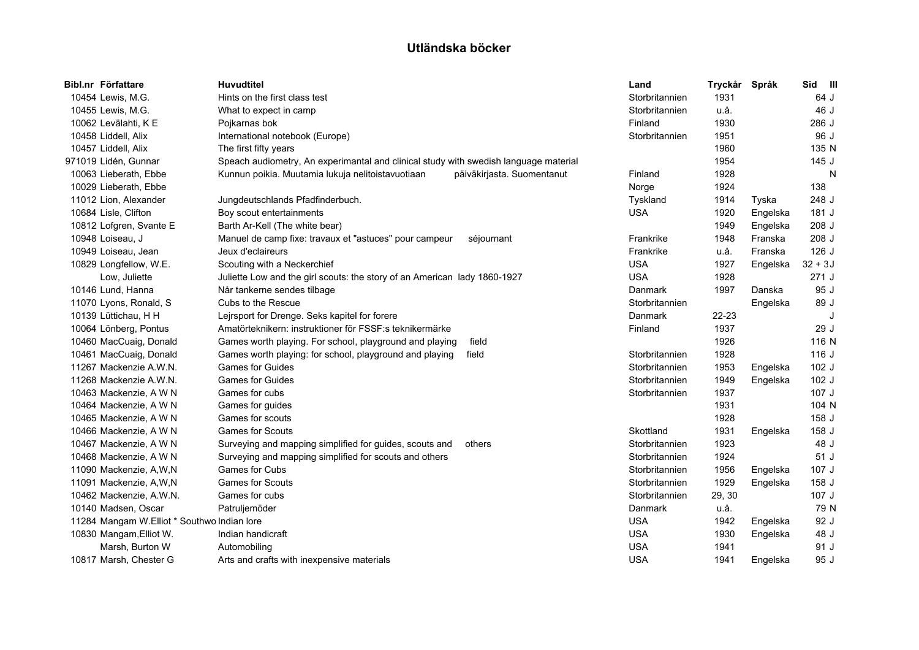# Utländska böcker

| Bibl.nr | Författare | Huvudtitel | Land | Tryckår | Språk | Sid | Ill |
|---|---|---|---|---|---|---|---|
| 10454 | Lewis, M.G. | Hints on the first class test | Storbritannien | 1931 | | 64 | J |
| 10455 | Lewis, M.G. | What to expect in camp | Storbritannien | u.å. | | 46 | J |
| 10062 | Levälahti, K E | Pojkarnas bok | Finland | 1930 | | 286 | J |
| 10458 | Liddell, Alix | International notebook (Europe) | Storbritannien | 1951 | | 96 | J |
| 10457 | Liddell, Alix | The first fifty years | | 1960 | | 135 | N |
| 971019 | Lidén, Gunnar | Speach audiometry, An experimantal and clinical study with swedish language material | | 1954 | | 145 | J |
| 10063 | Lieberath, Ebbe | Kunnun poikia. Muutamia lukuja nelitoistavuotiaan päiväkirjasta. Suomentanut | Finland | 1928 | | | N |
| 10029 | Lieberath, Ebbe | | Norge | 1924 | | 138 | |
| 11012 | Lion, Alexander | Jungdeutschlands Pfadfinderbuch. | Tyskland | 1914 | Tyska | 248 | J |
| 10684 | Lisle, Clifton | Boy scout entertainments | USA | 1920 | Engelska | 181 | J |
| 10812 | Lofgren, Svante E | Barth Ar-Kell (The white bear) | | 1949 | Engelska | 208 | J |
| 10948 | Loiseau, J | Manuel de camp fixe: travaux et "astuces" pour campeur séjournant | Frankrike | 1948 | Franska | 208 | J |
| 10949 | Loiseau, Jean | Jeux d'eclaireurs | Frankrike | u.å. | Franska | 126 | J |
| 10829 | Longfellow, W.E. | Scouting with a Neckerchief | USA | 1927 | Engelska | 32 + 3 | J |
| | Low, Juliette | Juliette Low and the girl scouts: the story of an American lady 1860-1927 | USA | 1928 | | 271 | J |
| 10146 | Lund, Hanna | Når tankerne sendes tilbage | Danmark | 1997 | Danska | 95 | J |
| 11070 | Lyons, Ronald, S | Cubs to the Rescue | Storbritannien | | Engelska | 89 | J |
| 10139 | Lüttichau, H H | Lejrsport for Drenge. Seks kapitel for forere | Danmark | 22-23 | | | J |
| 10064 | Lönberg, Pontus | Amatörteknikern: instruktioner för FSSF:s teknikermärke | Finland | 1937 | | 29 | J |
| 10460 | MacCuaig, Donald | Games worth playing. For school, playground and playing field | | 1926 | | 116 | N |
| 10461 | MacCuaig, Donald | Games worth playing: for school, playground and playing field | Storbritannien | 1928 | | 116 | J |
| 11267 | Mackenzie A.W.N. | Games for Guides | Storbritannien | 1953 | Engelska | 102 | J |
| 11268 | Mackenzie A.W.N. | Games for Guides | Storbritannien | 1949 | Engelska | 102 | J |
| 10463 | Mackenzie, A W N | Games for cubs | Storbritannien | 1937 | | 107 | J |
| 10464 | Mackenzie, A W N | Games for guides | | 1931 | | 104 | N |
| 10465 | Mackenzie, A W N | Games for scouts | | 1928 | | 158 | J |
| 10466 | Mackenzie, A W N | Games for Scouts | Skottland | 1931 | Engelska | 158 | J |
| 10467 | Mackenzie, A W N | Surveying and mapping simplified for guides, scouts and others | Storbritannien | 1923 | | 48 | J |
| 10468 | Mackenzie, A W N | Surveying and mapping simplified for scouts and others | Storbritannien | 1924 | | 51 | J |
| 11090 | Mackenzie, A,W,N | Games for Cubs | Storbritannien | 1956 | Engelska | 107 | J |
| 11091 | Mackenzie, A,W,N | Games for Scouts | Storbritannien | 1929 | Engelska | 158 | J |
| 10462 | Mackenzie, A.W.N. | Games for cubs | Storbritannien | 29, 30 | | 107 | J |
| 10140 | Madsen, Oscar | Patruljemöder | Danmark | u.å. | | 79 | N |
| 11284 | Mangam W.Elliot * Southwo | Indian lore | USA | 1942 | Engelska | 92 | J |
| 10830 | Mangam,Elliot W. | Indian handicraft | USA | 1930 | Engelska | 48 | J |
| | Marsh, Burton W | Automobiling | USA | 1941 | | 91 | J |
| 10817 | Marsh, Chester G | Arts and crafts with inexpensive materials | USA | 1941 | Engelska | 95 | J |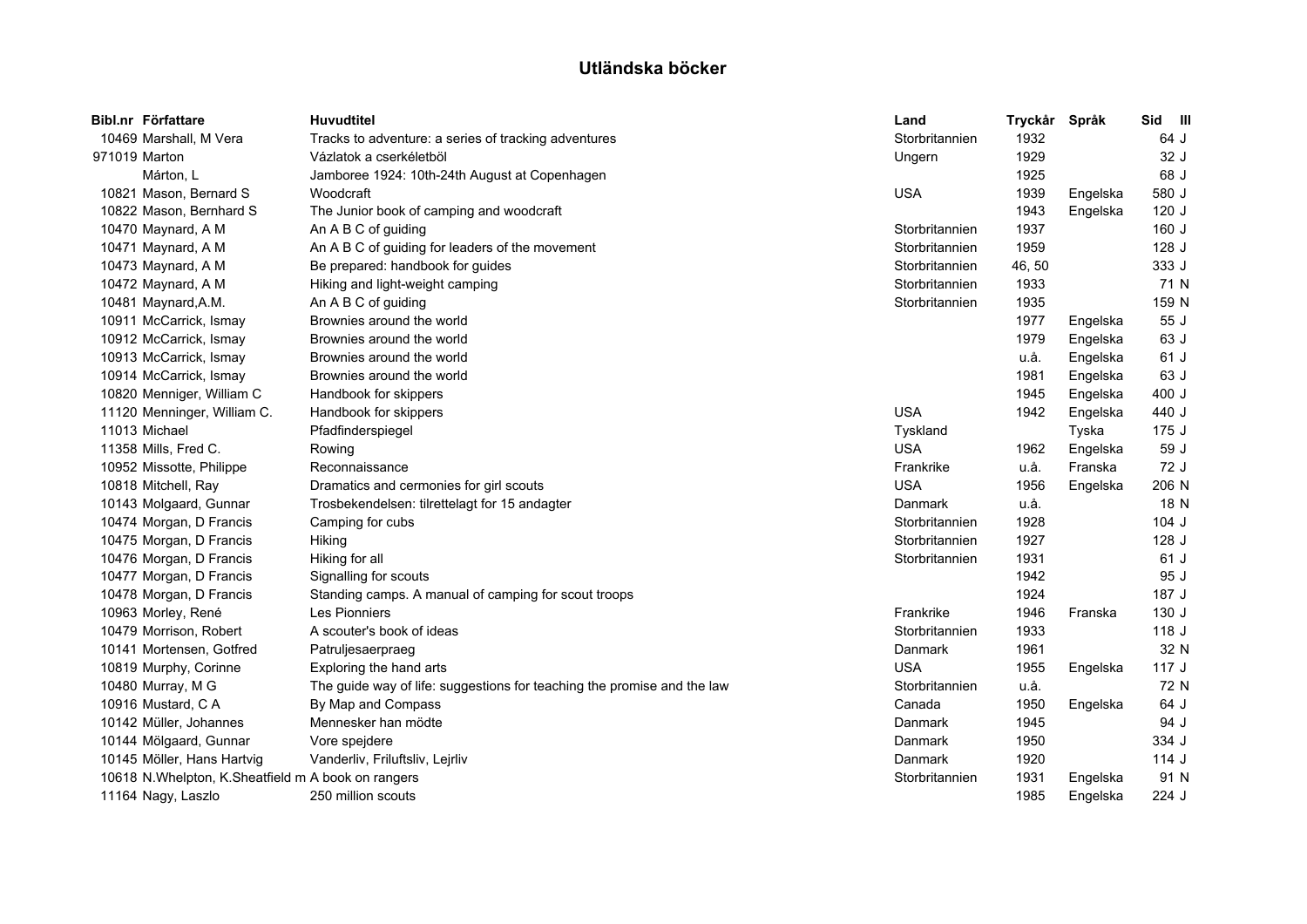# Utländska böcker

| Bibl.nr | Författare | Huvudtitel | Land | Tryckår | Språk | Sid | Ill |
|---|---|---|---|---|---|---|---|
| 10469 | Marshall, M Vera | Tracks to adventure: a series of tracking adventures | Storbritannien | 1932 | | 64 | J |
| 971019 | Marton | Vázlatok a cserkéletből | Ungern | 1929 | | 32 | J |
| | Márton, L | Jamboree 1924: 10th-24th August at Copenhagen | | 1925 | | 68 | J |
| 10821 | Mason, Bernard S | Woodcraft | USA | 1939 | Engelska | 580 | J |
| 10822 | Mason, Bernhard S | The Junior book of camping and woodcraft | | 1943 | Engelska | 120 | J |
| 10470 | Maynard, A M | An A B C of guiding | Storbritannien | 1937 | | 160 | J |
| 10471 | Maynard, A M | An A B C of guiding for leaders of the movement | Storbritannien | 1959 | | 128 | J |
| 10473 | Maynard, A M | Be prepared: handbook for guides | Storbritannien | 46, 50 | | 333 | J |
| 10472 | Maynard, A M | Hiking and light-weight camping | Storbritannien | 1933 | | 71 | N |
| 10481 | Maynard,A.M. | An A B C of guiding | Storbritannien | 1935 | | 159 | N |
| 10911 | McCarrick, Ismay | Brownies around the world | | 1977 | Engelska | 55 | J |
| 10912 | McCarrick, Ismay | Brownies around the world | | 1979 | Engelska | 63 | J |
| 10913 | McCarrick, Ismay | Brownies around the world | | u.å. | Engelska | 61 | J |
| 10914 | McCarrick, Ismay | Brownies around the world | | 1981 | Engelska | 63 | J |
| 10820 | Menniger, William C | Handbook for skippers | | 1945 | Engelska | 400 | J |
| 11120 | Menninger, William C. | Handbook for skippers | USA | 1942 | Engelska | 440 | J |
| 11013 | Michael | Pfadfinderspiegel | Tyskland | | Tyska | 175 | J |
| 11358 | Mills, Fred C. | Rowing | USA | 1962 | Engelska | 59 | J |
| 10952 | Missotte, Philippe | Reconnaissance | Frankrike | u.å. | Franska | 72 | J |
| 10818 | Mitchell, Ray | Dramatics and cermonies for girl scouts | USA | 1956 | Engelska | 206 | N |
| 10143 | Molgaard, Gunnar | Trosbekendelsen: tilrettelagt for 15 andagter | Danmark | u.å. | | 18 | N |
| 10474 | Morgan, D Francis | Camping for cubs | Storbritannien | 1928 | | 104 | J |
| 10475 | Morgan, D Francis | Hiking | Storbritannien | 1927 | | 128 | J |
| 10476 | Morgan, D Francis | Hiking for all | Storbritannien | 1931 | | 61 | J |
| 10477 | Morgan, D Francis | Signalling for scouts | | 1942 | | 95 | J |
| 10478 | Morgan, D Francis | Standing camps. A manual of camping for scout troops | | 1924 | | 187 | J |
| 10963 | Morley, René | Les Pionniers | Frankrike | 1946 | Franska | 130 | J |
| 10479 | Morrison, Robert | A scouter's book of ideas | Storbritannien | 1933 | | 118 | J |
| 10141 | Mortensen, Gotfred | Patruljesaerpraeg | Danmark | 1961 | | 32 | N |
| 10819 | Murphy, Corinne | Exploring the hand arts | USA | 1955 | Engelska | 117 | J |
| 10480 | Murray, M G | The guide way of life: suggestions for teaching the promise and the law | Storbritannien | u.å. | | 72 | N |
| 10916 | Mustard, C A | By Map and Compass | Canada | 1950 | Engelska | 64 | J |
| 10142 | Müller, Johannes | Mennesker han mödte | Danmark | 1945 | | 94 | J |
| 10144 | Mölgaard, Gunnar | Vore spejdere | Danmark | 1950 | | 334 | J |
| 10145 | Möller, Hans Hartvig | Vanderliv, Friluftsliv, Lejrliv | Danmark | 1920 | | 114 | J |
| 10618 | N.Whelpton, K.Sheatfield m | A book on rangers | Storbritannien | 1931 | Engelska | 91 | N |
| 11164 | Nagy, Laszlo | 250 million scouts | | 1985 | Engelska | 224 | J |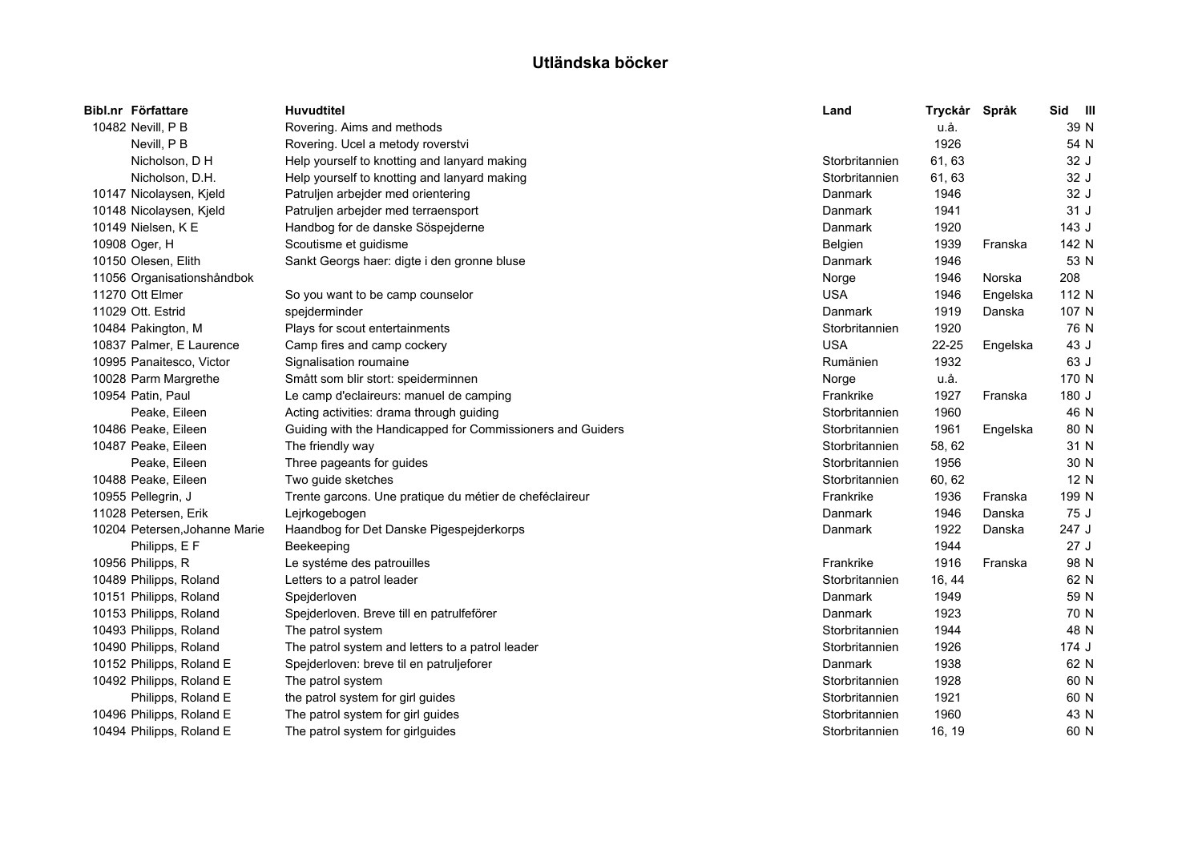# Utländska böcker

| Bibl.nr | Författare | Huvudtitel | Land | Tryckår | Språk | Sid | Ill |
|---|---|---|---|---|---|---|---|
| 10482 | Nevill, P B | Rovering. Aims and methods | | u.å. | | 39 | N |
| | Nevill, P B | Rovering. Ucel a metody roverstvi | | 1926 | | 54 | N |
| | Nicholson, D H | Help yourself to knotting and lanyard making | Storbritannien | 61, 63 | | 32 | J |
| | Nicholson, D.H. | Help yourself to knotting and lanyard making | Storbritannien | 61, 63 | | 32 | J |
| 10147 | Nicolaysen, Kjeld | Patruljen arbejder med orientering | Danmark | 1946 | | 32 | J |
| 10148 | Nicolaysen, Kjeld | Patruljen arbejder med terraensport | Danmark | 1941 | | 31 | J |
| 10149 | Nielsen, K E | Handbog for de danske Söspejderne | Danmark | 1920 | | 143 | J |
| 10908 | Oger, H | Scoutisme et guidisme | Belgien | 1939 | Franska | 142 | N |
| 10150 | Olesen, Elith | Sankt Georgs haer: digte i den gronne bluse | Danmark | 1946 | | 53 | N |
| 11056 | Organisationshåndbok | | Norge | 1946 | Norska | 208 | |
| 11270 | Ott Elmer | So you want to be camp counselor | USA | 1946 | Engelska | 112 | N |
| 11029 | Ott. Estrid | spejderminder | Danmark | 1919 | Danska | 107 | N |
| 10484 | Pakington, M | Plays for scout entertainments | Storbritannien | 1920 | | 76 | N |
| 10837 | Palmer, E Laurence | Camp fires and camp cockery | USA | 22-25 | Engelska | 43 | J |
| 10995 | Panaitesco, Victor | Signalisation roumaine | Rumänien | 1932 | | 63 | J |
| 10028 | Parm Margrethe | Smått som blir stort: speiderminnen | Norge | u.å. | | 170 | N |
| 10954 | Patin, Paul | Le camp d'eclaireurs: manuel de camping | Frankrike | 1927 | Franska | 180 | J |
| | Peake, Eileen | Acting activities: drama through guiding | Storbritannien | 1960 | | 46 | N |
| 10486 | Peake, Eileen | Guiding with the Handicapped for Commissioners and Guiders | Storbritannien | 1961 | Engelska | 80 | N |
| 10487 | Peake, Eileen | The friendly way | Storbritannien | 58, 62 | | 31 | N |
| | Peake, Eileen | Three pageants for guides | Storbritannien | 1956 | | 30 | N |
| 10488 | Peake, Eileen | Two guide sketches | Storbritannien | 60, 62 | | 12 | N |
| 10955 | Pellegrin, J | Trente garcons. Une pratique du métier de chefécIaireur | Frankrike | 1936 | Franska | 199 | N |
| 11028 | Petersen, Erik | Lejrkogebogen | Danmark | 1946 | Danska | 75 | J |
| 10204 | Petersen,Johanne Marie | Haandbog for Det Danske Pigespejderkorps | Danmark | 1922 | Danska | 247 | J |
| | Philipps, E F | Beekeeping | | 1944 | | 27 | J |
| 10956 | Philipps, R | Le systéme des patrouilles | Frankrike | 1916 | Franska | 98 | N |
| 10489 | Philipps, Roland | Letters to a patrol leader | Storbritannien | 16, 44 | | 62 | N |
| 10151 | Philipps, Roland | Spejderloven | Danmark | 1949 | | 59 | N |
| 10153 | Philipps, Roland | Spejderloven. Breve till en patrulleförer | Danmark | 1923 | | 70 | N |
| 10493 | Philipps, Roland | The patrol system | Storbritannien | 1944 | | 48 | N |
| 10490 | Philipps, Roland | The patrol system and letters to a patrol leader | Storbritannien | 1926 | | 174 | J |
| 10152 | Philipps, Roland E | Spejderloven: breve til en patruljeforer | Danmark | 1938 | | 62 | N |
| 10492 | Philipps, Roland E | The patrol system | Storbritannien | 1928 | | 60 | N |
| | Philipps, Roland E | the patrol system for girl guides | Storbritannien | 1921 | | 60 | N |
| 10496 | Philipps, Roland E | The patrol system for girl guides | Storbritannien | 1960 | | 43 | N |
| 10494 | Philipps, Roland E | The patrol system for girlguides | Storbritannien | 16, 19 | | 60 | N |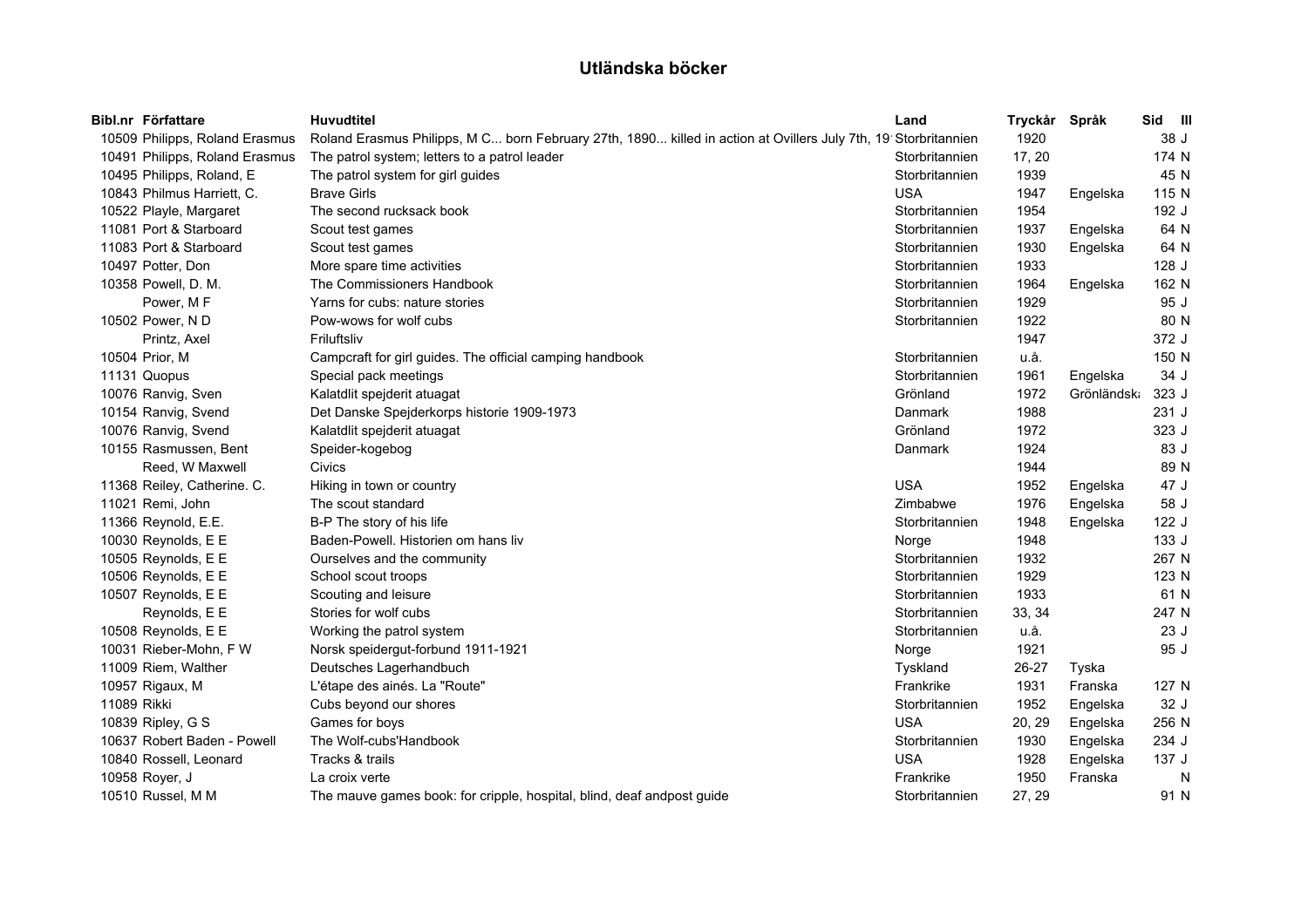# Utländska böcker

| Bibl.nr | Författare | Huvudtitel | Land | Tryckår | Språk | Sid | Ill |
|---|---|---|---|---|---|---|---|
| 10509 | Philipps, Roland Erasmus | Roland Erasmus Philipps, M C... born February 27th, 1890... killed in action at Ovillers July 7th, 19 | Storbritannien | 1920 | | 38 | J |
| 10491 | Philipps, Roland Erasmus | The patrol system; letters to a patrol leader | Storbritannien | 17, 20 | | 174 | N |
| 10495 | Philipps, Roland, E | The patrol system for girl guides | Storbritannien | 1939 | | 45 | N |
| 10843 | Philmus Harriett, C. | Brave Girls | USA | 1947 | Engelska | 115 | N |
| 10522 | Playle, Margaret | The second rucksack book | Storbritannien | 1954 | | 192 | J |
| 11081 | Port & Starboard | Scout test games | Storbritannien | 1937 | Engelska | 64 | N |
| 11083 | Port & Starboard | Scout test games | Storbritannien | 1930 | Engelska | 64 | N |
| 10497 | Potter, Don | More spare time activities | Storbritannien | 1933 | | 128 | J |
| 10358 | Powell, D. M. | The Commissioners Handbook | Storbritannien | 1964 | Engelska | 162 | N |
| | Power, M F | Yarns for cubs: nature stories | Storbritannien | 1929 | | 95 | J |
| 10502 | Power, N D | Pow-wows for wolf cubs | Storbritannien | 1922 | | 80 | N |
| | Printz, Axel | Friluftsliv | | 1947 | | 372 | J |
| 10504 | Prior, M | Campcraft for girl guides. The official camping handbook | Storbritannien | u.å. | | 150 | N |
| 11131 | Quopus | Special pack meetings | Storbritannien | 1961 | Engelska | 34 | J |
| 10076 | Ranvig, Sven | Kalatdlit spejderit atuagat | Grönland | 1972 | Grönländska | 323 | J |
| 10154 | Ranvig, Svend | Det Danske Spejderkorps historie 1909-1973 | Danmark | 1988 | | 231 | J |
| 10076 | Ranvig, Svend | Kalatdlit spejderit atuagat | Grönland | 1972 | | 323 | J |
| 10155 | Rasmussen, Bent | Speider-kogebog | Danmark | 1924 | | 83 | J |
| | Reed, W Maxwell | Civics | | 1944 | | 89 | N |
| 11368 | Reiley, Catherine. C. | Hiking in town or country | USA | 1952 | Engelska | 47 | J |
| 11021 | Remi, John | The scout standard | Zimbabwe | 1976 | Engelska | 58 | J |
| 11366 | Reynold, E.E. | B-P The story of his life | Storbritannien | 1948 | Engelska | 122 | J |
| 10030 | Reynolds, E E | Baden-Powell. Historien om hans liv | Norge | 1948 | | 133 | J |
| 10505 | Reynolds, E E | Ourselves and the community | Storbritannien | 1932 | | 267 | N |
| 10506 | Reynolds, E E | School scout troops | Storbritannien | 1929 | | 123 | N |
| 10507 | Reynolds, E E | Scouting and leisure | Storbritannien | 1933 | | 61 | N |
| | Reynolds, E E | Stories for wolf cubs | Storbritannien | 33, 34 | | 247 | N |
| 10508 | Reynolds, E E | Working the patrol system | Storbritannien | u.å. | | 23 | J |
| 10031 | Rieber-Mohn, F W | Norsk speidergut-forbund 1911-1921 | Norge | 1921 | | 95 | J |
| 11009 | Riem, Walther | Deutsches Lagerhandbuch | Tyskland | 26-27 | Tyska | | |
| 10957 | Rigaux, M | L'étape des ainés. La "Route" | Frankrike | 1931 | Franska | 127 | N |
| 11089 | Rikki | Cubs beyond our shores | Storbritannien | 1952 | Engelska | 32 | J |
| 10839 | Ripley, G S | Games for boys | USA | 20, 29 | Engelska | 256 | N |
| 10637 | Robert Baden - Powell | The Wolf-cubs'Handbook | Storbritannien | 1930 | Engelska | 234 | J |
| 10840 | Rossell, Leonard | Tracks & trails | USA | 1928 | Engelska | 137 | J |
| 10958 | Royer, J | La croix verte | Frankrike | 1950 | Franska | | N |
| 10510 | Russel, M M | The mauve games book: for cripple, hospital, blind, deaf andpost guide | Storbritannien | 27, 29 | | 91 | N |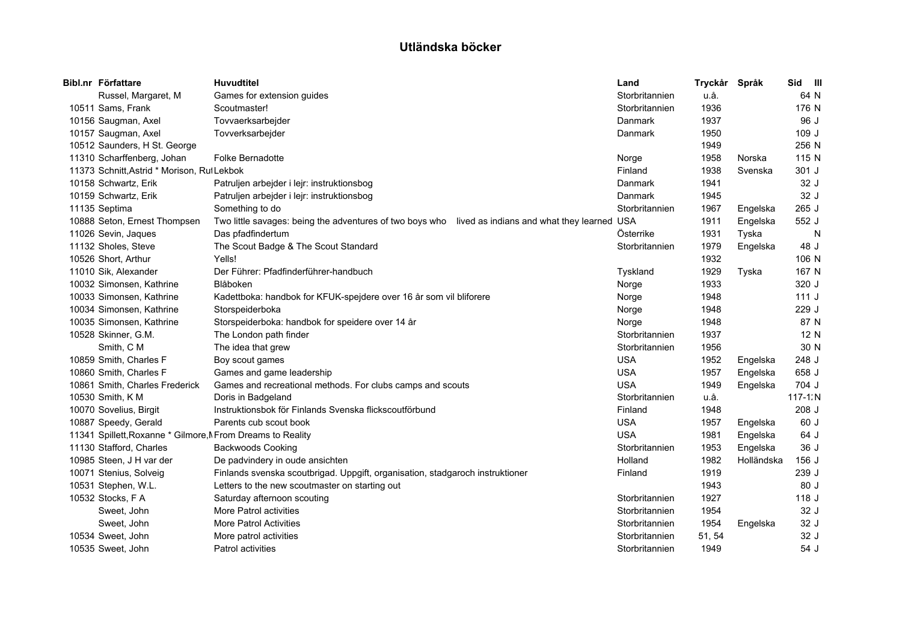# Utländska böcker

| Bibl.nr | Författare | Huvudtitel | Land | Tryckår | Språk | Sid | Ill |
|---|---|---|---|---|---|---|---|
| | Russel, Margaret, M | Games for extension guides | Storbritannien | u.å. | | 64 | N |
| 10511 | Sams, Frank | Scoutmaster! | Storbritannien | 1936 | | 176 | N |
| 10156 | Saugman, Axel | Tovvaerksarbejder | Danmark | 1937 | | 96 | J |
| 10157 | Saugman, Axel | Tovverksarbejder | Danmark | 1950 | | 109 | J |
| 10512 | Saunders, H St. George | | | 1949 | | 256 | N |
| 11310 | Scharffenberg, Johan | Folke Bernadotte | Norge | 1958 | Norska | 115 | N |
| 11373 | Schnitt,Astrid * Morison, Ru | Lekbok | Finland | 1938 | Svenska | 301 | J |
| 10158 | Schwartz, Erik | Patruljen arbejder i lejr: instruktionsbog | Danmark | 1941 | | 32 | J |
| 10159 | Schwartz, Erik | Patruljen arbejder i lejr: instruktionsbog | Danmark | 1945 | | 32 | J |
| 11135 | Septima | Something to do | Storbritannien | 1967 | Engelska | 265 | J |
| 10888 | Seton, Ernest Thompsen | Two little savages: being the adventures of two boys who lived as indians and what they learned | USA | 1911 | Engelska | 552 | J |
| 11026 | Sevin, Jaques | Das pfadfindertum | Österrike | 1931 | Tyska | | N |
| 11132 | Sholes, Steve | The Scout Badge & The Scout Standard | Storbritannien | 1979 | Engelska | 48 | J |
| 10526 | Short, Arthur | Yells! | | 1932 | | 106 | N |
| 11010 | Sik, Alexander | Der Führer: Pfadfinderführer-handbuch | Tyskland | 1929 | Tyska | 167 | N |
| 10032 | Simonsen, Kathrine | Blåboken | Norge | 1933 | | 320 | J |
| 10033 | Simonsen, Kathrine | Kadettboka: handbok for KFUK-spejdere over 16 år som vil bliforere | Norge | 1948 | | 111 | J |
| 10034 | Simonsen, Kathrine | Storspeiderboka | Norge | 1948 | | 229 | J |
| 10035 | Simonsen, Kathrine | Storspeiderboka: handbok for speidere over 14 år | Norge | 1948 | | 87 | N |
| 10528 | Skinner, G.M. | The London path finder | Storbritannien | 1937 | | 12 | N |
| | Smith, C M | The idea that grew | Storbritannien | 1956 | | 30 | N |
| 10859 | Smith, Charles F | Boy scout games | USA | 1952 | Engelska | 248 | J |
| 10860 | Smith, Charles F | Games and game leadership | USA | 1957 | Engelska | 658 | J |
| 10861 | Smith, Charles Frederick | Games and recreational methods. For clubs camps and scouts | USA | 1949 | Engelska | 704 | J |
| 10530 | Smith, K M | Doris in Badgeland | Storbritannien | u.å. | | 117-1: | N |
| 10070 | Sovelius, Birgit | Instruktionsbok för Finlands Svenska flickscoutförbund | Finland | 1948 | | 208 | J |
| 10887 | Speedy, Gerald | Parents cub scout book | USA | 1957 | Engelska | 60 | J |
| 11341 | Spillett,Roxanne * Gilmore,M | From Dreams to Reality | USA | 1981 | Engelska | 64 | J |
| 11130 | Stafford, Charles | Backwoods Cooking | Storbritannien | 1953 | Engelska | 36 | J |
| 10985 | Steen, J H var der | De padvindery in oude ansichten | Holland | 1982 | Holländska | 156 | J |
| 10071 | Stenius, Solveig | Finlands svenska scoutbrigad. Uppgift, organisation, stadgaroch instruktioner | Finland | 1919 | | 239 | J |
| 10531 | Stephen, W.L. | Letters to the new scoutmaster on starting out | | 1943 | | 80 | J |
| 10532 | Stocks, F A | Saturday afternoon scouting | Storbritannien | 1927 | | 118 | J |
| | Sweet, John | More Patrol activities | Storbritannien | 1954 | | 32 | J |
| | Sweet, John | More Patrol Activities | Storbritannien | 1954 | Engelska | 32 | J |
| 10534 | Sweet, John | More patrol activities | Storbritannien | 51, 54 | | 32 | J |
| 10535 | Sweet, John | Patrol activities | Storbritannien | 1949 | | 54 | J |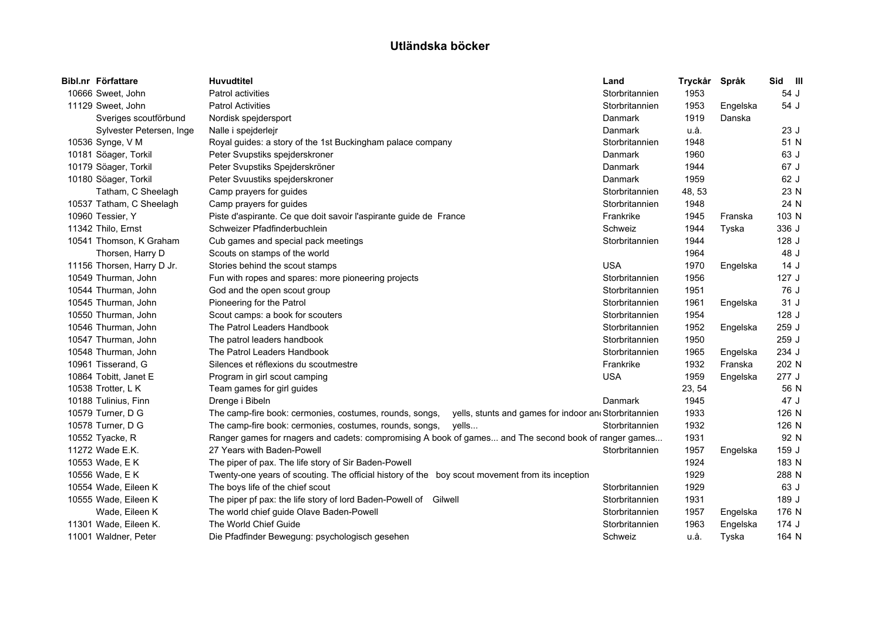# Utländska böcker

| Bibl.nr | Författare | Huvudtitel | Land | Tryckår | Språk | Sid | Ill |
|---|---|---|---|---|---|---|---|
| 10666 | Sweet, John | Patrol activities | Storbritannien | 1953 | | 54 | J |
| 11129 | Sweet, John | Patrol Activities | Storbritannien | 1953 | Engelska | 54 | J |
| | Sveriges scoutförbund | Nordisk spejdersport | Danmark | 1919 | Danska | | |
| | Sylvester Petersen, Inge | Nalle i spejderlejr | Danmark | u.å. | | 23 | J |
| 10536 | Synge, V M | Royal guides: a story of the 1st Buckingham palace company | Storbritannien | 1948 | | 51 | N |
| 10181 | Söager, Torkil | Peter Svupstiks spejderskroner | Danmark | 1960 | | 63 | J |
| 10179 | Söager, Torkil | Peter Svupstiks Spejderskröner | Danmark | 1944 | | 67 | J |
| 10180 | Söager, Torkil | Peter Svuustiks spejderskroner | Danmark | 1959 | | 62 | J |
| | Tatham, C Sheelagh | Camp prayers for guides | Storbritannien | 48, 53 | | 23 | N |
| 10537 | Tatham, C Sheelagh | Camp prayers for guides | Storbritannien | 1948 | | 24 | N |
| 10960 | Tessier, Y | Piste d'aspirante. Ce que doit savoir l'aspirante guide de France | Frankrike | 1945 | Franska | 103 | N |
| 11342 | Thilo, Ernst | Schweizer Pfadfinderbuchlein | Schweiz | 1944 | Tyska | 336 | J |
| 10541 | Thomson, K Graham | Cub games and special pack meetings | Storbritannien | 1944 | | 128 | J |
| | Thorsen, Harry D | Scouts on stamps of the world | | 1964 | | 48 | J |
| 11156 | Thorsen, Harry D Jr. | Stories behind the scout stamps | USA | 1970 | Engelska | 14 | J |
| 10549 | Thurman, John | Fun with ropes and spares: more pioneering projects | Storbritannien | 1956 | | 127 | J |
| 10544 | Thurman, John | God and the open scout group | Storbritannien | 1951 | | 76 | J |
| 10545 | Thurman, John | Pioneering for the Patrol | Storbritannien | 1961 | Engelska | 31 | J |
| 10550 | Thurman, John | Scout camps: a book for scouters | Storbritannien | 1954 | | 128 | J |
| 10546 | Thurman, John | The Patrol Leaders Handbook | Storbritannien | 1952 | Engelska | 259 | J |
| 10547 | Thurman, John | The patrol leaders handbook | Storbritannien | 1950 | | 259 | J |
| 10548 | Thurman, John | The Patrol Leaders Handbook | Storbritannien | 1965 | Engelska | 234 | J |
| 10961 | Tisserand, G | Silences et réflexions du scoutmestre | Frankrike | 1932 | Franska | 202 | N |
| 10864 | Tobitt, Janet E | Program in girl scout camping | USA | 1959 | Engelska | 277 | J |
| 10538 | Trotter, L K | Team games for girl guides | | 23, 54 | | 56 | N |
| 10188 | Tulinius, Finn | Drenge i Bibeln | Danmark | 1945 | | 47 | J |
| 10579 | Turner, D G | The camp-fire book: cermonies, costumes, rounds, songs, yells, stunts and games for indoor an | Storbritannien | 1933 | | 126 | N |
| 10578 | Turner, D G | The camp-fire book: cermonies, costumes, rounds, songs, yells... | Storbritannien | 1932 | | 126 | N |
| 10552 | Tyacke, R | Ranger games for rnagers and cadets: compromising A book of games... and The second book of ranger games... | | 1931 | | 92 | N |
| 11272 | Wade E.K. | 27 Years with Baden-Powell | Storbritannien | 1957 | Engelska | 159 | J |
| 10553 | Wade, E K | The piper of pax. The life story of Sir Baden-Powell | | 1924 | | 183 | N |
| 10556 | Wade, E K | Twenty-one years of scouting. The official history of the boy scout movement from its inception | | 1929 | | 288 | N |
| 10554 | Wade, Eileen K | The boys life of the chief scout | Storbritannien | 1929 | | 63 | J |
| 10555 | Wade, Eileen K | The piper pf pax: the life story of lord Baden-Powell of Gilwell | Storbritannien | 1931 | | 189 | J |
| | Wade, Eileen K | The world chief guide Olave Baden-Powell | Storbritannien | 1957 | Engelska | 176 | N |
| 11301 | Wade, Eileen K. | The World Chief Guide | Storbritannien | 1963 | Engelska | 174 | J |
| 11001 | Waldner, Peter | Die Pfadfinder Bewegung: psychologisch gesehen | Schweiz | u.å. | Tyska | 164 | N |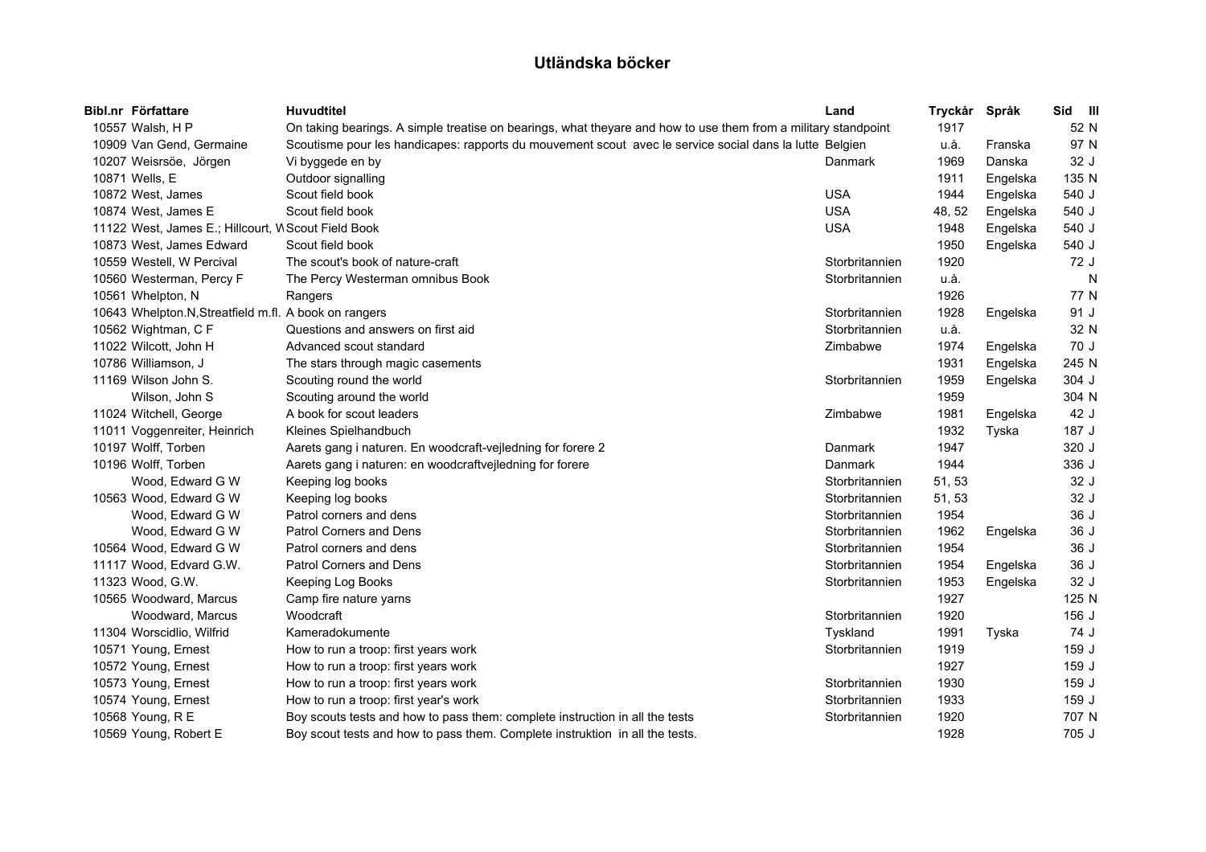# Utländska böcker

| Bibl.nr | Författare | Huvudtitel | Land | Tryckår | Språk | Sid | Ill |
|---|---|---|---|---|---|---|---|
| 10557 | Walsh, H P | On taking bearings. A simple treatise on bearings, what theyare and how to use them from a military standpoint | | 1917 | | 52 | N |
| 10909 | Van Gend, Germaine | Scoutisme pour les handicapes: rapports du mouvement scout avec le service social dans la lutte | Belgien | u.å. | Franska | 97 | N |
| 10207 | Weisrsöe, Jörgen | Vi byggede en by | Danmark | 1969 | Danska | 32 | J |
| 10871 | Wells, E | Outdoor signalling | | 1911 | Engelska | 135 | N |
| 10872 | West, James | Scout field book | USA | 1944 | Engelska | 540 | J |
| 10874 | West, James E | Scout field book | USA | 48, 52 | Engelska | 540 | J |
| 11122 | West, James E.; Hillcourt, W | Scout Field Book | USA | 1948 | Engelska | 540 | J |
| 10873 | West, James Edward | Scout field book | | 1950 | Engelska | 540 | J |
| 10559 | Westell, W Percival | The scout's book of nature-craft | Storbritannien | 1920 | | 72 | J |
| 10560 | Westerman, Percy F | The Percy Westerman omnibus Book | Storbritannien | u.å. | | | N |
| 10561 | Whelpton, N | Rangers | | 1926 | | 77 | N |
| 10643 | Whelpton.N,Streatfield m.fl. | A book on rangers | Storbritannien | 1928 | Engelska | 91 | J |
| 10562 | Wightman, C F | Questions and answers on first aid | Storbritannien | u.å. | | 32 | N |
| 11022 | Wilcott, John H | Advanced scout standard | Zimbabwe | 1974 | Engelska | 70 | J |
| 10786 | Williamson, J | The stars through magic casements | | 1931 | Engelska | 245 | N |
| 11169 | Wilson John S. | Scouting round the world | Storbritannien | 1959 | Engelska | 304 | J |
| | Wilson, John S | Scouting around the world | | 1959 | | 304 | N |
| 11024 | Witchell, George | A book for scout leaders | Zimbabwe | 1981 | Engelska | 42 | J |
| 11011 | Voggenreiter, Heinrich | Kleines Spielhandbuch | | 1932 | Tyska | 187 | J |
| 10197 | Wolff, Torben | Aarets gang i naturen. En woodcraft-vejledning for forere 2 | Danmark | 1947 | | 320 | J |
| 10196 | Wolff, Torben | Aarets gang i naturen: en woodcraftvejledning for forere | Danmark | 1944 | | 336 | J |
| | Wood, Edward G W | Keeping log books | Storbritannien | 51, 53 | | 32 | J |
| 10563 | Wood, Edward G W | Keeping log books | Storbritannien | 51, 53 | | 32 | J |
| | Wood, Edward G W | Patrol corners and dens | Storbritannien | 1954 | | 36 | J |
| | Wood, Edward G W | Patrol Corners and Dens | Storbritannien | 1962 | Engelska | 36 | J |
| 10564 | Wood, Edward G W | Patrol corners and dens | Storbritannien | 1954 | | 36 | J |
| 11117 | Wood, Edvard G.W. | Patrol Corners and Dens | Storbritannien | 1954 | Engelska | 36 | J |
| 11323 | Wood, G.W. | Keeping Log Books | Storbritannien | 1953 | Engelska | 32 | J |
| 10565 | Woodward, Marcus | Camp fire nature yarns | | 1927 | | 125 | N |
| | Woodward, Marcus | Woodcraft | Storbritannien | 1920 | | 156 | J |
| 11304 | Worscidlio, Wilfrid | Kameradokumente | Tyskland | 1991 | Tyska | 74 | J |
| 10571 | Young, Ernest | How to run a troop: first years work | Storbritannien | 1919 | | 159 | J |
| 10572 | Young, Ernest | How to run a troop: first years work | | 1927 | | 159 | J |
| 10573 | Young, Ernest | How to run a troop: first years work | Storbritannien | 1930 | | 159 | J |
| 10574 | Young, Ernest | How to run a troop: first year's work | Storbritannien | 1933 | | 159 | J |
| 10568 | Young, R E | Boy scouts tests and how to pass them: complete instruction in all the tests | Storbritannien | 1920 | | 707 | N |
| 10569 | Young, Robert E | Boy scout tests and how to pass them. Complete instruktion in all the tests. | | 1928 | | 705 | J |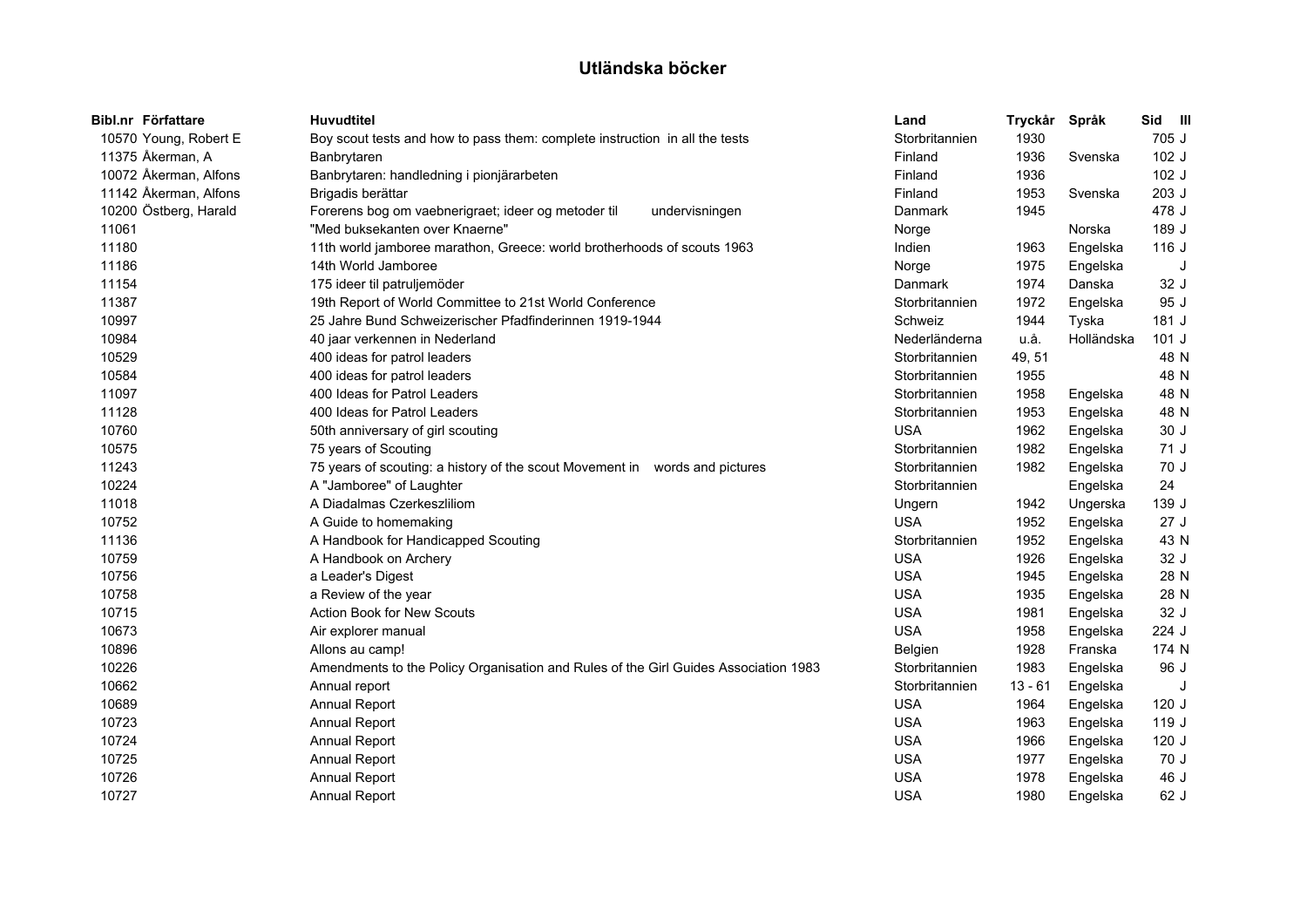# Utländska böcker

| Bibl.nr | Författare | Huvudtitel | Land | Tryckår | Språk | Sid | Ill |
|---|---|---|---|---|---|---|---|
| 10570 | Young, Robert E | Boy scout tests and how to pass them: complete instruction in all the tests | Storbritannien | 1930 | | 705 | J |
| 11375 | Åkerman, A | Banbrytaren | Finland | 1936 | Svenska | 102 | J |
| 10072 | Åkerman, Alfons | Banbrytaren: handledning i pionjärarbeten | Finland | 1936 | | 102 | J |
| 11142 | Åkerman, Alfons | Brigadis berättar | Finland | 1953 | Svenska | 203 | J |
| 10200 | Östberg, Harald | Forerens bog om vaebnerigraet; ideer og metoder til undervisningen | Danmark | 1945 | | 478 | J |
| 11061 | | "Med buksekanten over Knaerne" | Norge | | Norska | 189 | J |
| 11180 | | 11th world jamboree marathon, Greece: world brotherhoods of scouts 1963 | Indien | 1963 | Engelska | 116 | J |
| 11186 | | 14th World Jamboree | Norge | 1975 | Engelska | | J |
| 11154 | | 175 ideer til patruljemöder | Danmark | 1974 | Danska | 32 | J |
| 11387 | | 19th Report of World Committee to 21st World Conference | Storbritannien | 1972 | Engelska | 95 | J |
| 10997 | | 25 Jahre Bund Schweizerischer Pfadfinderinnen 1919-1944 | Schweiz | 1944 | Tyska | 181 | J |
| 10984 | | 40 jaar verkennen in Nederland | Nederländerna | u.å. | Holländska | 101 | J |
| 10529 | | 400 ideas for patrol leaders | Storbritannien | 49, 51 | | 48 | N |
| 10584 | | 400 ideas for patrol leaders | Storbritannien | 1955 | | 48 | N |
| 11097 | | 400 Ideas for Patrol Leaders | Storbritannien | 1958 | Engelska | 48 | N |
| 11128 | | 400 Ideas for Patrol Leaders | Storbritannien | 1953 | Engelska | 48 | N |
| 10760 | | 50th anniversary of girl scouting | USA | 1962 | Engelska | 30 | J |
| 10575 | | 75 years of Scouting | Storbritannien | 1982 | Engelska | 71 | J |
| 11243 | | 75 years of scouting: a history of the scout Movement in words and pictures | Storbritannien | 1982 | Engelska | 70 | J |
| 10224 | | A "Jamboree" of Laughter | Storbritannien | | Engelska | 24 | |
| 11018 | | A Diadalmas Czerkeszliliom | Ungern | 1942 | Ungerska | 139 | J |
| 10752 | | A Guide to homemaking | USA | 1952 | Engelska | 27 | J |
| 11136 | | A Handbook for Handicapped Scouting | Storbritannien | 1952 | Engelska | 43 | N |
| 10759 | | A Handbook on Archery | USA | 1926 | Engelska | 32 | J |
| 10756 | | a Leader's Digest | USA | 1945 | Engelska | 28 | N |
| 10758 | | a Review of the year | USA | 1935 | Engelska | 28 | N |
| 10715 | | Action Book for New Scouts | USA | 1981 | Engelska | 32 | J |
| 10673 | | Air explorer manual | USA | 1958 | Engelska | 224 | J |
| 10896 | | Allons au camp! | Belgien | 1928 | Franska | 174 | N |
| 10226 | | Amendments to the Policy Organisation and Rules of the Girl Guides Association 1983 | Storbritannien | 1983 | Engelska | 96 | J |
| 10662 | | Annual report | Storbritannien | 13 - 61 | Engelska | | J |
| 10689 | | Annual Report | USA | 1964 | Engelska | 120 | J |
| 10723 | | Annual Report | USA | 1963 | Engelska | 119 | J |
| 10724 | | Annual Report | USA | 1966 | Engelska | 120 | J |
| 10725 | | Annual Report | USA | 1977 | Engelska | 70 | J |
| 10726 | | Annual Report | USA | 1978 | Engelska | 46 | J |
| 10727 | | Annual Report | USA | 1980 | Engelska | 62 | J |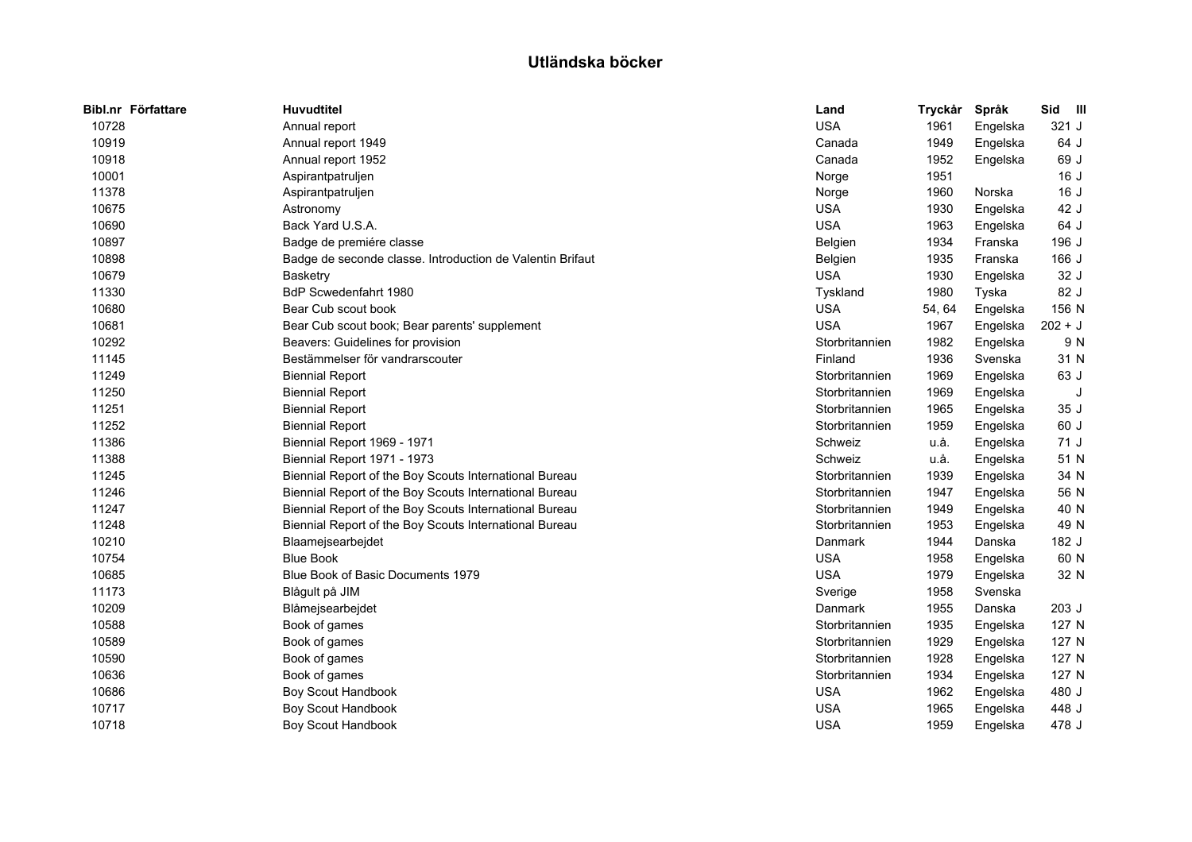# Utländska böcker

| Bibl.nr | Författare | Huvudtitel | Land | Tryckår | Språk | Sid | Ill |
|---|---|---|---|---|---|---|---|
| 10728 | | Annual report | USA | 1961 | Engelska | 321 | J |
| 10919 | | Annual report 1949 | Canada | 1949 | Engelska | 64 | J |
| 10918 | | Annual report 1952 | Canada | 1952 | Engelska | 69 | J |
| 10001 | | Aspirantpatruljen | Norge | 1951 | | 16 | J |
| 11378 | | Aspirantpatruljen | Norge | 1960 | Norska | 16 | J |
| 10675 | | Astronomy | USA | 1930 | Engelska | 42 | J |
| 10690 | | Back Yard U.S.A. | USA | 1963 | Engelska | 64 | J |
| 10897 | | Badge de premiére classe | Belgien | 1934 | Franska | 196 | J |
| 10898 | | Badge de seconde classe. Introduction de Valentin Brifaut | Belgien | 1935 | Franska | 166 | J |
| 10679 | | Basketry | USA | 1930 | Engelska | 32 | J |
| 11330 | | BdP Scwedenfahrt 1980 | Tyskland | 1980 | Tyska | 82 | J |
| 10680 | | Bear Cub scout book | USA | 54, 64 | Engelska | 156 | N |
| 10681 | | Bear Cub scout book; Bear parents' supplement | USA | 1967 | Engelska | 202 + | J |
| 10292 | | Beavers: Guidelines for provision | Storbritannien | 1982 | Engelska | 9 | N |
| 11145 | | Bestämmelser för vandrarscouter | Finland | 1936 | Svenska | 31 | N |
| 11249 | | Biennial Report | Storbritannien | 1969 | Engelska | 63 | J |
| 11250 | | Biennial Report | Storbritannien | 1969 | Engelska | | J |
| 11251 | | Biennial Report | Storbritannien | 1965 | Engelska | 35 | J |
| 11252 | | Biennial Report | Storbritannien | 1959 | Engelska | 60 | J |
| 11386 | | Biennial Report 1969 - 1971 | Schweiz | u.å. | Engelska | 71 | J |
| 11388 | | Biennial Report 1971 - 1973 | Schweiz | u.å. | Engelska | 51 | N |
| 11245 | | Biennial Report of the Boy Scouts International Bureau | Storbritannien | 1939 | Engelska | 34 | N |
| 11246 | | Biennial Report of the Boy Scouts International Bureau | Storbritannien | 1947 | Engelska | 56 | N |
| 11247 | | Biennial Report of the Boy Scouts International Bureau | Storbritannien | 1949 | Engelska | 40 | N |
| 11248 | | Biennial Report of the Boy Scouts International Bureau | Storbritannien | 1953 | Engelska | 49 | N |
| 10210 | | Blaamejsearbejdet | Danmark | 1944 | Danska | 182 | J |
| 10754 | | Blue Book | USA | 1958 | Engelska | 60 | N |
| 10685 | | Blue Book of Basic Documents 1979 | USA | 1979 | Engelska | 32 | N |
| 11173 | | Blågult på JIM | Sverige | 1958 | Svenska | | |
| 10209 | | Blåmejsearbejdet | Danmark | 1955 | Danska | 203 | J |
| 10588 | | Book of games | Storbritannien | 1935 | Engelska | 127 | N |
| 10589 | | Book of games | Storbritannien | 1929 | Engelska | 127 | N |
| 10590 | | Book of games | Storbritannien | 1928 | Engelska | 127 | N |
| 10636 | | Book of games | Storbritannien | 1934 | Engelska | 127 | N |
| 10686 | | Boy Scout Handbook | USA | 1962 | Engelska | 480 | J |
| 10717 | | Boy Scout Handbook | USA | 1965 | Engelska | 448 | J |
| 10718 | | Boy Scout Handbook | USA | 1959 | Engelska | 478 | J |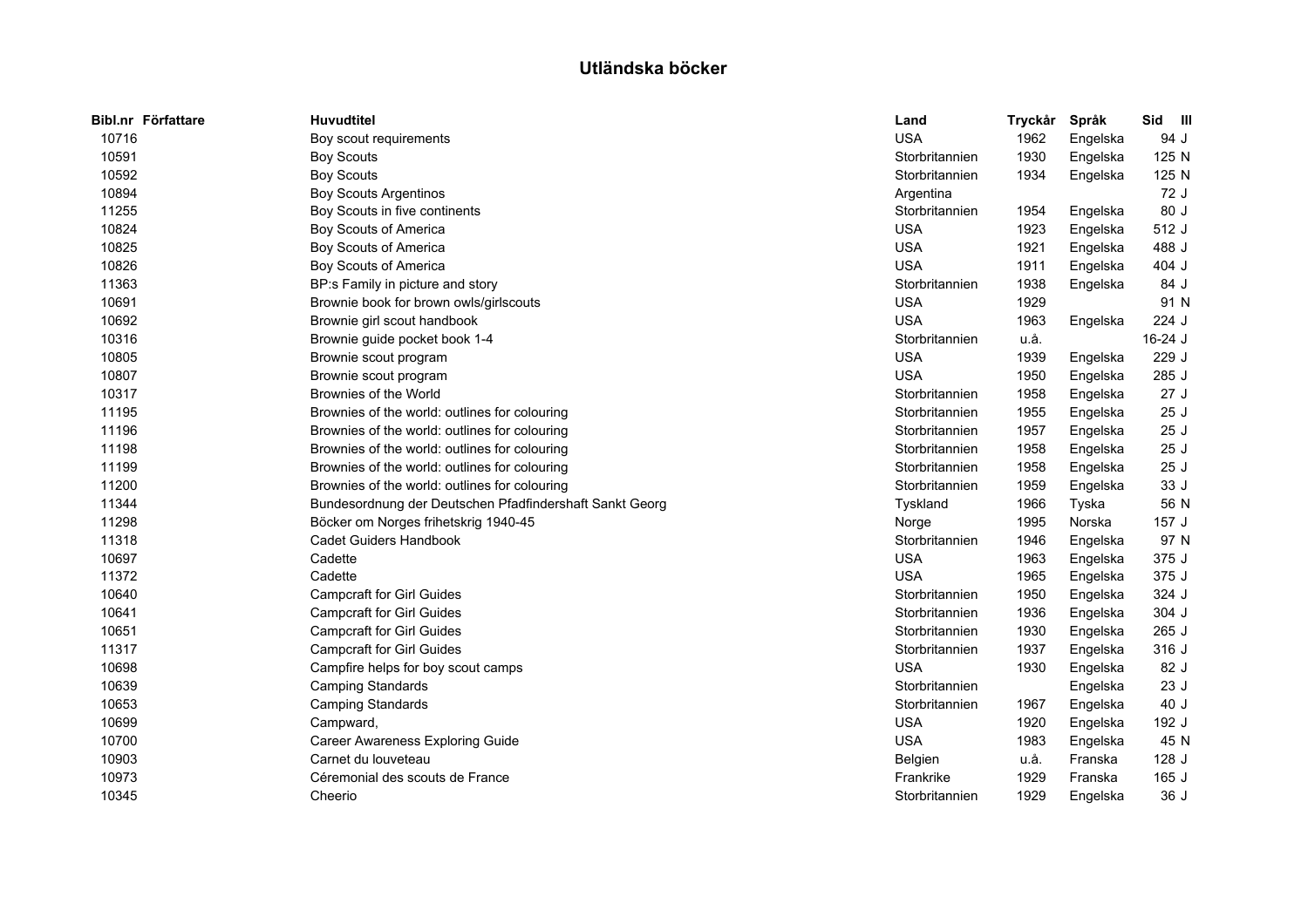# Utländska böcker

| Bibl.nr | Författare | Huvudtitel | Land | Tryckår | Språk | Sid | Ill |
|---|---|---|---|---|---|---|---|
| 10716 | | Boy scout requirements | USA | 1962 | Engelska | 94 | J |
| 10591 | | Boy Scouts | Storbritannien | 1930 | Engelska | 125 | N |
| 10592 | | Boy Scouts | Storbritannien | 1934 | Engelska | 125 | N |
| 10894 | | Boy Scouts Argentinos | Argentina | | | 72 | J |
| 11255 | | Boy Scouts in five continents | Storbritannien | 1954 | Engelska | 80 | J |
| 10824 | | Boy Scouts of America | USA | 1923 | Engelska | 512 | J |
| 10825 | | Boy Scouts of America | USA | 1921 | Engelska | 488 | J |
| 10826 | | Boy Scouts of America | USA | 1911 | Engelska | 404 | J |
| 11363 | | BP:s Family in picture and story | Storbritannien | 1938 | Engelska | 84 | J |
| 10691 | | Brownie book for brown owls/girlscouts | USA | 1929 | | 91 | N |
| 10692 | | Brownie girl scout handbook | USA | 1963 | Engelska | 224 | J |
| 10316 | | Brownie guide pocket book 1-4 | Storbritannien | u.å. | | 16-24 | J |
| 10805 | | Brownie scout program | USA | 1939 | Engelska | 229 | J |
| 10807 | | Brownie scout program | USA | 1950 | Engelska | 285 | J |
| 10317 | | Brownies of the World | Storbritannien | 1958 | Engelska | 27 | J |
| 11195 | | Brownies of the world: outlines for colouring | Storbritannien | 1955 | Engelska | 25 | J |
| 11196 | | Brownies of the world: outlines for colouring | Storbritannien | 1957 | Engelska | 25 | J |
| 11198 | | Brownies of the world: outlines for colouring | Storbritannien | 1958 | Engelska | 25 | J |
| 11199 | | Brownies of the world: outlines for colouring | Storbritannien | 1958 | Engelska | 25 | J |
| 11200 | | Brownies of the world: outlines for colouring | Storbritannien | 1959 | Engelska | 33 | J |
| 11344 | | Bundesordnung der Deutschen Pfadfindershaft Sankt Georg | Tyskland | 1966 | Tyska | 56 | N |
| 11298 | | Böcker om Norges frihetskrig 1940-45 | Norge | 1995 | Norska | 157 | J |
| 11318 | | Cadet Guiders Handbook | Storbritannien | 1946 | Engelska | 97 | N |
| 10697 | | Cadette | USA | 1963 | Engelska | 375 | J |
| 11372 | | Cadette | USA | 1965 | Engelska | 375 | J |
| 10640 | | Campcraft for Girl Guides | Storbritannien | 1950 | Engelska | 324 | J |
| 10641 | | Campcraft for Girl Guides | Storbritannien | 1936 | Engelska | 304 | J |
| 10651 | | Campcraft for Girl Guides | Storbritannien | 1930 | Engelska | 265 | J |
| 11317 | | Campcraft for Girl Guides | Storbritannien | 1937 | Engelska | 316 | J |
| 10698 | | Campfire helps for boy scout camps | USA | 1930 | Engelska | 82 | J |
| 10639 | | Camping Standards | Storbritannien | | Engelska | 23 | J |
| 10653 | | Camping Standards | Storbritannien | 1967 | Engelska | 40 | J |
| 10699 | | Campward, | USA | 1920 | Engelska | 192 | J |
| 10700 | | Career Awareness Exploring Guide | USA | 1983 | Engelska | 45 | N |
| 10903 | | Carnet du louveteau | Belgien | u.å. | Franska | 128 | J |
| 10973 | | Céremonial des scouts de France | Frankrike | 1929 | Franska | 165 | J |
| 10345 | | Cheerio | Storbritannien | 1929 | Engelska | 36 | J |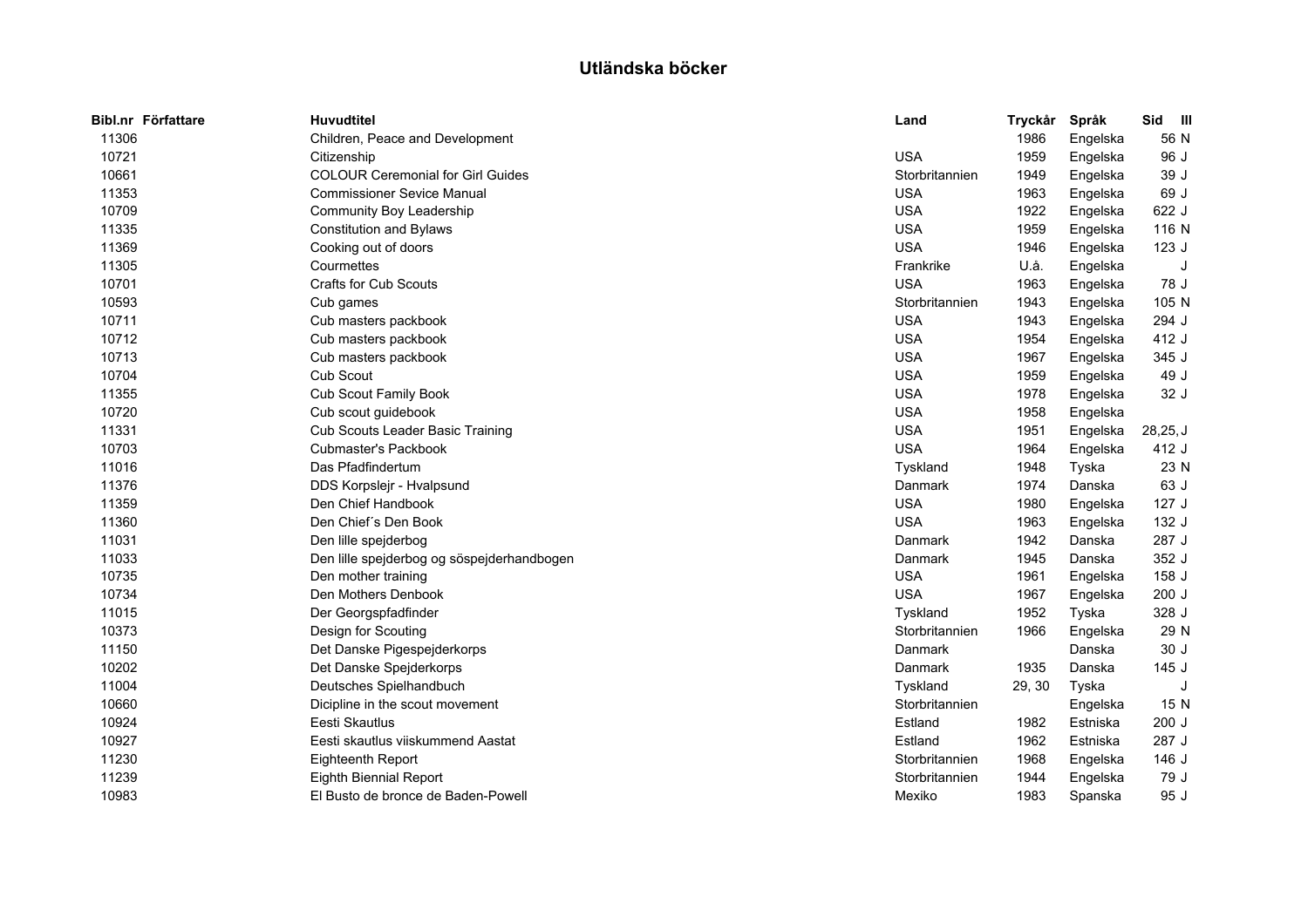# Utländska böcker

| Bibl.nr | Författare | Huvudtitel | Land | Tryckår | Språk | Sid | Ill |
|---|---|---|---|---|---|---|---|
| 11306 | | Children, Peace and Development | | 1986 | Engelska | 56 | N |
| 10721 | | Citizenship | USA | 1959 | Engelska | 96 | J |
| 10661 | | COLOUR Ceremonial for Girl Guides | Storbritannien | 1949 | Engelska | 39 | J |
| 11353 | | Commissioner Sevice Manual | USA | 1963 | Engelska | 69 | J |
| 10709 | | Community Boy Leadership | USA | 1922 | Engelska | 622 | J |
| 11335 | | Constitution and Bylaws | USA | 1959 | Engelska | 116 | N |
| 11369 | | Cooking out of doors | USA | 1946 | Engelska | 123 | J |
| 11305 | | Courmettes | Frankrike | U.å. | Engelska | | J |
| 10701 | | Crafts for Cub Scouts | USA | 1963 | Engelska | 78 | J |
| 10593 | | Cub games | Storbritannien | 1943 | Engelska | 105 | N |
| 10711 | | Cub masters packbook | USA | 1943 | Engelska | 294 | J |
| 10712 | | Cub masters packbook | USA | 1954 | Engelska | 412 | J |
| 10713 | | Cub masters packbook | USA | 1967 | Engelska | 345 | J |
| 10704 | | Cub Scout | USA | 1959 | Engelska | 49 | J |
| 11355 | | Cub Scout Family Book | USA | 1978 | Engelska | 32 | J |
| 10720 | | Cub scout guidebook | USA | 1958 | Engelska | | |
| 11331 | | Cub Scouts Leader Basic Training | USA | 1951 | Engelska | 28,25, | J |
| 10703 | | Cubmaster's Packbook | USA | 1964 | Engelska | 412 | J |
| 11016 | | Das Pfadfindertum | Tyskland | 1948 | Tyska | 23 | N |
| 11376 | | DDS Korpslejr - Hvalpsund | Danmark | 1974 | Danska | 63 | J |
| 11359 | | Den Chief Handbook | USA | 1980 | Engelska | 127 | J |
| 11360 | | Den Chief´s Den Book | USA | 1963 | Engelska | 132 | J |
| 11031 | | Den lille spejderbog | Danmark | 1942 | Danska | 287 | J |
| 11033 | | Den lille spejderbog og söspejderhandbogen | Danmark | 1945 | Danska | 352 | J |
| 10735 | | Den mother training | USA | 1961 | Engelska | 158 | J |
| 10734 | | Den Mothers Denbook | USA | 1967 | Engelska | 200 | J |
| 11015 | | Der Georgspfadfinder | Tyskland | 1952 | Tyska | 328 | J |
| 10373 | | Design for Scouting | Storbritannien | 1966 | Engelska | 29 | N |
| 11150 | | Det Danske Pigespejderkorps | Danmark | | Danska | 30 | J |
| 10202 | | Det Danske Spejderkorps | Danmark | 1935 | Danska | 145 | J |
| 11004 | | Deutsches Spielhandbuch | Tyskland | 29, 30 | Tyska | | J |
| 10660 | | Dicipline in the scout movement | Storbritannien | | Engelska | 15 | N |
| 10924 | | Eesti Skautlus | Estland | 1982 | Estniska | 200 | J |
| 10927 | | Eesti skautlus viiskummend Aastat | Estland | 1962 | Estniska | 287 | J |
| 11230 | | Eighteenth Report | Storbritannien | 1968 | Engelska | 146 | J |
| 11239 | | Eighth Biennial Report | Storbritannien | 1944 | Engelska | 79 | J |
| 10983 | | El Busto de bronce de Baden-Powell | Mexiko | 1983 | Spanska | 95 | J |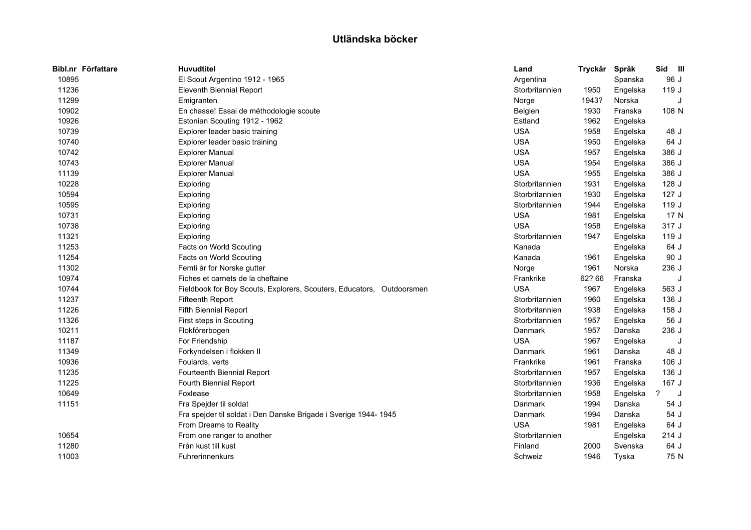# Utländska böcker

| Bibl.nr | Författare | Huvudtitel | Land | Tryckår | Språk | Sid | Ill |
|---|---|---|---|---|---|---|---|
| 10895 | | El Scout Argentino 1912 - 1965 | Argentina | | Spanska | 96 | J |
| 11236 | | Eleventh Biennial Report | Storbritannien | 1950 | Engelska | 119 | J |
| 11299 | | Emigranten | Norge | 1943? | Norska | | J |
| 10902 | | En chasse! Essai de méthodologie scoute | Belgien | 1930 | Franska | 108 | N |
| 10926 | | Estonian Scouting 1912 - 1962 | Estland | 1962 | Engelska | | |
| 10739 | | Explorer leader basic training | USA | 1958 | Engelska | 48 | J |
| 10740 | | Explorer leader basic training | USA | 1950 | Engelska | 64 | J |
| 10742 | | Explorer Manual | USA | 1957 | Engelska | 386 | J |
| 10743 | | Explorer Manual | USA | 1954 | Engelska | 386 | J |
| 11139 | | Explorer Manual | USA | 1955 | Engelska | 386 | J |
| 10228 | | Exploring | Storbritannien | 1931 | Engelska | 128 | J |
| 10594 | | Exploring | Storbritannien | 1930 | Engelska | 127 | J |
| 10595 | | Exploring | Storbritannien | 1944 | Engelska | 119 | J |
| 10731 | | Exploring | USA | 1981 | Engelska | 17 | N |
| 10738 | | Exploring | USA | 1958 | Engelska | 317 | J |
| 11321 | | Exploring | Storbritannien | 1947 | Engelska | 119 | J |
| 11253 | | Facts on World Scouting | Kanada | | Engelska | 64 | J |
| 11254 | | Facts on World Scouting | Kanada | 1961 | Engelska | 90 | J |
| 11302 | | Femti år for Norske gutter | Norge | 1961 | Norska | 236 | J |
| 10974 | | Fiches et carnets de la cheftaine | Frankrike | 62? 66 | Franska | | J |
| 10744 | | Fieldbook for Boy Scouts, Explorers, Scouters, Educators, Outdoorsmen | USA | 1967 | Engelska | 563 | J |
| 11237 | | Fifteenth Report | Storbritannien | 1960 | Engelska | 136 | J |
| 11226 | | Fifth Biennial Report | Storbritannien | 1938 | Engelska | 158 | J |
| 11326 | | First steps in Scouting | Storbritannien | 1957 | Engelska | 56 | J |
| 10211 | | Flokförerbogen | Danmark | 1957 | Danska | 236 | J |
| 11187 | | For Friendship | USA | 1967 | Engelska | | J |
| 11349 | | Forkyndelsen i flokken II | Danmark | 1961 | Danska | 48 | J |
| 10936 | | Foulards, verts | Frankrike | 1961 | Franska | 106 | J |
| 11235 | | Fourteenth Biennial Report | Storbritannien | 1957 | Engelska | 136 | J |
| 11225 | | Fourth Biennial Report | Storbritannien | 1936 | Engelska | 167 | J |
| 10649 | | Foxlease | Storbritannien | 1958 | Engelska | ? | J |
| 11151 | | Fra Spejder til soldat | Danmark | 1994 | Danska | 54 | J |
| | | Fra spejder til soldat i Den Danske Brigade i Sverige 1944- 1945 | Danmark | 1994 | Danska | 54 | J |
| | | From Dreams to Reality | USA | 1981 | Engelska | 64 | J |
| 10654 | | From one ranger to another | Storbritannien | | Engelska | 214 | J |
| 11280 | | Från kust till kust | Finland | 2000 | Svenska | 64 | J |
| 11003 | | Fuhrerinnenkurs | Schweiz | 1946 | Tyska | 75 | N |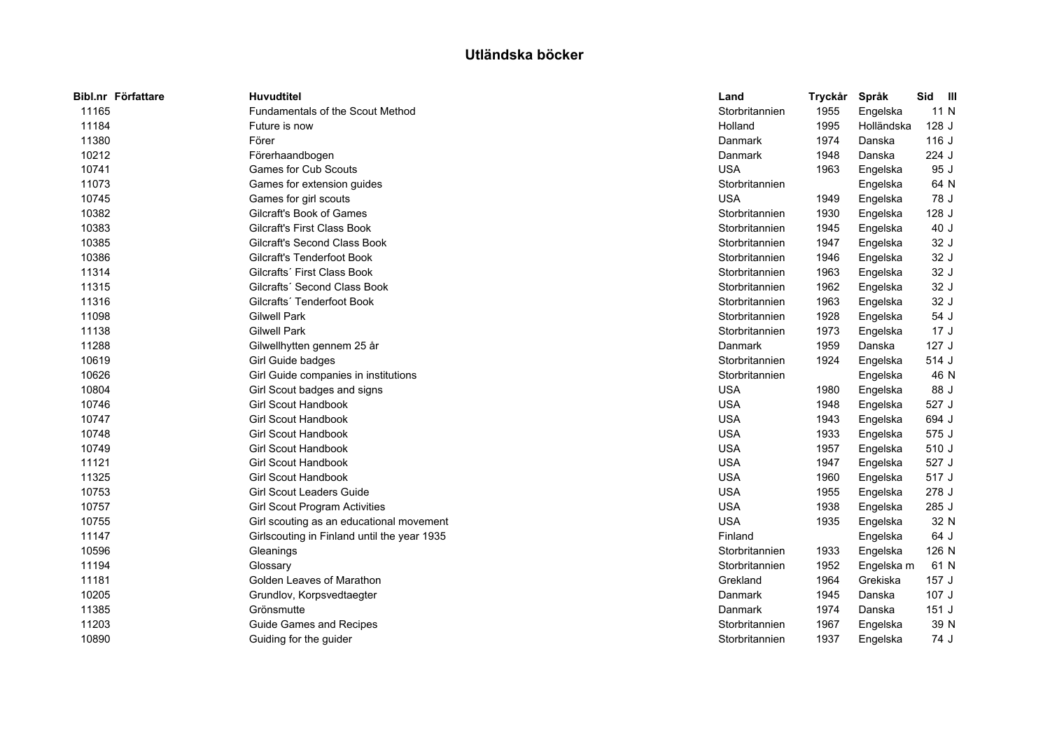# Utländska böcker

| Bibl.nr | Författare | Huvudtitel | Land | Tryckår | Språk | Sid | Ill |
|---|---|---|---|---|---|---|---|
| 11165 | | Fundamentals of the Scout Method | Storbritannien | 1955 | Engelska | 11 | N |
| 11184 | | Future is now | Holland | 1995 | Holländska | 128 | J |
| 11380 | | Förer | Danmark | 1974 | Danska | 116 | J |
| 10212 | | Förerhaandbogen | Danmark | 1948 | Danska | 224 | J |
| 10741 | | Games for Cub Scouts | USA | 1963 | Engelska | 95 | J |
| 11073 | | Games for extension guides | Storbritannien | | Engelska | 64 | N |
| 10745 | | Games for girl scouts | USA | 1949 | Engelska | 78 | J |
| 10382 | | Gilcraft's Book of Games | Storbritannien | 1930 | Engelska | 128 | J |
| 10383 | | Gilcraft's First Class Book | Storbritannien | 1945 | Engelska | 40 | J |
| 10385 | | Gilcraft's Second Class Book | Storbritannien | 1947 | Engelska | 32 | J |
| 10386 | | Gilcraft's Tenderfoot Book | Storbritannien | 1946 | Engelska | 32 | J |
| 11314 | | Gilcrafts´ First Class Book | Storbritannien | 1963 | Engelska | 32 | J |
| 11315 | | Gilcrafts´ Second Class Book | Storbritannien | 1962 | Engelska | 32 | J |
| 11316 | | Gilcrafts´ Tenderfoot Book | Storbritannien | 1963 | Engelska | 32 | J |
| 11098 | | Gilwell Park | Storbritannien | 1928 | Engelska | 54 | J |
| 11138 | | Gilwell Park | Storbritannien | 1973 | Engelska | 17 | J |
| 11288 | | Gilwellhytten gennem 25 år | Danmark | 1959 | Danska | 127 | J |
| 10619 | | Girl Guide badges | Storbritannien | 1924 | Engelska | 514 | J |
| 10626 | | Girl Guide companies in institutions | Storbritannien | | Engelska | 46 | N |
| 10804 | | Girl Scout badges and signs | USA | 1980 | Engelska | 88 | J |
| 10746 | | Girl Scout Handbook | USA | 1948 | Engelska | 527 | J |
| 10747 | | Girl Scout Handbook | USA | 1943 | Engelska | 694 | J |
| 10748 | | Girl Scout Handbook | USA | 1933 | Engelska | 575 | J |
| 10749 | | Girl Scout Handbook | USA | 1957 | Engelska | 510 | J |
| 11121 | | Girl Scout Handbook | USA | 1947 | Engelska | 527 | J |
| 11325 | | Girl Scout Handbook | USA | 1960 | Engelska | 517 | J |
| 10753 | | Girl Scout Leaders Guide | USA | 1955 | Engelska | 278 | J |
| 10757 | | Girl Scout Program Activities | USA | 1938 | Engelska | 285 | J |
| 10755 | | Girl scouting as an educational movement | USA | 1935 | Engelska | 32 | N |
| 11147 | | Girlscouting in Finland until the year 1935 | Finland | | Engelska | 64 | J |
| 10596 | | Gleanings | Storbritannien | 1933 | Engelska | 126 | N |
| 11194 | | Glossary | Storbritannien | 1952 | Engelska m | 61 | N |
| 11181 | | Golden Leaves of Marathon | Grekland | 1964 | Grekiska | 157 | J |
| 10205 | | Grundlov, Korpsvedtaegter | Danmark | 1945 | Danska | 107 | J |
| 11385 | | Grönsmutte | Danmark | 1974 | Danska | 151 | J |
| 11203 | | Guide Games and Recipes | Storbritannien | 1967 | Engelska | 39 | N |
| 10890 | | Guiding for the guider | Storbritannien | 1937 | Engelska | 74 | J |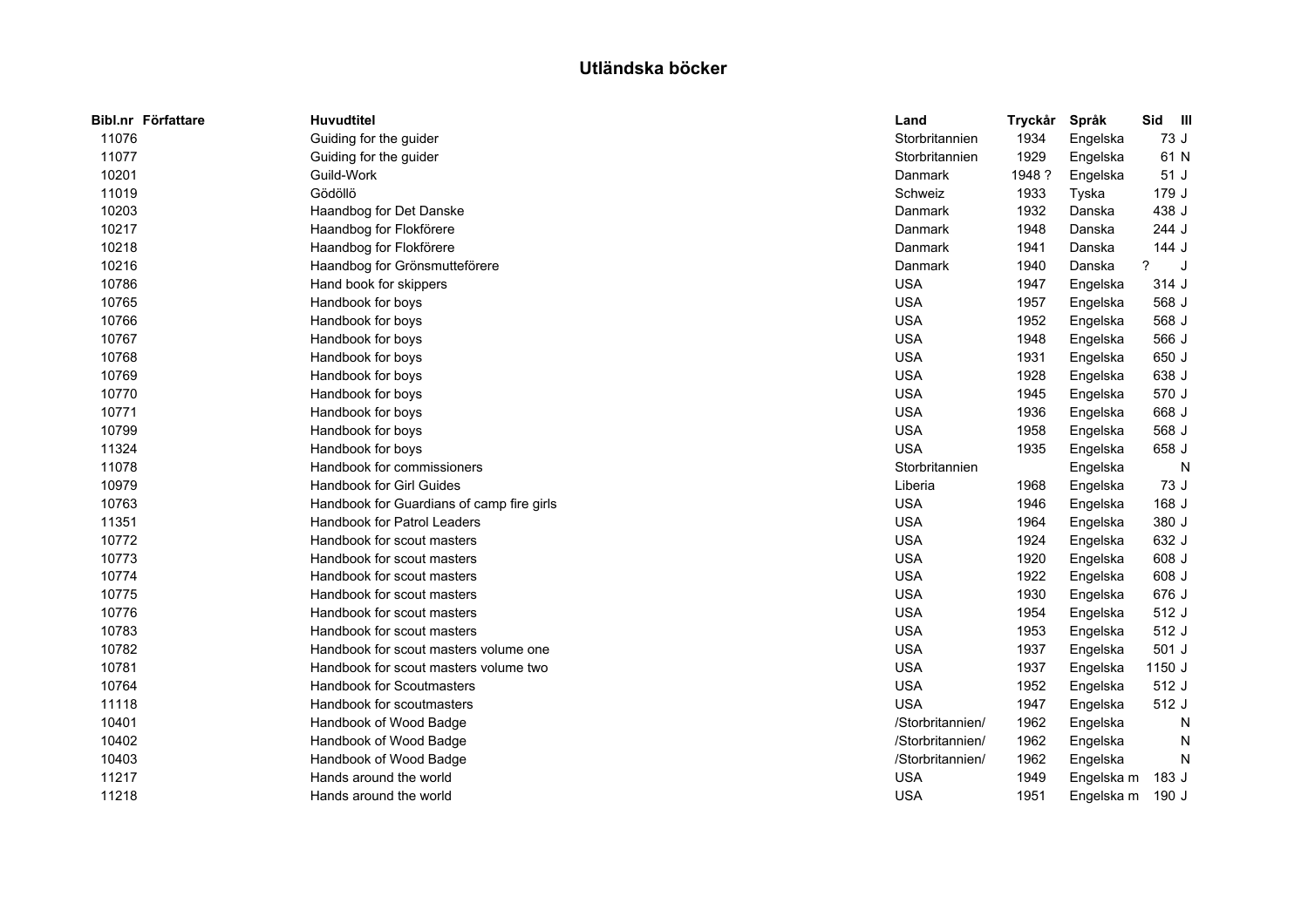# Utländska böcker

| Bibl.nr | Författare | Huvudtitel | Land | Tryckår | Språk | Sid | Ill |
|---|---|---|---|---|---|---|---|
| 11076 | | Guiding for the guider | Storbritannien | 1934 | Engelska | 73 | J |
| 11077 | | Guiding for the guider | Storbritannien | 1929 | Engelska | 61 | N |
| 10201 | | Guild-Work | Danmark | 1948 ? | Engelska | 51 | J |
| 11019 | | Gödöllö | Schweiz | 1933 | Tyska | 179 | J |
| 10203 | | Haandbog for Det Danske | Danmark | 1932 | Danska | 438 | J |
| 10217 | | Haandbog for Flokförere | Danmark | 1948 | Danska | 244 | J |
| 10218 | | Haandbog for Flokförere | Danmark | 1941 | Danska | 144 | J |
| 10216 | | Haandbog for Grönsmutteförere | Danmark | 1940 | Danska | ? | J |
| 10786 | | Hand book for skippers | USA | 1947 | Engelska | 314 | J |
| 10765 | | Handbook for boys | USA | 1957 | Engelska | 568 | J |
| 10766 | | Handbook for boys | USA | 1952 | Engelska | 568 | J |
| 10767 | | Handbook for boys | USA | 1948 | Engelska | 566 | J |
| 10768 | | Handbook for boys | USA | 1931 | Engelska | 650 | J |
| 10769 | | Handbook for boys | USA | 1928 | Engelska | 638 | J |
| 10770 | | Handbook for boys | USA | 1945 | Engelska | 570 | J |
| 10771 | | Handbook for boys | USA | 1936 | Engelska | 668 | J |
| 10799 | | Handbook for boys | USA | 1958 | Engelska | 568 | J |
| 11324 | | Handbook for boys | USA | 1935 | Engelska | 658 | J |
| 11078 | | Handbook for commissioners | Storbritannien | | Engelska | | N |
| 10979 | | Handbook for Girl Guides | Liberia | 1968 | Engelska | 73 | J |
| 10763 | | Handbook for Guardians of camp fire girls | USA | 1946 | Engelska | 168 | J |
| 11351 | | Handbook for Patrol Leaders | USA | 1964 | Engelska | 380 | J |
| 10772 | | Handbook for scout masters | USA | 1924 | Engelska | 632 | J |
| 10773 | | Handbook for scout masters | USA | 1920 | Engelska | 608 | J |
| 10774 | | Handbook for scout masters | USA | 1922 | Engelska | 608 | J |
| 10775 | | Handbook for scout masters | USA | 1930 | Engelska | 676 | J |
| 10776 | | Handbook for scout masters | USA | 1954 | Engelska | 512 | J |
| 10783 | | Handbook for scout masters | USA | 1953 | Engelska | 512 | J |
| 10782 | | Handbook for scout masters volume one | USA | 1937 | Engelska | 501 | J |
| 10781 | | Handbook for scout masters volume two | USA | 1937 | Engelska | 1150 | J |
| 10764 | | Handbook for Scoutmasters | USA | 1952 | Engelska | 512 | J |
| 11118 | | Handbook for scoutmasters | USA | 1947 | Engelska | 512 | J |
| 10401 | | Handbook of Wood Badge | /Storbritannien/ | 1962 | Engelska | | N |
| 10402 | | Handbook of Wood Badge | /Storbritannien/ | 1962 | Engelska | | N |
| 10403 | | Handbook of Wood Badge | /Storbritannien/ | 1962 | Engelska | | N |
| 11217 | | Hands around the world | USA | 1949 | Engelska m | 183 | J |
| 11218 | | Hands around the world | USA | 1951 | Engelska m | 190 | J |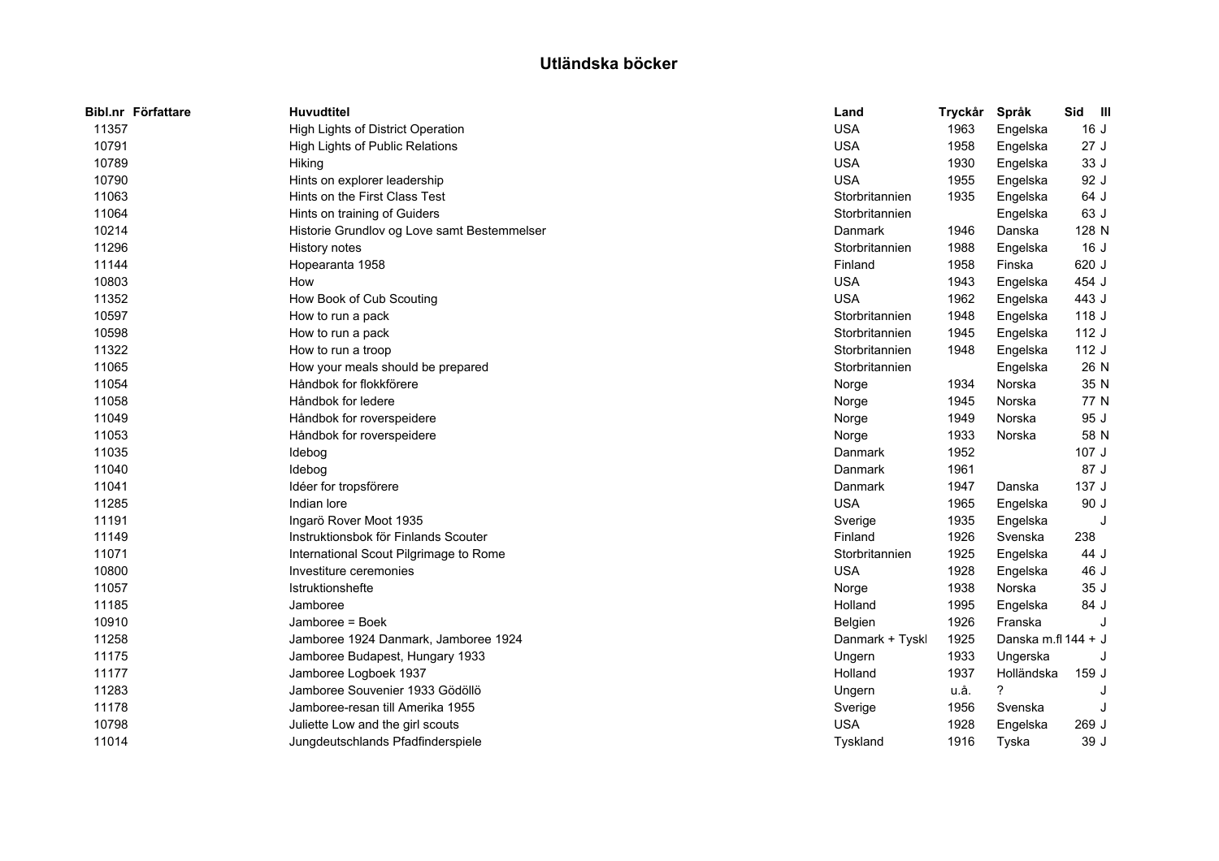# Utländska böcker

| Bibl.nr | Författare | Huvudtitel | Land | Tryckår | Språk | Sid | Ill |
|---|---|---|---|---|---|---|---|
| 11357 | | High Lights of District Operation | USA | 1963 | Engelska | 16 | J |
| 10791 | | High Lights of Public Relations | USA | 1958 | Engelska | 27 | J |
| 10789 | | Hiking | USA | 1930 | Engelska | 33 | J |
| 10790 | | Hints on explorer leadership | USA | 1955 | Engelska | 92 | J |
| 11063 | | Hints on the First Class Test | Storbritannien | 1935 | Engelska | 64 | J |
| 11064 | | Hints on training of Guiders | Storbritannien | | Engelska | 63 | J |
| 10214 | | Historie Grundlov og Love samt Bestemmelser | Danmark | 1946 | Danska | 128 | N |
| 11296 | | History notes | Storbritannien | 1988 | Engelska | 16 | J |
| 11144 | | Hopearanta 1958 | Finland | 1958 | Finska | 620 | J |
| 10803 | | How | USA | 1943 | Engelska | 454 | J |
| 11352 | | How Book of Cub Scouting | USA | 1962 | Engelska | 443 | J |
| 10597 | | How to run a pack | Storbritannien | 1948 | Engelska | 118 | J |
| 10598 | | How to run a pack | Storbritannien | 1945 | Engelska | 112 | J |
| 11322 | | How to run a troop | Storbritannien | 1948 | Engelska | 112 | J |
| 11065 | | How your meals should be prepared | Storbritannien | | Engelska | 26 | N |
| 11054 | | Håndbok for flokkförere | Norge | 1934 | Norska | 35 | N |
| 11058 | | Håndbok for ledere | Norge | 1945 | Norska | 77 | N |
| 11049 | | Håndbok for roverspeidere | Norge | 1949 | Norska | 95 | J |
| 11053 | | Håndbok for roverspeidere | Norge | 1933 | Norska | 58 | N |
| 11035 | | Idebog | Danmark | 1952 | | 107 | J |
| 11040 | | Idebog | Danmark | 1961 | | 87 | J |
| 11041 | | Idéer for tropsförere | Danmark | 1947 | Danska | 137 | J |
| 11285 | | Indian lore | USA | 1965 | Engelska | 90 | J |
| 11191 | | Ingarö Rover Moot 1935 | Sverige | 1935 | Engelska | | J |
| 11149 | | Instruktionsbok för Finlands Scouter | Finland | 1926 | Svenska | 238 | |
| 11071 | | International Scout Pilgrimage to Rome | Storbritannien | 1925 | Engelska | 44 | J |
| 10800 | | Investiture ceremonies | USA | 1928 | Engelska | 46 | J |
| 11057 | | Istruktionshefte | Norge | 1938 | Norska | 35 | J |
| 11185 | | Jamboree | Holland | 1995 | Engelska | 84 | J |
| 10910 | | Jamboree = Boek | Belgien | 1926 | Franska | | J |
| 11258 | | Jamboree 1924 Danmark, Jamboree 1924 | Danmark + Tyskl | 1925 | Danska m.fl | 144 + | J |
| 11175 | | Jamboree Budapest, Hungary 1933 | Ungern | 1933 | Ungerska | | J |
| 11177 | | Jamboree Logboek 1937 | Holland | 1937 | Holländska | 159 | J |
| 11283 | | Jamboree Souvenier 1933 Gödöllö | Ungern | u.å. | ? | | J |
| 11178 | | Jamboree-resan till Amerika 1955 | Sverige | 1956 | Svenska | | J |
| 10798 | | Juliette Low and the girl scouts | USA | 1928 | Engelska | 269 | J |
| 11014 | | Jungdeutschlands Pfadfinderspiele | Tyskland | 1916 | Tyska | 39 | J |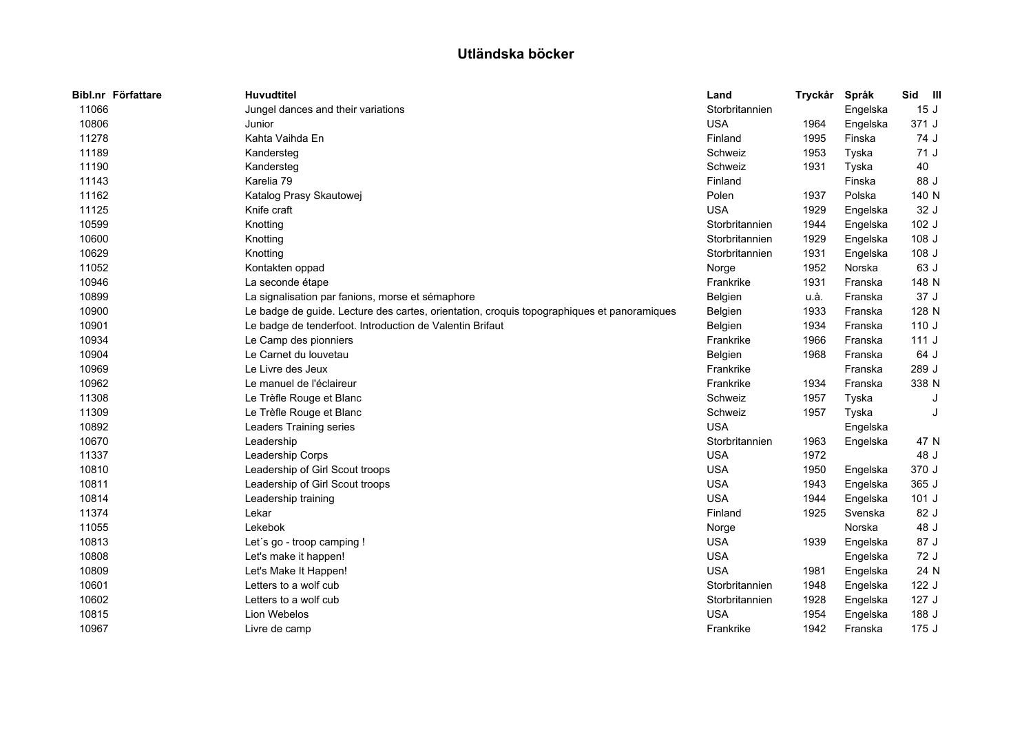# Utländska böcker

| Bibl.nr | Författare | Huvudtitel | Land | Tryckår | Språk | Sid | Ill |
|---|---|---|---|---|---|---|---|
| 11066 | | Jungel dances and their variations | Storbritannien | | Engelska | 15 | J |
| 10806 | | Junior | USA | 1964 | Engelska | 371 | J |
| 11278 | | Kahta Vaihda En | Finland | 1995 | Finska | 74 | J |
| 11189 | | Kandersteg | Schweiz | 1953 | Tyska | 71 | J |
| 11190 | | Kandersteg | Schweiz | 1931 | Tyska | 40 | |
| 11143 | | Karelia 79 | Finland | | Finska | 88 | J |
| 11162 | | Katalog Prasy Skautowej | Polen | 1937 | Polska | 140 | N |
| 11125 | | Knife craft | USA | 1929 | Engelska | 32 | J |
| 10599 | | Knotting | Storbritannien | 1944 | Engelska | 102 | J |
| 10600 | | Knotting | Storbritannien | 1929 | Engelska | 108 | J |
| 10629 | | Knotting | Storbritannien | 1931 | Engelska | 108 | J |
| 11052 | | Kontakten oppad | Norge | 1952 | Norska | 63 | J |
| 10946 | | La seconde étape | Frankrike | 1931 | Franska | 148 | N |
| 10899 | | La signalisation par fanions, morse et sémaphore | Belgien | u.å. | Franska | 37 | J |
| 10900 | | Le badge de guide. Lecture des cartes, orientation, croquis topographiques et panoramiques | Belgien | 1933 | Franska | 128 | N |
| 10901 | | Le badge de tenderfoot. Introduction de Valentin Brifaut | Belgien | 1934 | Franska | 110 | J |
| 10934 | | Le Camp des pionniers | Frankrike | 1966 | Franska | 111 | J |
| 10904 | | Le Carnet du louvetau | Belgien | 1968 | Franska | 64 | J |
| 10969 | | Le Livre des Jeux | Frankrike | | Franska | 289 | J |
| 10962 | | Le manuel de l'éclaireur | Frankrike | 1934 | Franska | 338 | N |
| 11308 | | Le Trèfle Rouge et Blanc | Schweiz | 1957 | Tyska | | J |
| 11309 | | Le Trèfle Rouge et Blanc | Schweiz | 1957 | Tyska | | J |
| 10892 | | Leaders Training series | USA | | Engelska | | |
| 10670 | | Leadership | Storbritannien | 1963 | Engelska | 47 | N |
| 11337 | | Leadership Corps | USA | 1972 | | 48 | J |
| 10810 | | Leadership of Girl Scout troops | USA | 1950 | Engelska | 370 | J |
| 10811 | | Leadership of Girl Scout troops | USA | 1943 | Engelska | 365 | J |
| 10814 | | Leadership training | USA | 1944 | Engelska | 101 | J |
| 11374 | | Lekar | Finland | 1925 | Svenska | 82 | J |
| 11055 | | Lekebok | Norge | | Norska | 48 | J |
| 10813 | | Let´s go - troop camping ! | USA | 1939 | Engelska | 87 | J |
| 10808 | | Let's make it happen! | USA | | Engelska | 72 | J |
| 10809 | | Let's Make It Happen! | USA | 1981 | Engelska | 24 | N |
| 10601 | | Letters to a wolf cub | Storbritannien | 1948 | Engelska | 122 | J |
| 10602 | | Letters to a wolf cub | Storbritannien | 1928 | Engelska | 127 | J |
| 10815 | | Lion Webelos | USA | 1954 | Engelska | 188 | J |
| 10967 | | Livre de camp | Frankrike | 1942 | Franska | 175 | J |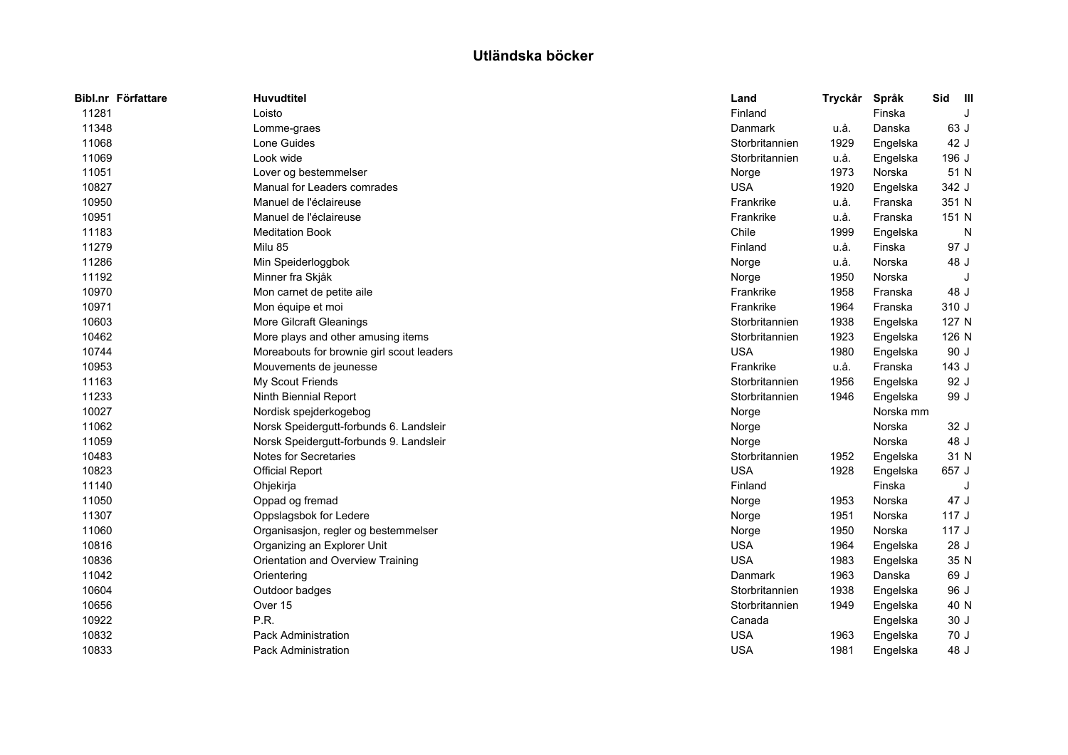# Utländska böcker

| Bibl.nr | Författare | Huvudtitel | Land | Tryckår | Språk | Sid | Ill |
|---|---|---|---|---|---|---|---|
| 11281 | | Loisto | Finland | | Finska | | J |
| 11348 | | Lomme-graes | Danmark | u.å. | Danska | 63 | J |
| 11068 | | Lone Guides | Storbritannien | 1929 | Engelska | 42 | J |
| 11069 | | Look wide | Storbritannien | u.å. | Engelska | 196 | J |
| 11051 | | Lover og bestemmelser | Norge | 1973 | Norska | 51 | N |
| 10827 | | Manual for Leaders comrades | USA | 1920 | Engelska | 342 | J |
| 10950 | | Manuel de l'éclaireuse | Frankrike | u.å. | Franska | 351 | N |
| 10951 | | Manuel de l'éclaireuse | Frankrike | u.å. | Franska | 151 | N |
| 11183 | | Meditation Book | Chile | 1999 | Engelska | | N |
| 11279 | | Milu 85 | Finland | u.å. | Finska | 97 | J |
| 11286 | | Min Speiderloggbok | Norge | u.å. | Norska | 48 | J |
| 11192 | | Minner fra Skjåk | Norge | 1950 | Norska | | J |
| 10970 | | Mon carnet de petite aile | Frankrike | 1958 | Franska | 48 | J |
| 10971 | | Mon équipe et moi | Frankrike | 1964 | Franska | 310 | J |
| 10603 | | More Gilcraft Gleanings | Storbritannien | 1938 | Engelska | 127 | N |
| 10462 | | More plays and other amusing items | Storbritannien | 1923 | Engelska | 126 | N |
| 10744 | | Moreabouts for brownie girl scout leaders | USA | 1980 | Engelska | 90 | J |
| 10953 | | Mouvements de jeunesse | Frankrike | u.å. | Franska | 143 | J |
| 11163 | | My Scout Friends | Storbritannien | 1956 | Engelska | 92 | J |
| 11233 | | Ninth Biennial Report | Storbritannien | 1946 | Engelska | 99 | J |
| 10027 | | Nordisk spejderkogebog | Norge | | Norska mm | | |
| 11062 | | Norsk Speidergutt-forbunds 6. Landsleir | Norge | | Norska | 32 | J |
| 11059 | | Norsk Speidergutt-forbunds 9. Landsleir | Norge | | Norska | 48 | J |
| 10483 | | Notes for Secretaries | Storbritannien | 1952 | Engelska | 31 | N |
| 10823 | | Official Report | USA | 1928 | Engelska | 657 | J |
| 11140 | | Ohjekirja | Finland | | Finska | | J |
| 11050 | | Oppad og fremad | Norge | 1953 | Norska | 47 | J |
| 11307 | | Oppslagsbok for Ledere | Norge | 1951 | Norska | 117 | J |
| 11060 | | Organisasjon, regler og bestemmelser | Norge | 1950 | Norska | 117 | J |
| 10816 | | Organizing an Explorer Unit | USA | 1964 | Engelska | 28 | J |
| 10836 | | Orientation and Overview Training | USA | 1983 | Engelska | 35 | N |
| 11042 | | Orientering | Danmark | 1963 | Danska | 69 | J |
| 10604 | | Outdoor badges | Storbritannien | 1938 | Engelska | 96 | J |
| 10656 | | Over 15 | Storbritannien | 1949 | Engelska | 40 | N |
| 10922 | | P.R. | Canada | | Engelska | 30 | J |
| 10832 | | Pack Administration | USA | 1963 | Engelska | 70 | J |
| 10833 | | Pack Administration | USA | 1981 | Engelska | 48 | J |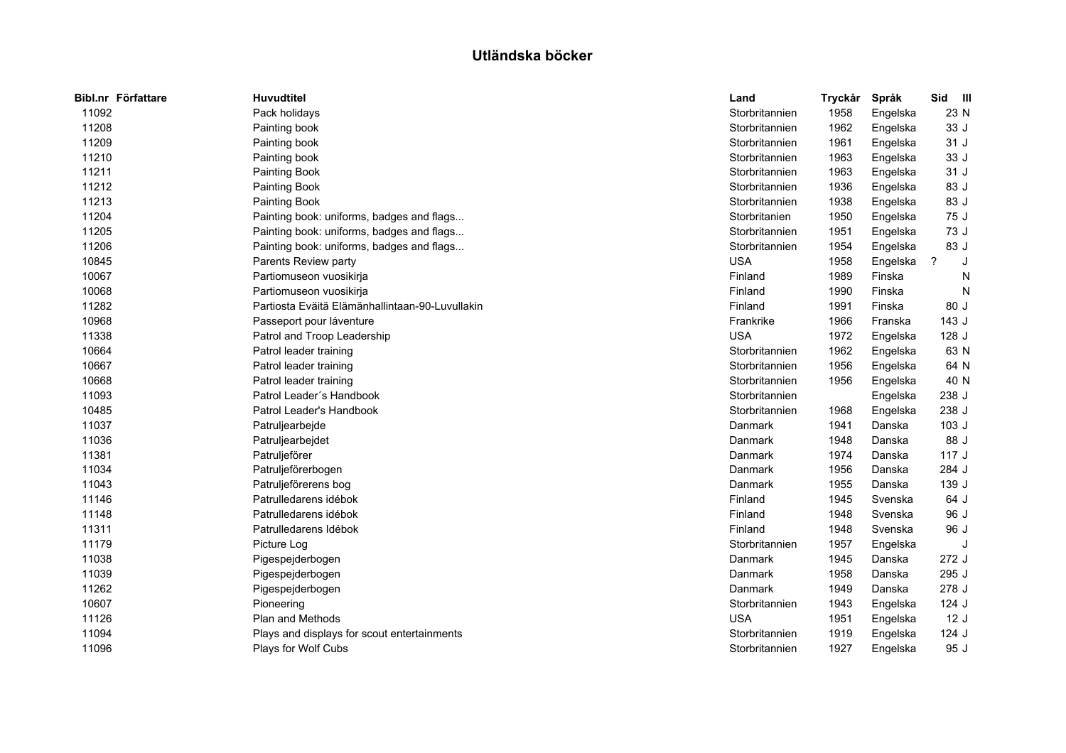# Utländska böcker

| Bibl.nr | Författare | Huvudtitel | Land | Tryckår | Språk | Sid | Ill |
|---|---|---|---|---|---|---|---|
| 11092 | | Pack holidays | Storbritannien | 1958 | Engelska | 23 | N |
| 11208 | | Painting book | Storbritannien | 1962 | Engelska | 33 | J |
| 11209 | | Painting book | Storbritannien | 1961 | Engelska | 31 | J |
| 11210 | | Painting book | Storbritannien | 1963 | Engelska | 33 | J |
| 11211 | | Painting Book | Storbritannien | 1963 | Engelska | 31 | J |
| 11212 | | Painting Book | Storbritannien | 1936 | Engelska | 83 | J |
| 11213 | | Painting Book | Storbritannien | 1938 | Engelska | 83 | J |
| 11204 | | Painting book: uniforms, badges and flags... | Storbritanien | 1950 | Engelska | 75 | J |
| 11205 | | Painting book: uniforms, badges and flags... | Storbritannien | 1951 | Engelska | 73 | J |
| 11206 | | Painting book: uniforms, badges and flags... | Storbritannien | 1954 | Engelska | 83 | J |
| 10845 | | Parents Review party | USA | 1958 | Engelska | ? | J |
| 10067 | | Partiomuseon vuosikirja | Finland | 1989 | Finska | | N |
| 10068 | | Partiomuseon vuosikirja | Finland | 1990 | Finska | | N |
| 11282 | | Partiosta Eväitä Elämänhallintaan-90-Luvullakin | Finland | 1991 | Finska | 80 | J |
| 10968 | | Passeport pour láventure | Frankrike | 1966 | Franska | 143 | J |
| 11338 | | Patrol and Troop Leadership | USA | 1972 | Engelska | 128 | J |
| 10664 | | Patrol leader training | Storbritannien | 1962 | Engelska | 63 | N |
| 10667 | | Patrol leader training | Storbritannien | 1956 | Engelska | 64 | N |
| 10668 | | Patrol leader training | Storbritannien | 1956 | Engelska | 40 | N |
| 11093 | | Patrol Leader´s Handbook | Storbritannien | | Engelska | 238 | J |
| 10485 | | Patrol Leader's Handbook | Storbritannien | 1968 | Engelska | 238 | J |
| 11037 | | Patruljearbejde | Danmark | 1941 | Danska | 103 | J |
| 11036 | | Patruljearbejdet | Danmark | 1948 | Danska | 88 | J |
| 11381 | | Patruljeförer | Danmark | 1974 | Danska | 117 | J |
| 11034 | | Patruljeförerbogen | Danmark | 1956 | Danska | 284 | J |
| 11043 | | Patruljeförerens bog | Danmark | 1955 | Danska | 139 | J |
| 11146 | | Patrulledarens idébok | Finland | 1945 | Svenska | 64 | J |
| 11148 | | Patrulledarens idébok | Finland | 1948 | Svenska | 96 | J |
| 11311 | | Patrulledarens Idébok | Finland | 1948 | Svenska | 96 | J |
| 11179 | | Picture Log | Storbritannien | 1957 | Engelska | | J |
| 11038 | | Pigespejderbogen | Danmark | 1945 | Danska | 272 | J |
| 11039 | | Pigespejderbogen | Danmark | 1958 | Danska | 295 | J |
| 11262 | | Pigespejderbogen | Danmark | 1949 | Danska | 278 | J |
| 10607 | | Pioneering | Storbritannien | 1943 | Engelska | 124 | J |
| 11126 | | Plan and Methods | USA | 1951 | Engelska | 12 | J |
| 11094 | | Plays and displays for scout entertainments | Storbritannien | 1919 | Engelska | 124 | J |
| 11096 | | Plays for Wolf Cubs | Storbritannien | 1927 | Engelska | 95 | J |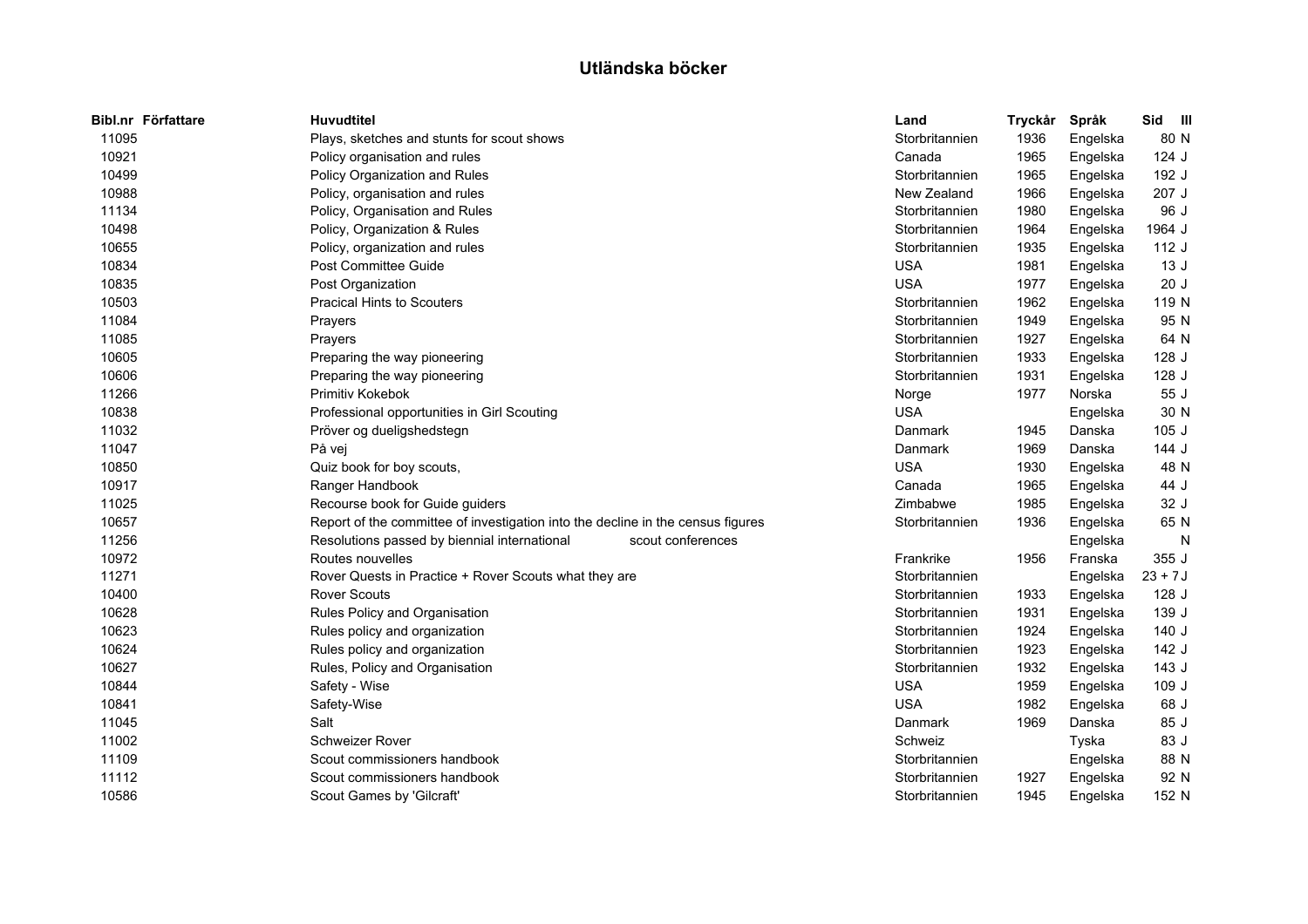# Utländska böcker

| Bibl.nr | Författare | Huvudtitel | Land | Tryckår | Språk | Sid | Ill |
|---|---|---|---|---|---|---|---|
| 11095 | | Plays, sketches and stunts for scout shows | Storbritannien | 1936 | Engelska | 80 | N |
| 10921 | | Policy organisation and rules | Canada | 1965 | Engelska | 124 | J |
| 10499 | | Policy Organization and Rules | Storbritannien | 1965 | Engelska | 192 | J |
| 10988 | | Policy, organisation and rules | New Zealand | 1966 | Engelska | 207 | J |
| 11134 | | Policy, Organisation and Rules | Storbritannien | 1980 | Engelska | 96 | J |
| 10498 | | Policy, Organization & Rules | Storbritannien | 1964 | Engelska | 1964 | J |
| 10655 | | Policy, organization and rules | Storbritannien | 1935 | Engelska | 112 | J |
| 10834 | | Post Committee Guide | USA | 1981 | Engelska | 13 | J |
| 10835 | | Post Organization | USA | 1977 | Engelska | 20 | J |
| 10503 | | Pracical Hints to Scouters | Storbritannien | 1962 | Engelska | 119 | N |
| 11084 | | Prayers | Storbritannien | 1949 | Engelska | 95 | N |
| 11085 | | Prayers | Storbritannien | 1927 | Engelska | 64 | N |
| 10605 | | Preparing the way pioneering | Storbritannien | 1933 | Engelska | 128 | J |
| 10606 | | Preparing the way pioneering | Storbritannien | 1931 | Engelska | 128 | J |
| 11266 | | Primitiv Kokebok | Norge | 1977 | Norska | 55 | J |
| 10838 | | Professional opportunities in Girl Scouting | USA | | Engelska | 30 | N |
| 11032 | | Pröver og dueligshedstegn | Danmark | 1945 | Danska | 105 | J |
| 11047 | | På vej | Danmark | 1969 | Danska | 144 | J |
| 10850 | | Quiz book for boy scouts, | USA | 1930 | Engelska | 48 | N |
| 10917 | | Ranger Handbook | Canada | 1965 | Engelska | 44 | J |
| 11025 | | Recourse book for Guide guiders | Zimbabwe | 1985 | Engelska | 32 | J |
| 10657 | | Report of the committee of investigation into the decline in the census figures | Storbritannien | 1936 | Engelska | 65 | N |
| 11256 | | Resolutions passed by biennial international scout conferences | | | Engelska | | N |
| 10972 | | Routes nouvelles | Frankrike | 1956 | Franska | 355 | J |
| 11271 | | Rover Quests in Practice + Rover Scouts what they are | Storbritannien | | Engelska | 23 + 7 | J |
| 10400 | | Rover Scouts | Storbritannien | 1933 | Engelska | 128 | J |
| 10628 | | Rules Policy and Organisation | Storbritannien | 1931 | Engelska | 139 | J |
| 10623 | | Rules policy and organization | Storbritannien | 1924 | Engelska | 140 | J |
| 10624 | | Rules policy and organization | Storbritannien | 1923 | Engelska | 142 | J |
| 10627 | | Rules, Policy and Organisation | Storbritannien | 1932 | Engelska | 143 | J |
| 10844 | | Safety - Wise | USA | 1959 | Engelska | 109 | J |
| 10841 | | Safety-Wise | USA | 1982 | Engelska | 68 | J |
| 11045 | | Salt | Danmark | 1969 | Danska | 85 | J |
| 11002 | | Schweizer Rover | Schweiz | | Tyska | 83 | J |
| 11109 | | Scout commissioners handbook | Storbritannien | | Engelska | 88 | N |
| 11112 | | Scout commissioners handbook | Storbritannien | 1927 | Engelska | 92 | N |
| 10586 | | Scout Games by 'Gilcraft' | Storbritannien | 1945 | Engelska | 152 | N |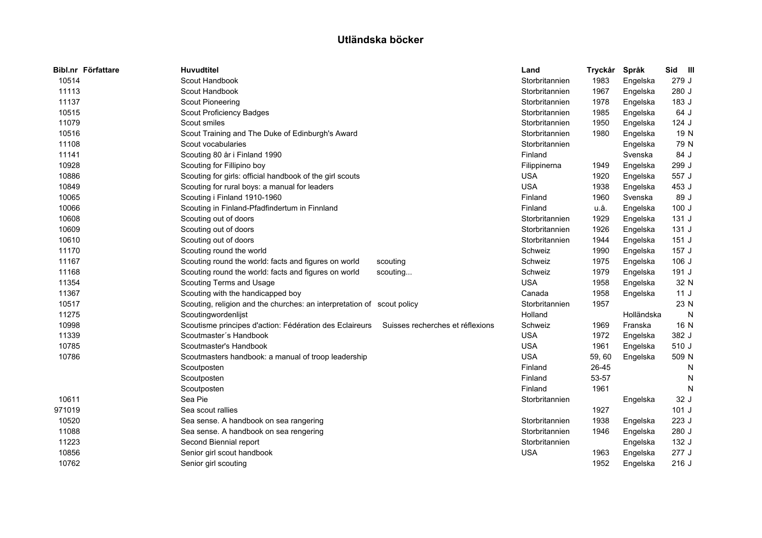# Utländska böcker

| Bibl.nr | Författare | Huvudtitel | Land | Tryckår | Språk | Sid | Ill |
|---|---|---|---|---|---|---|---|
| 10514 | | Scout Handbook | Storbritannien | 1983 | Engelska | 279 | J |
| 11113 | | Scout Handbook | Storbritannien | 1967 | Engelska | 280 | J |
| 11137 | | Scout Pioneering | Storbritannien | 1978 | Engelska | 183 | J |
| 10515 | | Scout Proficiency Badges | Storbritannien | 1985 | Engelska | 64 | J |
| 11079 | | Scout smiles | Storbritannien | 1950 | Engelska | 124 | J |
| 10516 | | Scout Training and The Duke of Edinburgh's Award | Storbritannien | 1980 | Engelska | 19 | N |
| 11108 | | Scout vocabularies | Storbritannien | | Engelska | 79 | N |
| 11141 | | Scouting 80 år i Finland 1990 | Finland | | Svenska | 84 | J |
| 10928 | | Scouting for Fillipino boy | Filippinerna | 1949 | Engelska | 299 | J |
| 10886 | | Scouting for girls: official handbook of the girl scouts | USA | 1920 | Engelska | 557 | J |
| 10849 | | Scouting for rural boys: a manual for leaders | USA | 1938 | Engelska | 453 | J |
| 10065 | | Scouting i Finland 1910-1960 | Finland | 1960 | Svenska | 89 | J |
| 10066 | | Scouting in Finland-Pfadfindertum in Finnland | Finland | u.å. | Engelska | 100 | J |
| 10608 | | Scouting out of doors | Storbritannien | 1929 | Engelska | 131 | J |
| 10609 | | Scouting out of doors | Storbritannien | 1926 | Engelska | 131 | J |
| 10610 | | Scouting out of doors | Storbritannien | 1944 | Engelska | 151 | J |
| 11170 | | Scouting round the world | Schweiz | 1990 | Engelska | 157 | J |
| 11167 | | Scouting round the world: facts and figures on world scouting | Schweiz | 1975 | Engelska | 106 | J |
| 11168 | | Scouting round the world: facts and figures on world scouting... | Schweiz | 1979 | Engelska | 191 | J |
| 11354 | | Scouting Terms and Usage | USA | 1958 | Engelska | 32 | N |
| 11367 | | Scouting with the handicapped boy | Canada | 1958 | Engelska | 11 | J |
| 10517 | | Scouting, religion and the churches: an interpretation of scout policy | Storbritannien | 1957 | | 23 | N |
| 11275 | | Scoutingwordenlijst | Holland | | Holländska | | N |
| 10998 | | Scoutisme principes d'action: Fédération des Eclaireurs Suisses recherches et réflexions | Schweiz | 1969 | Franska | 16 | N |
| 11339 | | Scoutmaster´s Handbook | USA | 1972 | Engelska | 382 | J |
| 10785 | | Scoutmaster's Handbook | USA | 1961 | Engelska | 510 | J |
| 10786 | | Scoutmasters handbook: a manual of troop leadership | USA | 59, 60 | Engelska | 509 | N |
| | | Scoutposten | Finland | 26-45 | | | N |
| | | Scoutposten | Finland | 53-57 | | | N |
| | | Scoutposten | Finland | 1961 | | | N |
| 10611 | | Sea Pie | Storbritannien | | Engelska | 32 | J |
| 971019 | | Sea scout rallies | | 1927 | | 101 | J |
| 10520 | | Sea sense. A handbook on sea rangering | Storbritannien | 1938 | Engelska | 223 | J |
| 11088 | | Sea sense. A handbook on sea rengering | Storbritannien | 1946 | Engelska | 280 | J |
| 11223 | | Second Biennial report | Storbritannien | | Engelska | 132 | J |
| 10856 | | Senior girl scout handbook | USA | 1963 | Engelska | 277 | J |
| 10762 | | Senior girl scouting | | 1952 | Engelska | 216 | J |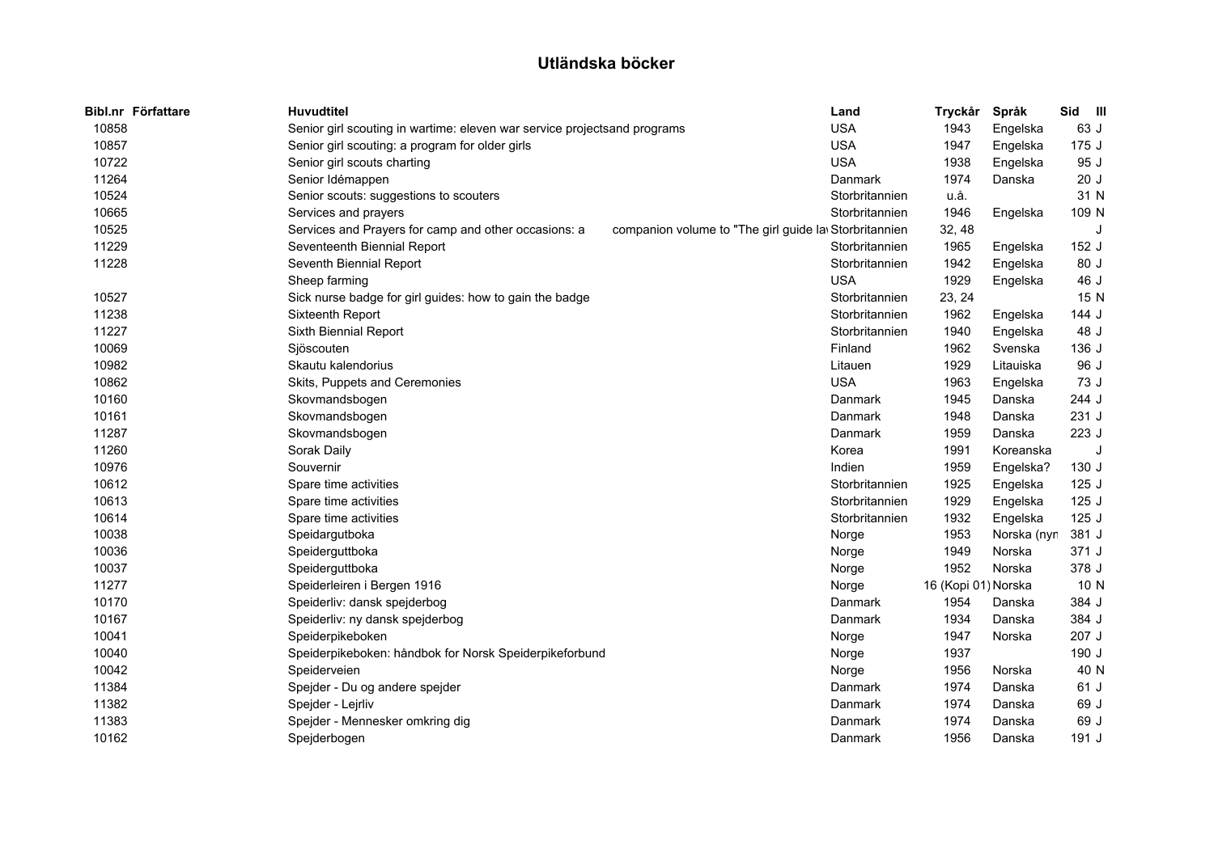# Utländska böcker

| Bibl.nr | Författare | Huvudtitel | Land | Tryckår | Språk | Sid | Ill |
|---|---|---|---|---|---|---|---|
| 10858 | | Senior girl scouting in wartime: eleven war service projectsand programs | USA | 1943 | Engelska | 63 | J |
| 10857 | | Senior girl scouting: a program for older girls | USA | 1947 | Engelska | 175 | J |
| 10722 | | Senior girl scouts charting | USA | 1938 | Engelska | 95 | J |
| 11264 | | Senior Idémappen | Danmark | 1974 | Danska | 20 | J |
| 10524 | | Senior scouts: suggestions to scouters | Storbritannien | u.å. | | 31 | N |
| 10665 | | Services and prayers | Storbritannien | 1946 | Engelska | 109 | N |
| 10525 | | Services and Prayers for camp and other occasions: a companion volume to "The girl guide la | Storbritannien | 32, 48 | | | J |
| 11229 | | Seventeenth Biennial Report | Storbritannien | 1965 | Engelska | 152 | J |
| 11228 | | Seventh Biennial Report | Storbritannien | 1942 | Engelska | 80 | J |
| | | Sheep farming | USA | 1929 | Engelska | 46 | J |
| 10527 | | Sick nurse badge for girl guides: how to gain the badge | Storbritannien | 23, 24 | | 15 | N |
| 11238 | | Sixteenth Report | Storbritannien | 1962 | Engelska | 144 | J |
| 11227 | | Sixth Biennial Report | Storbritannien | 1940 | Engelska | 48 | J |
| 10069 | | Sjöscouten | Finland | 1962 | Svenska | 136 | J |
| 10982 | | Skautu kalendorius | Litauen | 1929 | Litauiska | 96 | J |
| 10862 | | Skits, Puppets and Ceremonies | USA | 1963 | Engelska | 73 | J |
| 10160 | | Skovmandsbogen | Danmark | 1945 | Danska | 244 | J |
| 10161 | | Skovmandsbogen | Danmark | 1948 | Danska | 231 | J |
| 11287 | | Skovmandsbogen | Danmark | 1959 | Danska | 223 | J |
| 11260 | | Sorak Daily | Korea | 1991 | Koreanska | | J |
| 10976 | | Souvernir | Indien | 1959 | Engelska? | 130 | J |
| 10612 | | Spare time activities | Storbritannien | 1925 | Engelska | 125 | J |
| 10613 | | Spare time activities | Storbritannien | 1929 | Engelska | 125 | J |
| 10614 | | Spare time activities | Storbritannien | 1932 | Engelska | 125 | J |
| 10038 | | Speidargutboka | Norge | 1953 | Norska (nyn | 381 | J |
| 10036 | | Speiderguttboka | Norge | 1949 | Norska | 371 | J |
| 10037 | | Speiderguttboka | Norge | 1952 | Norska | 378 | J |
| 11277 | | Speiderleiren i Bergen 1916 | Norge | 16 (Kopi 01) | Norska | 10 | N |
| 10170 | | Speiderliv: dansk spejderbog | Danmark | 1954 | Danska | 384 | J |
| 10167 | | Speiderliv: ny dansk spejderbog | Danmark | 1934 | Danska | 384 | J |
| 10041 | | Speiderpikeboken | Norge | 1947 | Norska | 207 | J |
| 10040 | | Speiderpikeboken: håndbok for Norsk Speiderpikeforbund | Norge | 1937 | | 190 | J |
| 10042 | | Speiderveien | Norge | 1956 | Norska | 40 | N |
| 11384 | | Spejder - Du og andere spejder | Danmark | 1974 | Danska | 61 | J |
| 11382 | | Spejder - Lejrliv | Danmark | 1974 | Danska | 69 | J |
| 11383 | | Spejder - Mennesker omkring dig | Danmark | 1974 | Danska | 69 | J |
| 10162 | | Spejderbogen | Danmark | 1956 | Danska | 191 | J |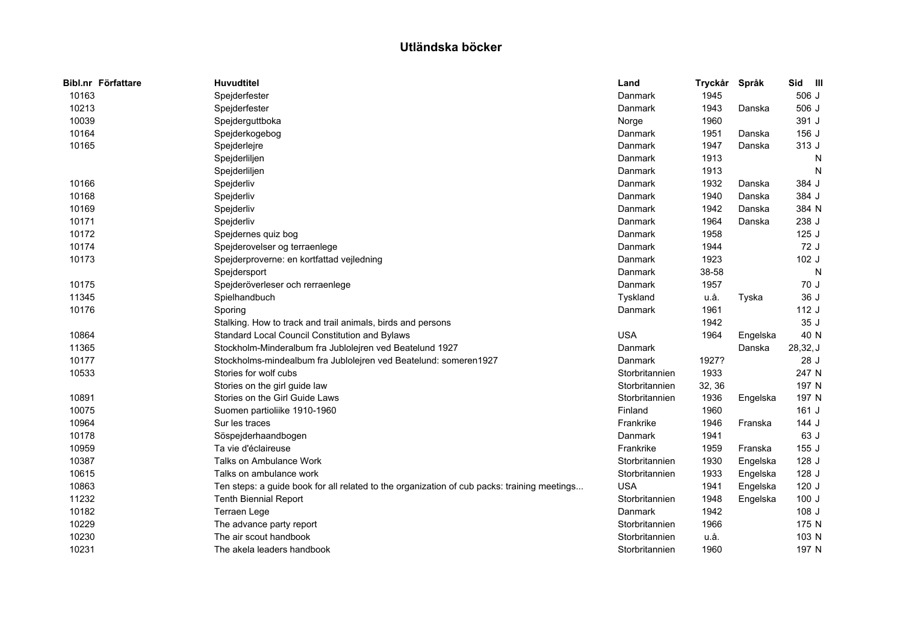# Utländska böcker

| Bibl.nr | Författare | Huvudtitel | Land | Tryckår | Språk | Sid | Ill |
|---|---|---|---|---|---|---|---|
| 10163 | | Spejderfester | Danmark | 1945 | | 506 | J |
| 10213 | | Spejderfester | Danmark | 1943 | Danska | 506 | J |
| 10039 | | Spejderguttboka | Norge | 1960 | | 391 | J |
| 10164 | | Spejderkogebog | Danmark | 1951 | Danska | 156 | J |
| 10165 | | Spejderlejre | Danmark | 1947 | Danska | 313 | J |
| | | Spejderliljen | Danmark | 1913 | | | N |
| | | Spejderliljen | Danmark | 1913 | | | N |
| 10166 | | Spejderliv | Danmark | 1932 | Danska | 384 | J |
| 10168 | | Spejderliv | Danmark | 1940 | Danska | 384 | J |
| 10169 | | Spejderliv | Danmark | 1942 | Danska | 384 | N |
| 10171 | | Spejderliv | Danmark | 1964 | Danska | 238 | J |
| 10172 | | Spejdernes quiz bog | Danmark | 1958 | | 125 | J |
| 10174 | | Spejderovelser og terraenlege | Danmark | 1944 | | 72 | J |
| 10173 | | Spejderproverne: en kortfattad vejledning | Danmark | 1923 | | 102 | J |
| | | Spejdersport | Danmark | 38-58 | | | N |
| 10175 | | Spejderöverleser och rerraenlege | Danmark | 1957 | | 70 | J |
| 11345 | | Spielhandbuch | Tyskland | u.å. | Tyska | 36 | J |
| 10176 | | Sporing | Danmark | 1961 | | 112 | J |
| | | Stalking. How to track and trail animals, birds and persons | | 1942 | | 35 | J |
| 10864 | | Standard Local Council Constitution and Bylaws | USA | 1964 | Engelska | 40 | N |
| 11365 | | Stockholm-Minderalbum fra Jublolejren ved Beatelund 1927 | Danmark | | Danska | 28,32, | J |
| 10177 | | Stockholms-mindealbum fra Jublolejren ved Beatelund: someren1927 | Danmark | 1927? | | 28 | J |
| 10533 | | Stories for wolf cubs | Storbritannien | 1933 | | 247 | N |
| | | Stories on the girl guide law | Storbritannien | 32, 36 | | 197 | N |
| 10891 | | Stories on the Girl Guide Laws | Storbritannien | 1936 | Engelska | 197 | N |
| 10075 | | Suomen partioliike 1910-1960 | Finland | 1960 | | 161 | J |
| 10964 | | Sur les traces | Frankrike | 1946 | Franska | 144 | J |
| 10178 | | Söspejderhaandbogen | Danmark | 1941 | | 63 | J |
| 10959 | | Ta vie d'éclaireuse | Frankrike | 1959 | Franska | 155 | J |
| 10387 | | Talks on Ambulance Work | Storbritannien | 1930 | Engelska | 128 | J |
| 10615 | | Talks on ambulance work | Storbritannien | 1933 | Engelska | 128 | J |
| 10863 | | Ten steps: a guide book for all related to the organization of cub packs: training meetings... | USA | 1941 | Engelska | 120 | J |
| 11232 | | Tenth Biennial Report | Storbritannien | 1948 | Engelska | 100 | J |
| 10182 | | Terraen Lege | Danmark | 1942 | | 108 | J |
| 10229 | | The advance party report | Storbritannien | 1966 | | 175 | N |
| 10230 | | The air scout handbook | Storbritannien | u.å. | | 103 | N |
| 10231 | | The akela leaders handbook | Storbritannien | 1960 | | 197 | N |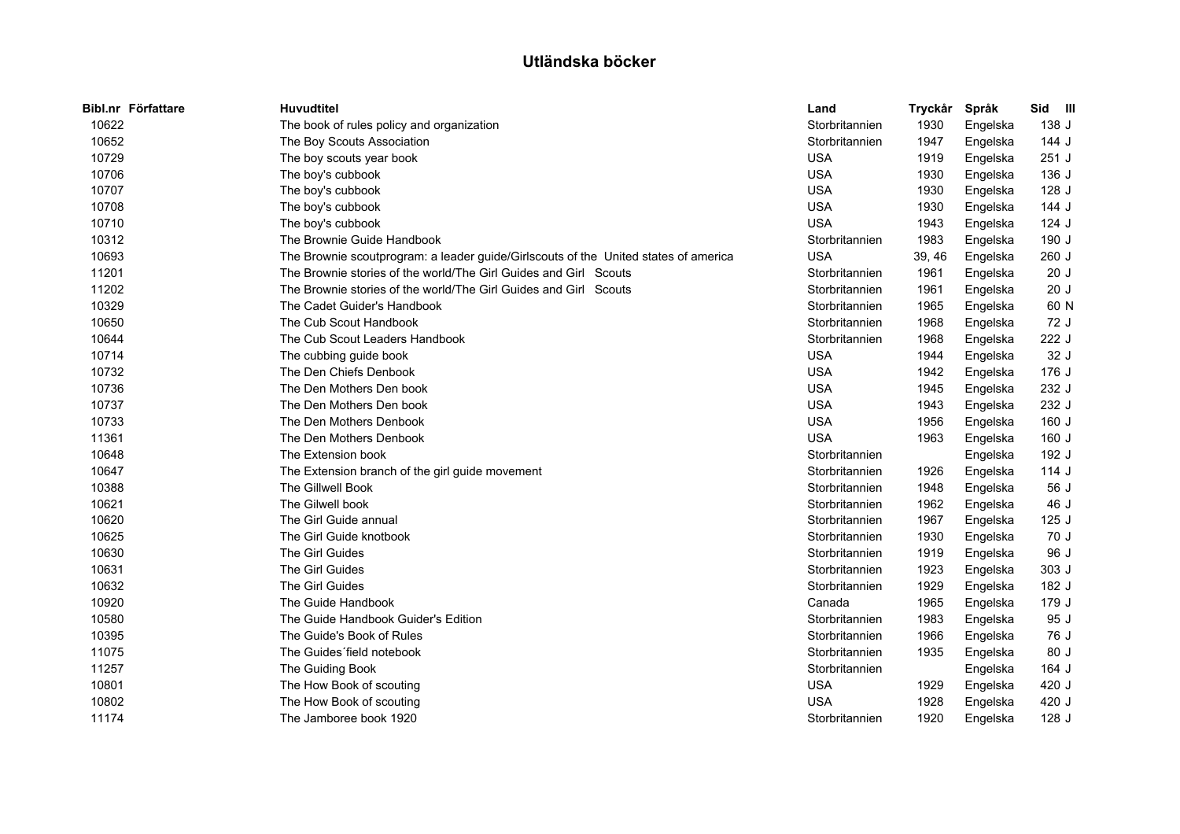# Utländska böcker

| Bibl.nr | Författare | Huvudtitel | Land | Tryckår | Språk | Sid | Ill |
|---|---|---|---|---|---|---|---|
| 10622 | | The book of rules policy and organization | Storbritannien | 1930 | Engelska | 138 | J |
| 10652 | | The Boy Scouts Association | Storbritannien | 1947 | Engelska | 144 | J |
| 10729 | | The boy scouts year book | USA | 1919 | Engelska | 251 | J |
| 10706 | | The boy's cubbook | USA | 1930 | Engelska | 136 | J |
| 10707 | | The boy's cubbook | USA | 1930 | Engelska | 128 | J |
| 10708 | | The boy's cubbook | USA | 1930 | Engelska | 144 | J |
| 10710 | | The boy's cubbook | USA | 1943 | Engelska | 124 | J |
| 10312 | | The Brownie Guide Handbook | Storbritannien | 1983 | Engelska | 190 | J |
| 10693 | | The Brownie scoutprogram: a leader guide/Girlscouts of the United states of america | USA | 39, 46 | Engelska | 260 | J |
| 11201 | | The Brownie stories of the world/The Girl Guides and Girl Scouts | Storbritannien | 1961 | Engelska | 20 | J |
| 11202 | | The Brownie stories of the world/The Girl Guides and Girl Scouts | Storbritannien | 1961 | Engelska | 20 | J |
| 10329 | | The Cadet Guider's Handbook | Storbritannien | 1965 | Engelska | 60 | N |
| 10650 | | The Cub Scout Handbook | Storbritannien | 1968 | Engelska | 72 | J |
| 10644 | | The Cub Scout Leaders Handbook | Storbritannien | 1968 | Engelska | 222 | J |
| 10714 | | The cubbing guide book | USA | 1944 | Engelska | 32 | J |
| 10732 | | The Den Chiefs Denbook | USA | 1942 | Engelska | 176 | J |
| 10736 | | The Den Mothers Den book | USA | 1945 | Engelska | 232 | J |
| 10737 | | The Den Mothers Den book | USA | 1943 | Engelska | 232 | J |
| 10733 | | The Den Mothers Denbook | USA | 1956 | Engelska | 160 | J |
| 11361 | | The Den Mothers Denbook | USA | 1963 | Engelska | 160 | J |
| 10648 | | The Extension book | Storbritannien | | Engelska | 192 | J |
| 10647 | | The Extension branch of the girl guide movement | Storbritannien | 1926 | Engelska | 114 | J |
| 10388 | | The Gillwell Book | Storbritannien | 1948 | Engelska | 56 | J |
| 10621 | | The Gilwell book | Storbritannien | 1962 | Engelska | 46 | J |
| 10620 | | The Girl Guide annual | Storbritannien | 1967 | Engelska | 125 | J |
| 10625 | | The Girl Guide knotbook | Storbritannien | 1930 | Engelska | 70 | J |
| 10630 | | The Girl Guides | Storbritannien | 1919 | Engelska | 96 | J |
| 10631 | | The Girl Guides | Storbritannien | 1923 | Engelska | 303 | J |
| 10632 | | The Girl Guides | Storbritannien | 1929 | Engelska | 182 | J |
| 10920 | | The Guide Handbook | Canada | 1965 | Engelska | 179 | J |
| 10580 | | The Guide Handbook Guider's Edition | Storbritannien | 1983 | Engelska | 95 | J |
| 10395 | | The Guide's Book of Rules | Storbritannien | 1966 | Engelska | 76 | J |
| 11075 | | The Guides´field notebook | Storbritannien | 1935 | Engelska | 80 | J |
| 11257 | | The Guiding Book | Storbritannien | | Engelska | 164 | J |
| 10801 | | The How Book of scouting | USA | 1929 | Engelska | 420 | J |
| 10802 | | The How Book of scouting | USA | 1928 | Engelska | 420 | J |
| 11174 | | The Jamboree book 1920 | Storbritannien | 1920 | Engelska | 128 | J |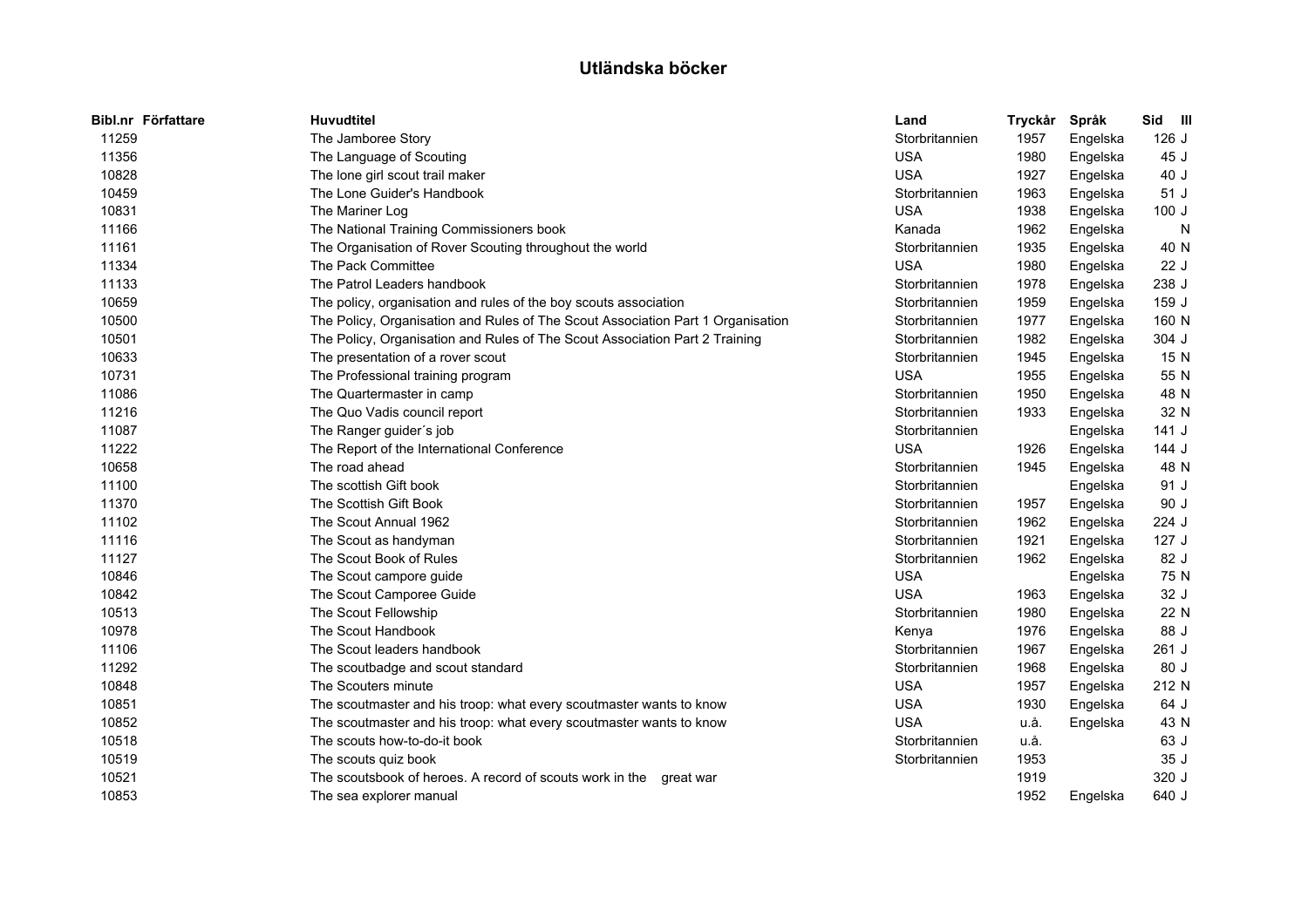# Utländska böcker

| Bibl.nr | Författare | Huvudtitel | Land | Tryckår | Språk | Sid | Ill |
|---|---|---|---|---|---|---|---|
| 11259 | | The Jamboree Story | Storbritannien | 1957 | Engelska | 126 | J |
| 11356 | | The Language of Scouting | USA | 1980 | Engelska | 45 | J |
| 10828 | | The lone girl scout trail maker | USA | 1927 | Engelska | 40 | J |
| 10459 | | The Lone Guider's Handbook | Storbritannien | 1963 | Engelska | 51 | J |
| 10831 | | The Mariner Log | USA | 1938 | Engelska | 100 | J |
| 11166 | | The National Training Commissioners book | Kanada | 1962 | Engelska | | N |
| 11161 | | The Organisation of Rover Scouting throughout the world | Storbritannien | 1935 | Engelska | 40 | N |
| 11334 | | The Pack Committee | USA | 1980 | Engelska | 22 | J |
| 11133 | | The Patrol Leaders handbook | Storbritannien | 1978 | Engelska | 238 | J |
| 10659 | | The policy, organisation and rules of the boy scouts association | Storbritannien | 1959 | Engelska | 159 | J |
| 10500 | | The Policy, Organisation and Rules of The Scout Association Part 1 Organisation | Storbritannien | 1977 | Engelska | 160 | N |
| 10501 | | The Policy, Organisation and Rules of The Scout Association Part 2 Training | Storbritannien | 1982 | Engelska | 304 | J |
| 10633 | | The presentation of a rover scout | Storbritannien | 1945 | Engelska | 15 | N |
| 10731 | | The Professional training program | USA | 1955 | Engelska | 55 | N |
| 11086 | | The Quartermaster in camp | Storbritannien | 1950 | Engelska | 48 | N |
| 11216 | | The Quo Vadis council report | Storbritannien | 1933 | Engelska | 32 | N |
| 11087 | | The Ranger guider´s job | Storbritannien | | Engelska | 141 | J |
| 11222 | | The Report of the International Conference | USA | 1926 | Engelska | 144 | J |
| 10658 | | The road ahead | Storbritannien | 1945 | Engelska | 48 | N |
| 11100 | | The scottish Gift book | Storbritannien | | Engelska | 91 | J |
| 11370 | | The Scottish Gift Book | Storbritannien | 1957 | Engelska | 90 | J |
| 11102 | | The Scout Annual 1962 | Storbritannien | 1962 | Engelska | 224 | J |
| 11116 | | The Scout as handyman | Storbritannien | 1921 | Engelska | 127 | J |
| 11127 | | The Scout Book of Rules | Storbritannien | 1962 | Engelska | 82 | J |
| 10846 | | The Scout campore guide | USA | | Engelska | 75 | N |
| 10842 | | The Scout Camporee Guide | USA | 1963 | Engelska | 32 | J |
| 10513 | | The Scout Fellowship | Storbritannien | 1980 | Engelska | 22 | N |
| 10978 | | The Scout Handbook | Kenya | 1976 | Engelska | 88 | J |
| 11106 | | The Scout leaders handbook | Storbritannien | 1967 | Engelska | 261 | J |
| 11292 | | The scoutbadge and scout standard | Storbritannien | 1968 | Engelska | 80 | J |
| 10848 | | The Scouters minute | USA | 1957 | Engelska | 212 | N |
| 10851 | | The scoutmaster and his troop: what every scoutmaster wants to know | USA | 1930 | Engelska | 64 | J |
| 10852 | | The scoutmaster and his troop: what every scoutmaster wants to know | USA | u.å. | Engelska | 43 | N |
| 10518 | | The scouts how-to-do-it book | Storbritannien | u.å. | | 63 | J |
| 10519 | | The scouts quiz book | Storbritannien | 1953 | | 35 | J |
| 10521 | | The scoutsbook of heroes. A record of scouts work in the great war | | 1919 | | 320 | J |
| 10853 | | The sea explorer manual | | 1952 | Engelska | 640 | J |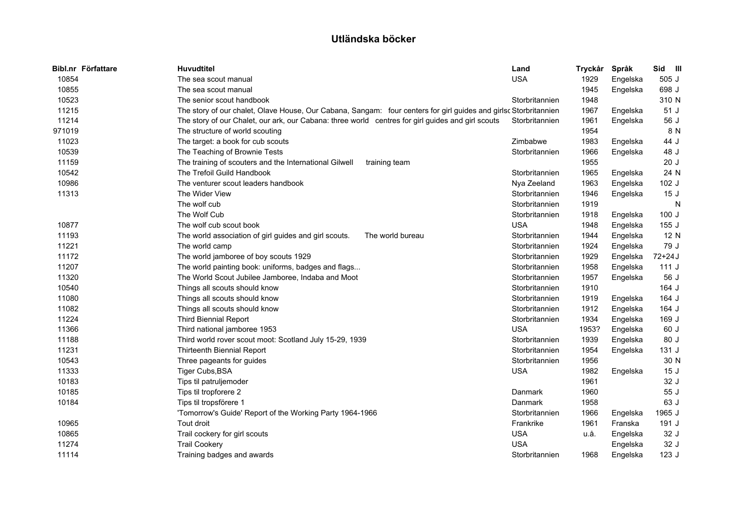# Utländska böcker

| Bibl.nr | Författare | Huvudtitel | Land | Tryckår | Språk | Sid | Ill |
|---|---|---|---|---|---|---|---|
| 10854 | | The sea scout manual | USA | 1929 | Engelska | 505 | J |
| 10855 | | The sea scout manual | | 1945 | Engelska | 698 | J |
| 10523 | | The senior scout handbook | Storbritannien | 1948 | | 310 | N |
| 11215 | | The story of our chalet, Olave House, Our Cabana, Sangam: four centers for girl guides and girlsc | Storbritannien | 1967 | Engelska | 51 | J |
| 11214 | | The story of our Chalet, our ark, our Cabana: three world centres for girl guides and girl scouts | Storbritannien | 1961 | Engelska | 56 | J |
| 971019 | | The structure of world scouting | | 1954 | | 8 | N |
| 11023 | | The target: a book for cub scouts | Zimbabwe | 1983 | Engelska | 44 | J |
| 10539 | | The Teaching of Brownie Tests | Storbritannien | 1966 | Engelska | 48 | J |
| 11159 | | The training of scouters and the International Gilwell training team | | 1955 | | 20 | J |
| 10542 | | The Trefoil Guild Handbook | Storbritannien | 1965 | Engelska | 24 | N |
| 10986 | | The venturer scout leaders handbook | Nya Zeeland | 1963 | Engelska | 102 | J |
| 11313 | | The Wider View | Storbritannien | 1946 | Engelska | 15 | J |
| | | The wolf cub | Storbritannien | 1919 | | | N |
| | | The Wolf Cub | Storbritannien | 1918 | Engelska | 100 | J |
| 10877 | | The wolf cub scout book | USA | 1948 | Engelska | 155 | J |
| 11193 | | The world association of girl guides and girl scouts. The world bureau | Storbritannien | 1944 | Engelska | 12 | N |
| 11221 | | The world camp | Storbritannien | 1924 | Engelska | 79 | J |
| 11172 | | The world jamboree of boy scouts 1929 | Storbritannien | 1929 | Engelska | 72+24 | J |
| 11207 | | The world painting book: uniforms, badges and flags... | Storbritannien | 1958 | Engelska | 111 | J |
| 11320 | | The World Scout Jubilee Jamboree, Indaba and Moot | Storbritannien | 1957 | Engelska | 56 | J |
| 10540 | | Things all scouts should know | Storbritannien | 1910 | | 164 | J |
| 11080 | | Things all scouts should know | Storbritannien | 1919 | Engelska | 164 | J |
| 11082 | | Things all scouts should know | Storbritannien | 1912 | Engelska | 164 | J |
| 11224 | | Third Biennial Report | Storbritannien | 1934 | Engelska | 169 | J |
| 11366 | | Third national jamboree 1953 | USA | 1953? | Engelska | 60 | J |
| 11188 | | Third world rover scout moot: Scotland July 15-29, 1939 | Storbritannien | 1939 | Engelska | 80 | J |
| 11231 | | Thirteenth Biennial Report | Storbritannien | 1954 | Engelska | 131 | J |
| 10543 | | Three pageants for guides | Storbritannien | 1956 | | 30 | N |
| 11333 | | Tiger Cubs,BSA | USA | 1982 | Engelska | 15 | J |
| 10183 | | Tips til patruljemoder | | 1961 | | 32 | J |
| 10185 | | Tips til tropforere 2 | Danmark | 1960 | | 55 | J |
| 10184 | | Tips til tropsförere 1 | Danmark | 1958 | | 63 | J |
| | | 'Tomorrow's Guide' Report of the Working Party 1964-1966 | Storbritannien | 1966 | Engelska | 1965 | J |
| 10965 | | Tout droit | Frankrike | 1961 | Franska | 191 | J |
| 10865 | | Trail cockery for girl scouts | USA | u.å. | Engelska | 32 | J |
| 11274 | | Trail Cookery | USA | | Engelska | 32 | J |
| 11114 | | Training badges and awards | Storbritannien | 1968 | Engelska | 123 | J |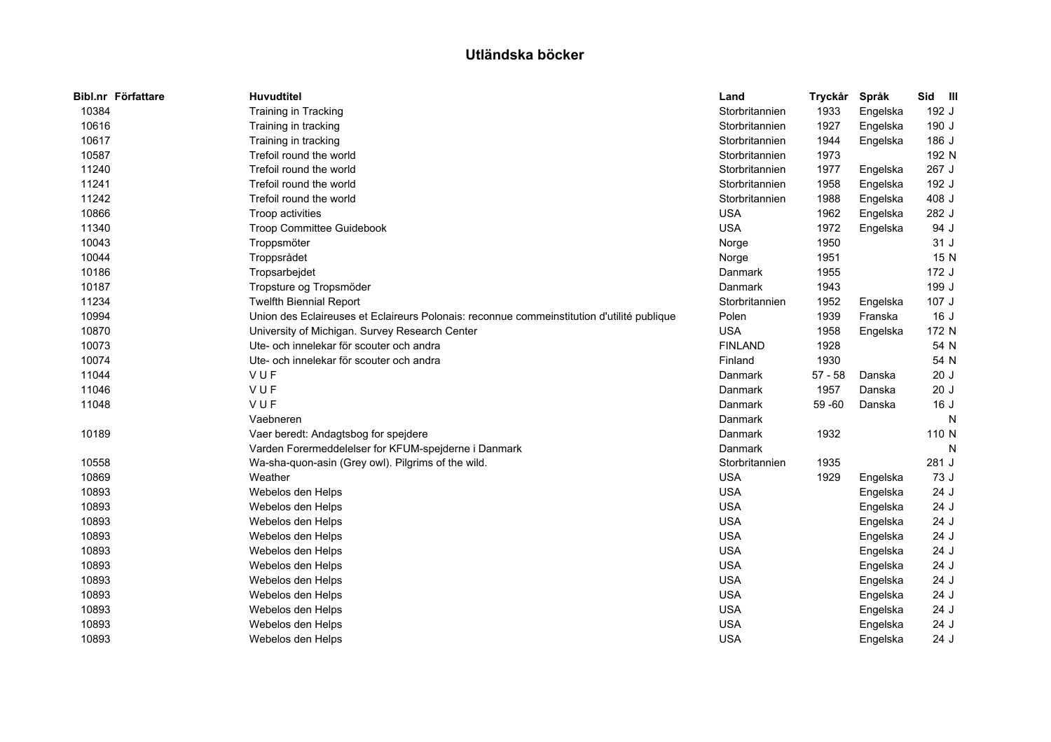# Utländska böcker

| Bibl.nr | Författare | Huvudtitel | Land | Tryckår | Språk | Sid | Ill |
|---|---|---|---|---|---|---|---|
| 10384 | | Training in Tracking | Storbritannien | 1933 | Engelska | 192 | J |
| 10616 | | Training in tracking | Storbritannien | 1927 | Engelska | 190 | J |
| 10617 | | Training in tracking | Storbritannien | 1944 | Engelska | 186 | J |
| 10587 | | Trefoil round the world | Storbritannien | 1973 | | 192 | N |
| 11240 | | Trefoil round the world | Storbritannien | 1977 | Engelska | 267 | J |
| 11241 | | Trefoil round the world | Storbritannien | 1958 | Engelska | 192 | J |
| 11242 | | Trefoil round the world | Storbritannien | 1988 | Engelska | 408 | J |
| 10866 | | Troop activities | USA | 1962 | Engelska | 282 | J |
| 11340 | | Troop Committee Guidebook | USA | 1972 | Engelska | 94 | J |
| 10043 | | Troppsmöter | Norge | 1950 | | 31 | J |
| 10044 | | Troppsrådet | Norge | 1951 | | 15 | N |
| 10186 | | Tropsarbejdet | Danmark | 1955 | | 172 | J |
| 10187 | | Tropsture og Tropsmöder | Danmark | 1943 | | 199 | J |
| 11234 | | Twelfth Biennial Report | Storbritannien | 1952 | Engelska | 107 | J |
| 10994 | | Union des Eclaireuses et Eclaireurs Polonais: reconnue commeinstitution d'utilité publique | Polen | 1939 | Franska | 16 | J |
| 10870 | | University of Michigan. Survey Research Center | USA | 1958 | Engelska | 172 | N |
| 10073 | | Ute- och innelekar för scouter och andra | FINLAND | 1928 | | 54 | N |
| 10074 | | Ute- och innelekar för scouter och andra | Finland | 1930 | | 54 | N |
| 11044 | | V U F | Danmark | 57 - 58 | Danska | 20 | J |
| 11046 | | V U F | Danmark | 1957 | Danska | 20 | J |
| 11048 | | V U F | Danmark | 59 -60 | Danska | 16 | J |
| | | Vaebneren | Danmark | | | | N |
| 10189 | | Vaer beredt: Andagtsbog for spejdere | Danmark | 1932 | | 110 | N |
| | | Varden Forermeddelelser for KFUM-spejderne i Danmark | Danmark | | | | N |
| 10558 | | Wa-sha-quon-asin (Grey owl). Pilgrims of the wild. | Storbritannien | 1935 | | 281 | J |
| 10869 | | Weather | USA | 1929 | Engelska | 73 | J |
| 10893 | | Webelos den Helps | USA | | Engelska | 24 | J |
| 10893 | | Webelos den Helps | USA | | Engelska | 24 | J |
| 10893 | | Webelos den Helps | USA | | Engelska | 24 | J |
| 10893 | | Webelos den Helps | USA | | Engelska | 24 | J |
| 10893 | | Webelos den Helps | USA | | Engelska | 24 | J |
| 10893 | | Webelos den Helps | USA | | Engelska | 24 | J |
| 10893 | | Webelos den Helps | USA | | Engelska | 24 | J |
| 10893 | | Webelos den Helps | USA | | Engelska | 24 | J |
| 10893 | | Webelos den Helps | USA | | Engelska | 24 | J |
| 10893 | | Webelos den Helps | USA | | Engelska | 24 | J |
| 10893 | | Webelos den Helps | USA | | Engelska | 24 | J |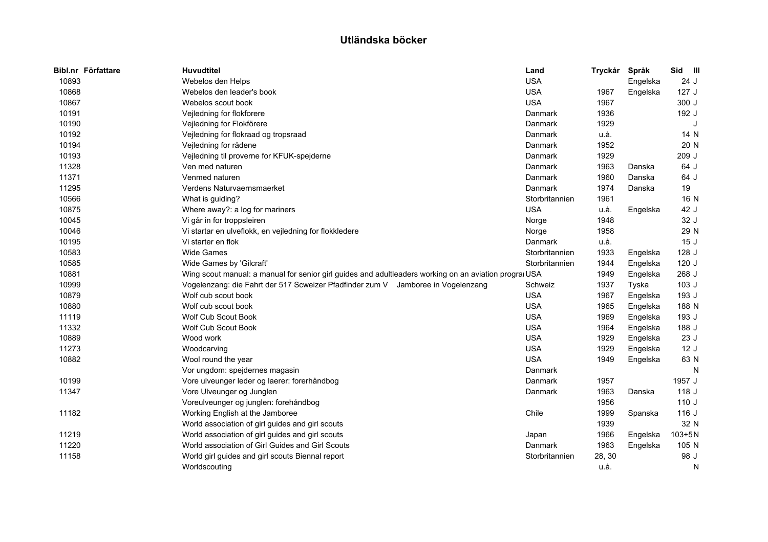# Utländska böcker

| Bibl.nr | Författare | Huvudtitel | Land | Tryckår | Språk | Sid | Ill |
|---|---|---|---|---|---|---|---|
| 10893 | | Webelos den Helps | USA | | Engelska | 24 | J |
| 10868 | | Webelos den leader's book | USA | 1967 | Engelska | 127 | J |
| 10867 | | Webelos scout book | USA | 1967 | | 300 | J |
| 10191 | | Vejledning for flokforere | Danmark | 1936 | | 192 | J |
| 10190 | | Vejledning for Flokförere | Danmark | 1929 | | | J |
| 10192 | | Vejledning for flokraad og tropsraad | Danmark | u.å. | | 14 | N |
| 10194 | | Vejledning for rådene | Danmark | 1952 | | 20 | N |
| 10193 | | Vejledning til proverne for KFUK-spejderne | Danmark | 1929 | | 209 | J |
| 11328 | | Ven med naturen | Danmark | 1963 | Danska | 64 | J |
| 11371 | | Venmed naturen | Danmark | 1960 | Danska | 64 | J |
| 11295 | | Verdens Naturvaernsmaerket | Danmark | 1974 | Danska | 19 | |
| 10566 | | What is guiding? | Storbritannien | 1961 | | 16 | N |
| 10875 | | Where away?: a log for mariners | USA | u.å. | Engelska | 42 | J |
| 10045 | | Vi går in for troppsleiren | Norge | 1948 | | 32 | J |
| 10046 | | Vi startar en ulveflokk, en vejledning for flokkledere | Norge | 1958 | | 29 | N |
| 10195 | | Vi starter en flok | Danmark | u.å. | | 15 | J |
| 10583 | | Wide Games | Storbritannien | 1933 | Engelska | 128 | J |
| 10585 | | Wide Games by 'Gilcraft' | Storbritannien | 1944 | Engelska | 120 | J |
| 10881 | | Wing scout manual: a manual for senior girl guides and adultleaders working on an aviation prograı | USA | 1949 | Engelska | 268 | J |
| 10999 | | Vogelenzang: die Fahrt der 517 Scweizer Pfadfinder zum V Jamboree in Vogelenzang | Schweiz | 1937 | Tyska | 103 | J |
| 10879 | | Wolf cub scout book | USA | 1967 | Engelska | 193 | J |
| 10880 | | Wolf cub scout book | USA | 1965 | Engelska | 188 | N |
| 11119 | | Wolf Cub Scout Book | USA | 1969 | Engelska | 193 | J |
| 11332 | | Wolf Cub Scout Book | USA | 1964 | Engelska | 188 | J |
| 10889 | | Wood work | USA | 1929 | Engelska | 23 | J |
| 11273 | | Woodcarving | USA | 1929 | Engelska | 12 | J |
| 10882 | | Wool round the year | USA | 1949 | Engelska | 63 | N |
| | | Vor ungdom: spejdernes magasin | Danmark | | | | N |
| 10199 | | Vore ulveunger leder og laerer: forerhåndbog | Danmark | 1957 | | 1957 | J |
| 11347 | | Vore Ulveunger og Junglen | Danmark | 1963 | Danska | 118 | J |
| | | Voreulveunger og junglen: forehåndbog | | 1956 | | 110 | J |
| 11182 | | Working English at the Jamboree | Chile | 1999 | Spanska | 116 | J |
| | | World association of girl guides and girl scouts | | 1939 | | 32 | N |
| 11219 | | World association of girl guides and girl scouts | Japan | 1966 | Engelska | 103+5 | N |
| 11220 | | World association of Girl Guides and Girl Scouts | Danmark | 1963 | Engelska | 105 | N |
| 11158 | | World girl guides and girl scouts Biennal report | Storbritannien | 28, 30 | | 98 | J |
| | | Worldscouting | | u.å. | | | N |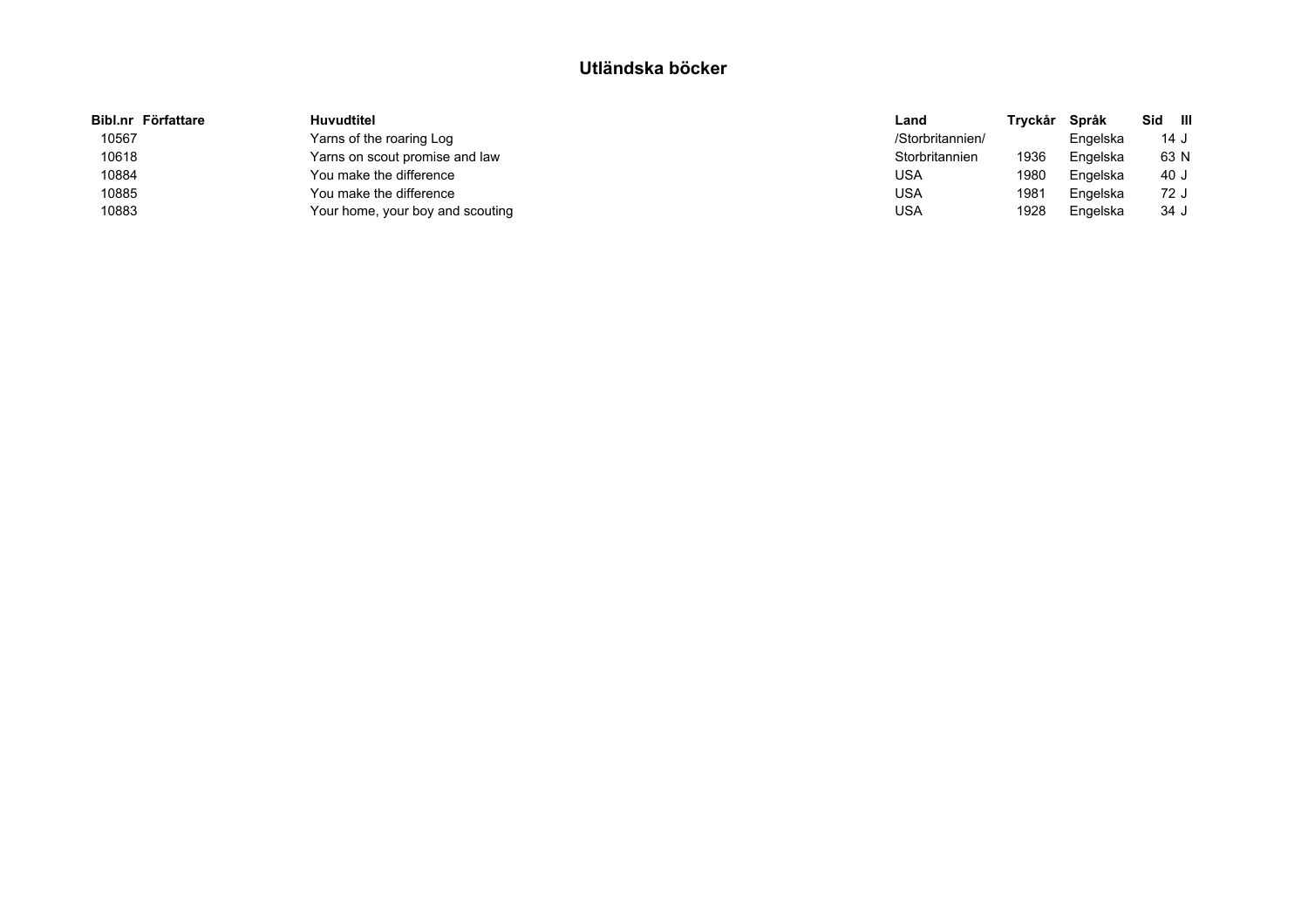# Utländska böcker

| Bibl.nr | Författare | Huvudtitel | Land | Tryckår | Språk | Sid | Ill |
|---|---|---|---|---|---|---|---|
| 10567 | | Yarns of the roaring Log | /Storbritannien/ | | Engelska | 14 | J |
| 10618 | | Yarns on scout promise and law | Storbritannien | 1936 | Engelska | 63 | N |
| 10884 | | You make the difference | USA | 1980 | Engelska | 40 | J |
| 10885 | | You make the difference | USA | 1981 | Engelska | 72 | J |
| 10883 | | Your home, your boy and scouting | USA | 1928 | Engelska | 34 | J |